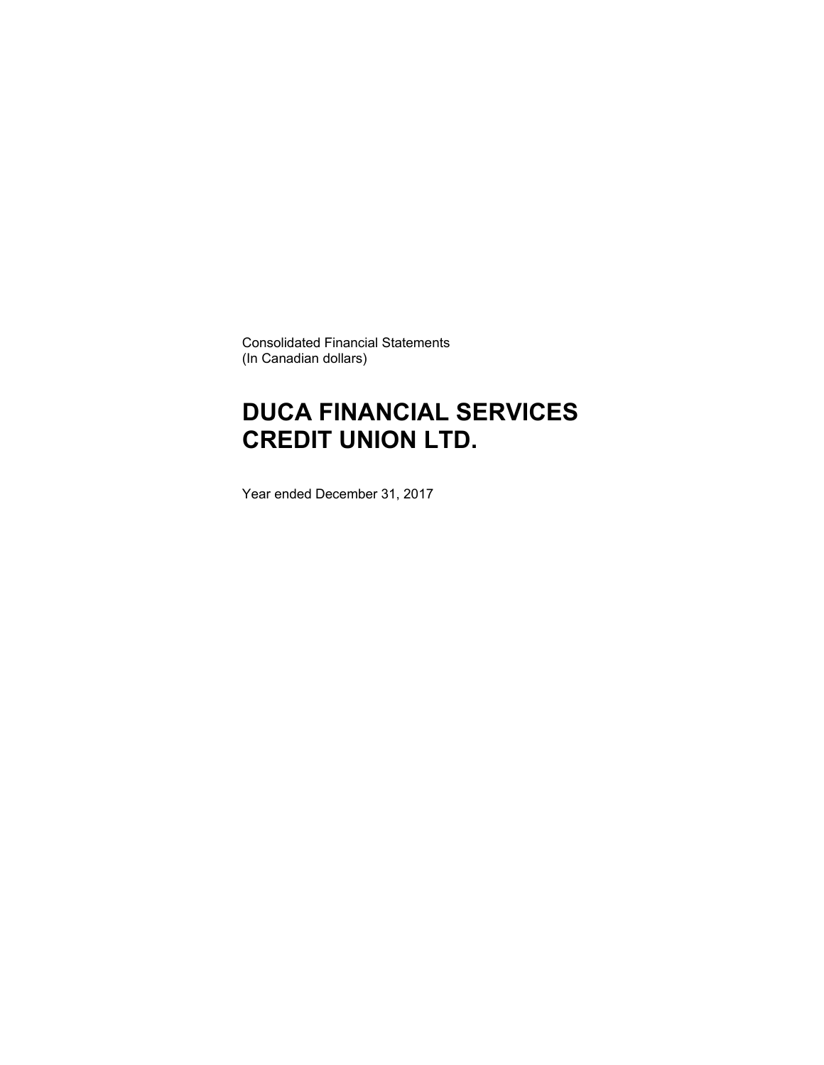Consolidated Financial Statements
(In Canadian dollars)

# DUCA FINANCIAL SERVICES CREDIT UNION LTD.

Year ended December 31, 2017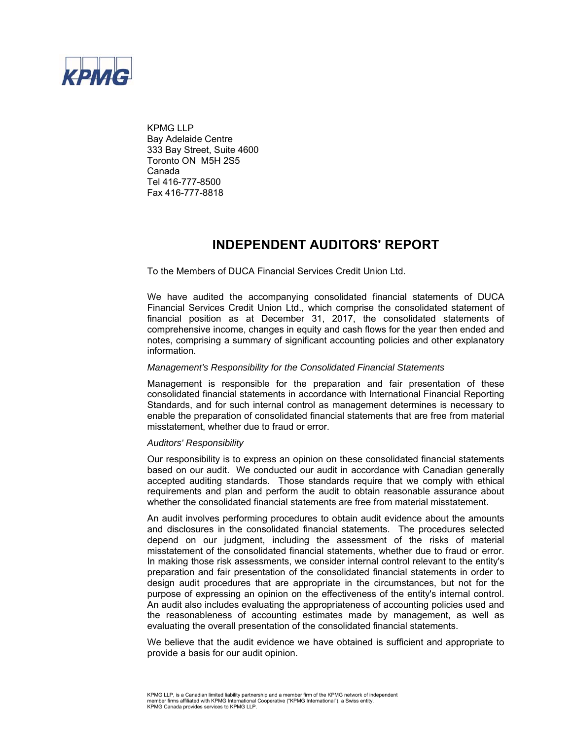KPMG LLP
Bay Adelaide Centre
333 Bay Street, Suite 4600
Toronto ON M5H 2S5
Canada
Tel 416-777-8500
Fax 416-777-8818

# INDEPENDENT AUDITORS' REPORT

To the Members of DUCA Financial Services Credit Union Ltd.

We have audited the accompanying consolidated financial statements of DUCA Financial Services Credit Union Ltd., which comprise the consolidated statement of financial position as at December 31, 2017, the consolidated statements of comprehensive income, changes in equity and cash flows for the year then ended and notes, comprising a summary of significant accounting policies and other explanatory information.

*Management's Responsibility for the Consolidated Financial Statements*

Management is responsible for the preparation and fair presentation of these consolidated financial statements in accordance with International Financial Reporting Standards, and for such internal control as management determines is necessary to enable the preparation of consolidated financial statements that are free from material misstatement, whether due to fraud or error.

*Auditors' Responsibility*

Our responsibility is to express an opinion on these consolidated financial statements based on our audit. We conducted our audit in accordance with Canadian generally accepted auditing standards. Those standards require that we comply with ethical requirements and plan and perform the audit to obtain reasonable assurance about whether the consolidated financial statements are free from material misstatement.

An audit involves performing procedures to obtain audit evidence about the amounts and disclosures in the consolidated financial statements. The procedures selected depend on our judgment, including the assessment of the risks of material misstatement of the consolidated financial statements, whether due to fraud or error. In making those risk assessments, we consider internal control relevant to the entity's preparation and fair presentation of the consolidated financial statements in order to design audit procedures that are appropriate in the circumstances, but not for the purpose of expressing an opinion on the effectiveness of the entity's internal control. An audit also includes evaluating the appropriateness of accounting policies used and the reasonableness of accounting estimates made by management, as well as evaluating the overall presentation of the consolidated financial statements.

We believe that the audit evidence we have obtained is sufficient and appropriate to provide a basis for our audit opinion.

KPMG LLP, is a Canadian limited liability partnership and a member firm of the KPMG network of independent member firms affiliated with KPMG International Cooperative ("KPMG International"), a Swiss entity. KPMG Canada provides services to KPMG LLP.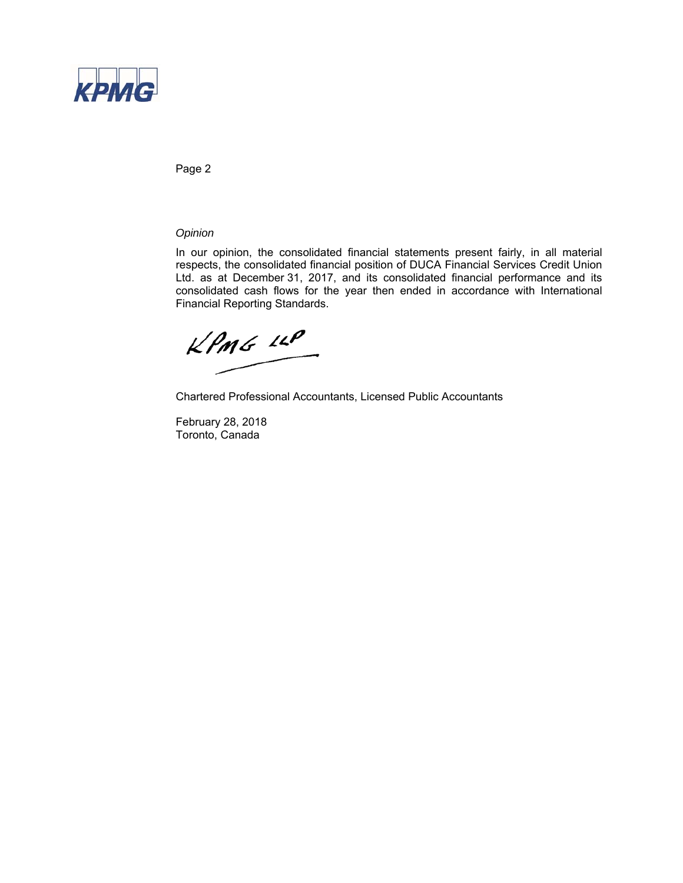*Opinion*

In our opinion, the consolidated financial statements present fairly, in all material respects, the consolidated financial position of DUCA Financial Services Credit Union Ltd. as at December 31, 2017, and its consolidated financial performance and its consolidated cash flows for the year then ended in accordance with International Financial Reporting Standards.

KPMG LLP

Chartered Professional Accountants, Licensed Public Accountants

February 28, 2018
Toronto, Canada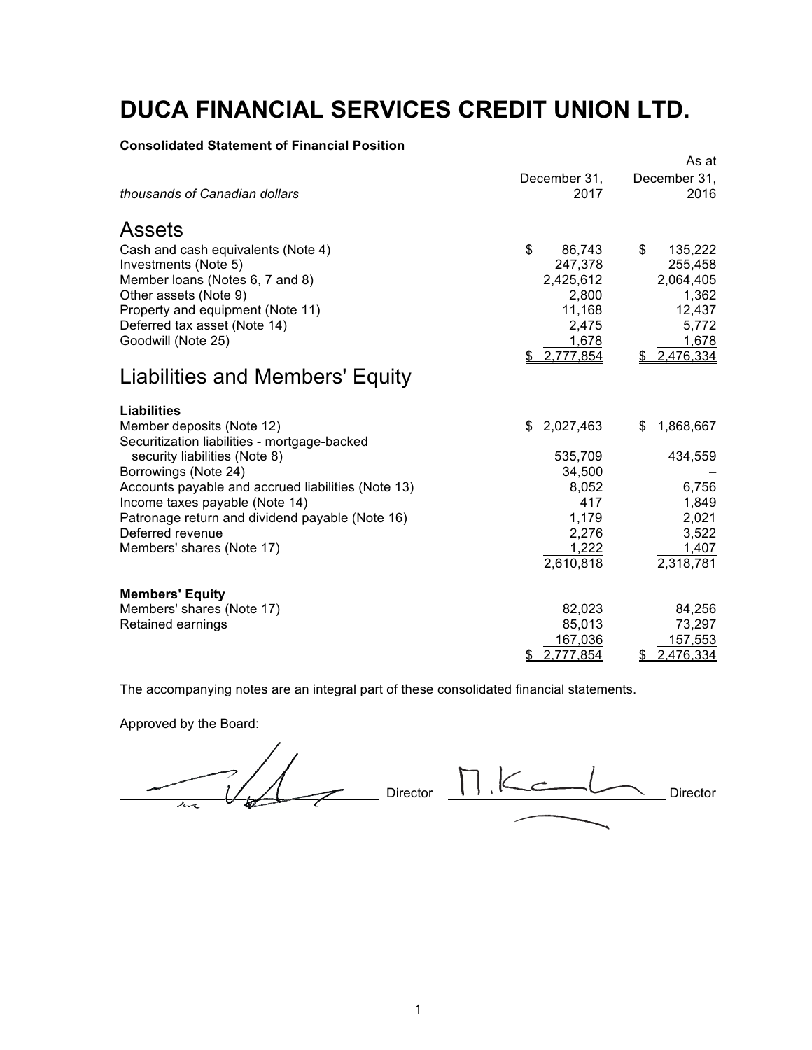# DUCA FINANCIAL SERVICES CREDIT UNION LTD.

**Consolidated Statement of Financial Position**

| *thousands of Canadian dollars* | As at December 31, 2017 | December 31, 2016 |
|---|---|---|
| **Assets** | | |
| Cash and cash equivalents (Note 4) | $ 86,743 | $ 135,222 |
| Investments (Note 5) | 247,378 | 255,458 |
| Member loans (Notes 6, 7 and 8) | 2,425,612 | 2,064,405 |
| Other assets (Note 9) | 2,800 | 1,362 |
| Property and equipment (Note 11) | 11,168 | 12,437 |
| Deferred tax asset (Note 14) | 2,475 | 5,772 |
| Goodwill (Note 25) | 1,678 | 1,678 |
| | $ 2,777,854 | $ 2,476,334 |
| **Liabilities and Members' Equity** | | |
| **Liabilities** | | |
| Member deposits (Note 12) | $ 2,027,463 | $ 1,868,667 |
| Securitization liabilities - mortgage-backed security liabilities (Note 8) | 535,709 | 434,559 |
| Borrowings (Note 24) | 34,500 | – |
| Accounts payable and accrued liabilities (Note 13) | 8,052 | 6,756 |
| Income taxes payable (Note 14) | 417 | 1,849 |
| Patronage return and dividend payable (Note 16) | 1,179 | 2,021 |
| Deferred revenue | 2,276 | 3,522 |
| Members' shares (Note 17) | 1,222 | 1,407 |
| | 2,610,818 | 2,318,781 |
| **Members' Equity** | | |
| Members' shares (Note 17) | 82,023 | 84,256 |
| Retained earnings | 85,013 | 73,297 |
| | 167,036 | 157,553 |
| | $ 2,777,854 | $ 2,476,334 |

The accompanying notes are an integral part of these consolidated financial statements.

Approved by the Board:

_____________________ Director _____________________ Director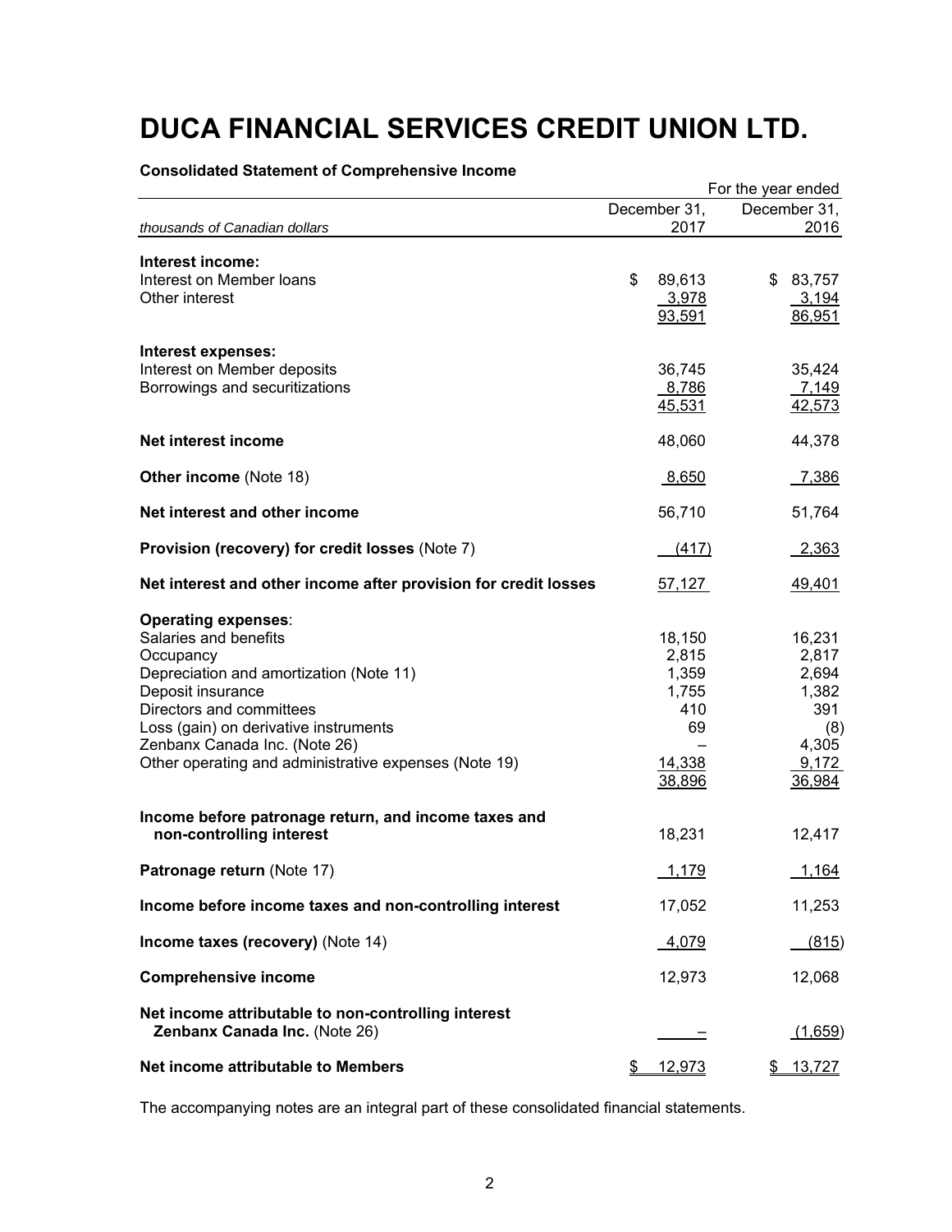# DUCA FINANCIAL SERVICES CREDIT UNION LTD.

**Consolidated Statement of Comprehensive Income**

| *thousands of Canadian dollars* | For the year ended December 31, 2017 | December 31, 2016 |
|---|---|---|
| **Interest income:** | | |
| Interest on Member loans | $ 89,613 | $ 83,757 |
| Other interest | 3,978 | 3,194 |
| | 93,591 | 86,951 |
| **Interest expenses:** | | |
| Interest on Member deposits | 36,745 | 35,424 |
| Borrowings and securitizations | 8,786 | 7,149 |
| | 45,531 | 42,573 |
| **Net interest income** | 48,060 | 44,378 |
| **Other income** (Note 18) | 8,650 | 7,386 |
| **Net interest and other income** | 56,710 | 51,764 |
| **Provision (recovery) for credit losses** (Note 7) | (417) | 2,363 |
| **Net interest and other income after provision for credit losses** | 57,127 | 49,401 |
| **Operating expenses**: | | |
| Salaries and benefits | 18,150 | 16,231 |
| Occupancy | 2,815 | 2,817 |
| Depreciation and amortization (Note 11) | 1,359 | 2,694 |
| Deposit insurance | 1,755 | 1,382 |
| Directors and committees | 410 | 391 |
| Loss (gain) on derivative instruments | 69 | (8) |
| Zenbanx Canada Inc. (Note 26) | – | 4,305 |
| Other operating and administrative expenses (Note 19) | 14,338 | 9,172 |
| | 38,896 | 36,984 |
| **Income before patronage return, and income taxes and non-controlling interest** | 18,231 | 12,417 |
| **Patronage return** (Note 17) | 1,179 | 1,164 |
| **Income before income taxes and non-controlling interest** | 17,052 | 11,253 |
| **Income taxes (recovery)** (Note 14) | 4,079 | (815) |
| **Comprehensive income** | 12,973 | 12,068 |
| **Net income attributable to non-controlling interest Zenbanx Canada Inc.** (Note 26) | – | (1,659) |
| **Net income attributable to Members** | $ 12,973 | $ 13,727 |

The accompanying notes are an integral part of these consolidated financial statements.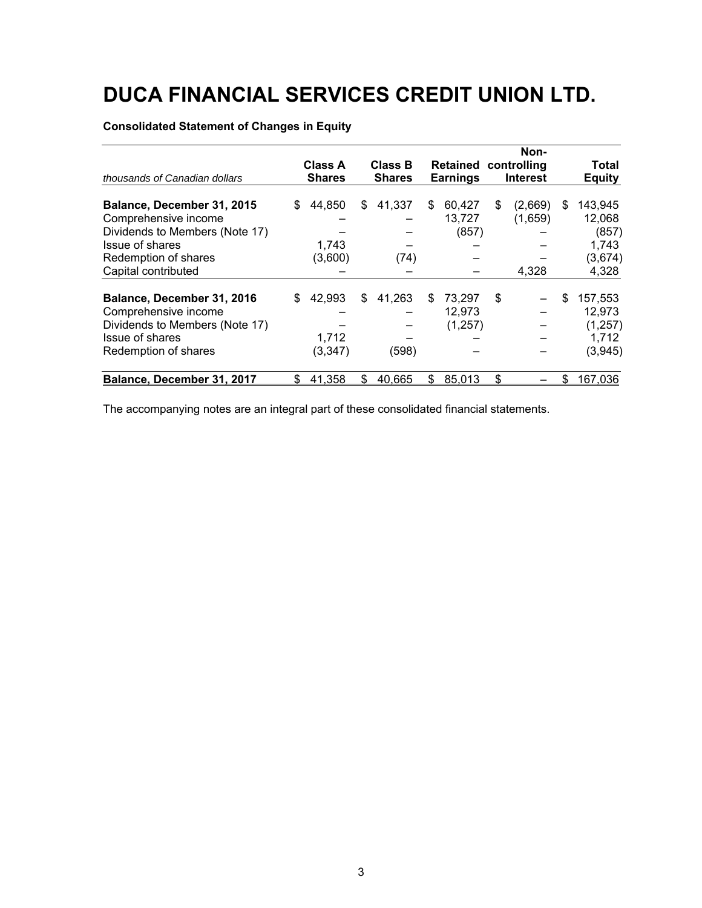# DUCA FINANCIAL SERVICES CREDIT UNION LTD.

**Consolidated Statement of Changes in Equity**

| *thousands of Canadian dollars* | Class A Shares | Class B Shares | Retained Earnings | Non-controlling Interest | Total Equity |
|---|---|---|---|---|---|
| **Balance, December 31, 2015** | $ 44,850 | $ 41,337 | $ 60,427 | $ (2,669) | $ 143,945 |
| Comprehensive income | – | – | 13,727 | (1,659) | 12,068 |
| Dividends to Members (Note 17) | – | – | (857) | – | (857) |
| Issue of shares | 1,743 | – | – | – | 1,743 |
| Redemption of shares | (3,600) | (74) | – | – | (3,674) |
| Capital contributed | – | – | – | 4,328 | 4,328 |
| **Balance, December 31, 2016** | $ 42,993 | $ 41,263 | $ 73,297 | $ – | $ 157,553 |
| Comprehensive income | – | – | 12,973 | – | 12,973 |
| Dividends to Members (Note 17) | – | – | (1,257) | – | (1,257) |
| Issue of shares | 1,712 | – | – | – | 1,712 |
| Redemption of shares | (3,347) | (598) | – | – | (3,945) |
| **Balance, December 31, 2017** | $ 41,358 | $ 40,665 | $ 85,013 | $ – | $ 167,036 |

The accompanying notes are an integral part of these consolidated financial statements.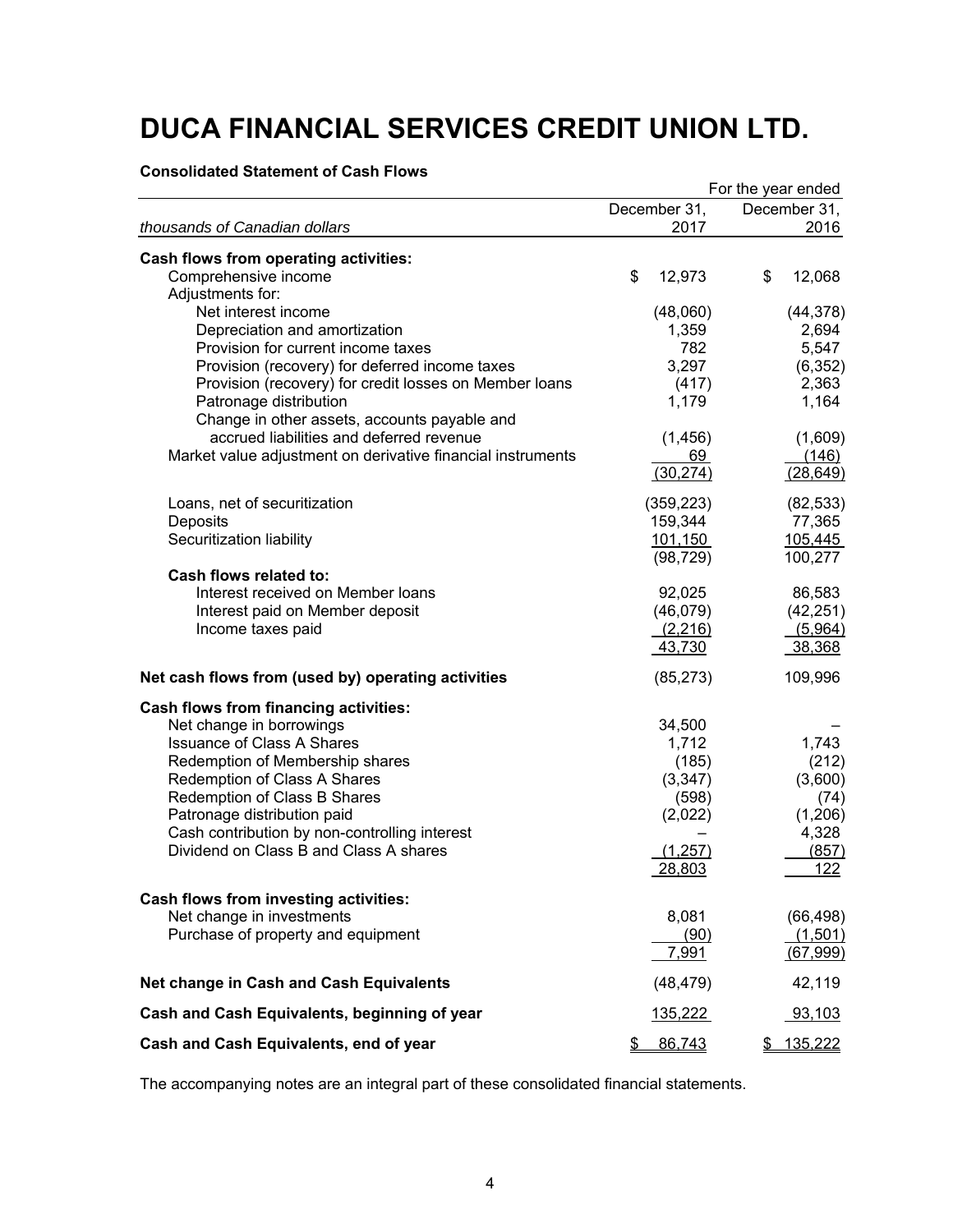# DUCA FINANCIAL SERVICES CREDIT UNION LTD.

**Consolidated Statement of Cash Flows**

| *thousands of Canadian dollars* | For the year ended December 31, 2017 | December 31, 2016 |
|---|---|---|
| **Cash flows from operating activities:** | | |
| Comprehensive income | $ 12,973 | $ 12,068 |
| Adjustments for: | | |
| Net interest income | (48,060) | (44,378) |
| Depreciation and amortization | 1,359 | 2,694 |
| Provision for current income taxes | 782 | 5,547 |
| Provision (recovery) for deferred income taxes | 3,297 | (6,352) |
| Provision (recovery) for credit losses on Member loans | (417) | 2,363 |
| Patronage distribution | 1,179 | 1,164 |
| Change in other assets, accounts payable and accrued liabilities and deferred revenue | (1,456) | (1,609) |
| Market value adjustment on derivative financial instruments | 69 | (146) |
| | (30,274) | (28,649) |
| Loans, net of securitization | (359,223) | (82,533) |
| Deposits | 159,344 | 77,365 |
| Securitization liability | 101,150 | 105,445 |
| | (98,729) | 100,277 |
| **Cash flows related to:** | | |
| Interest received on Member loans | 92,025 | 86,583 |
| Interest paid on Member deposit | (46,079) | (42,251) |
| Income taxes paid | (2,216) | (5,964) |
| | 43,730 | 38,368 |
| **Net cash flows from (used by) operating activities** | (85,273) | 109,996 |
| **Cash flows from financing activities:** | | |
| Net change in borrowings | 34,500 | – |
| Issuance of Class A Shares | 1,712 | 1,743 |
| Redemption of Membership shares | (185) | (212) |
| Redemption of Class A Shares | (3,347) | (3,600) |
| Redemption of Class B Shares | (598) | (74) |
| Patronage distribution paid | (2,022) | (1,206) |
| Cash contribution by non-controlling interest | – | 4,328 |
| Dividend on Class B and Class A shares | (1,257) | (857) |
| | 28,803 | 122 |
| **Cash flows from investing activities:** | | |
| Net change in investments | 8,081 | (66,498) |
| Purchase of property and equipment | (90) | (1,501) |
| | 7,991 | (67,999) |
| **Net change in Cash and Cash Equivalents** | (48,479) | 42,119 |
| **Cash and Cash Equivalents, beginning of year** | 135,222 | 93,103 |
| **Cash and Cash Equivalents, end of year** | $ 86,743 | $ 135,222 |

The accompanying notes are an integral part of these consolidated financial statements.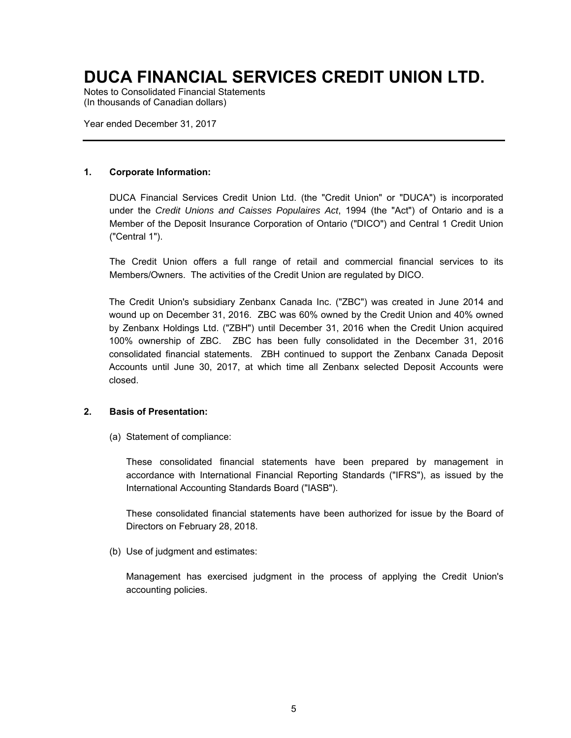# DUCA FINANCIAL SERVICES CREDIT UNION LTD.

Notes to Consolidated Financial Statements
(In thousands of Canadian dollars)

Year ended December 31, 2017

## 1. Corporate Information:

DUCA Financial Services Credit Union Ltd. (the "Credit Union" or "DUCA") is incorporated under the *Credit Unions and Caisses Populaires Act*, 1994 (the "Act") of Ontario and is a Member of the Deposit Insurance Corporation of Ontario ("DICO") and Central 1 Credit Union ("Central 1").

The Credit Union offers a full range of retail and commercial financial services to its Members/Owners. The activities of the Credit Union are regulated by DICO.

The Credit Union's subsidiary Zenbanx Canada Inc. ("ZBC") was created in June 2014 and wound up on December 31, 2016. ZBC was 60% owned by the Credit Union and 40% owned by Zenbanx Holdings Ltd. ("ZBH") until December 31, 2016 when the Credit Union acquired 100% ownership of ZBC. ZBC has been fully consolidated in the December 31, 2016 consolidated financial statements. ZBH continued to support the Zenbanx Canada Deposit Accounts until June 30, 2017, at which time all Zenbanx selected Deposit Accounts were closed.

## 2. Basis of Presentation:

(a) Statement of compliance:

These consolidated financial statements have been prepared by management in accordance with International Financial Reporting Standards ("IFRS"), as issued by the International Accounting Standards Board ("IASB").

These consolidated financial statements have been authorized for issue by the Board of Directors on February 28, 2018.

(b) Use of judgment and estimates:

Management has exercised judgment in the process of applying the Credit Union's accounting policies.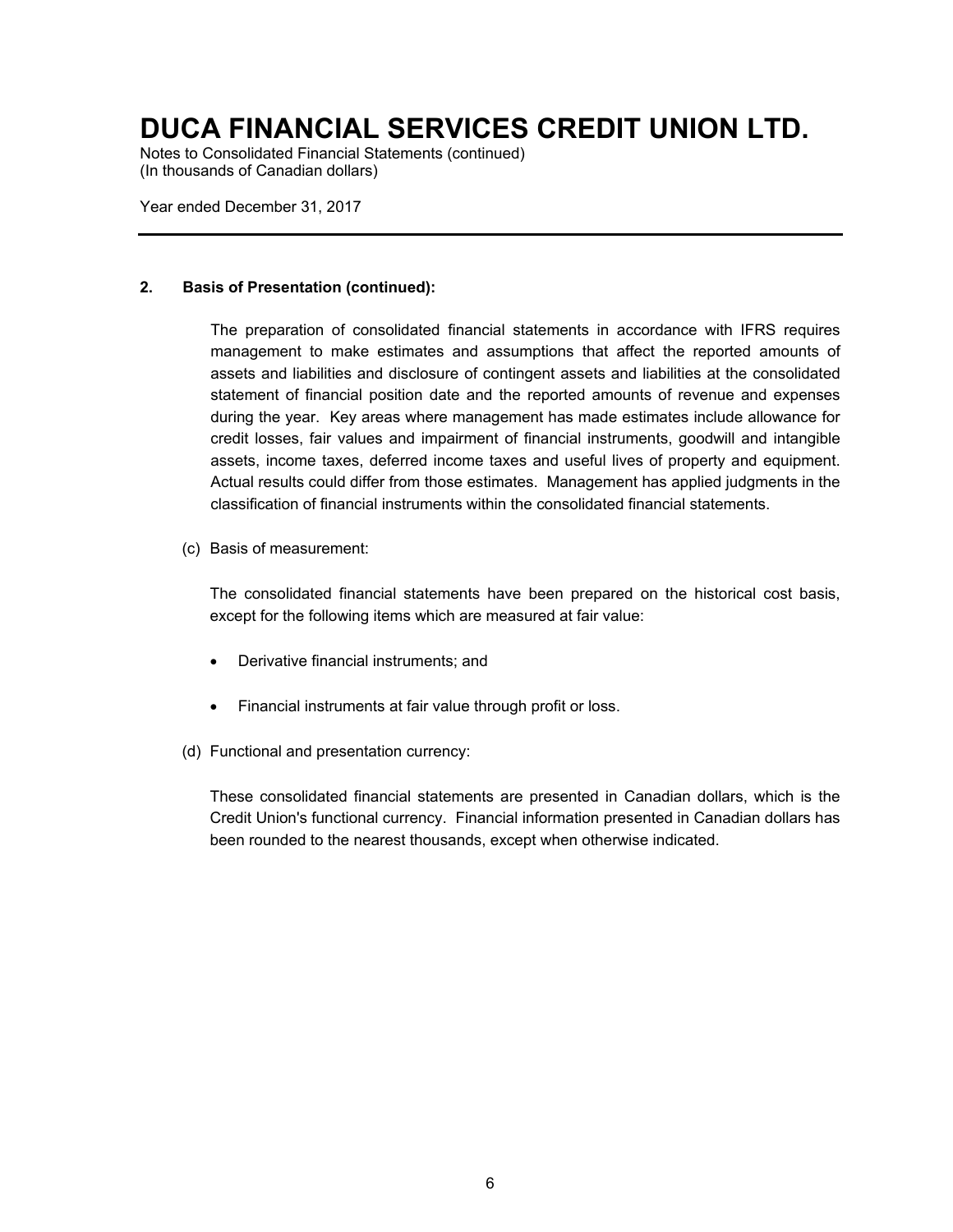## 2. Basis of Presentation (continued):

The preparation of consolidated financial statements in accordance with IFRS requires management to make estimates and assumptions that affect the reported amounts of assets and liabilities and disclosure of contingent assets and liabilities at the consolidated statement of financial position date and the reported amounts of revenue and expenses during the year. Key areas where management has made estimates include allowance for credit losses, fair values and impairment of financial instruments, goodwill and intangible assets, income taxes, deferred income taxes and useful lives of property and equipment. Actual results could differ from those estimates. Management has applied judgments in the classification of financial instruments within the consolidated financial statements.

(c) Basis of measurement:

The consolidated financial statements have been prepared on the historical cost basis, except for the following items which are measured at fair value:

- Derivative financial instruments; and
- Financial instruments at fair value through profit or loss.

(d) Functional and presentation currency:

These consolidated financial statements are presented in Canadian dollars, which is the Credit Union's functional currency. Financial information presented in Canadian dollars has been rounded to the nearest thousands, except when otherwise indicated.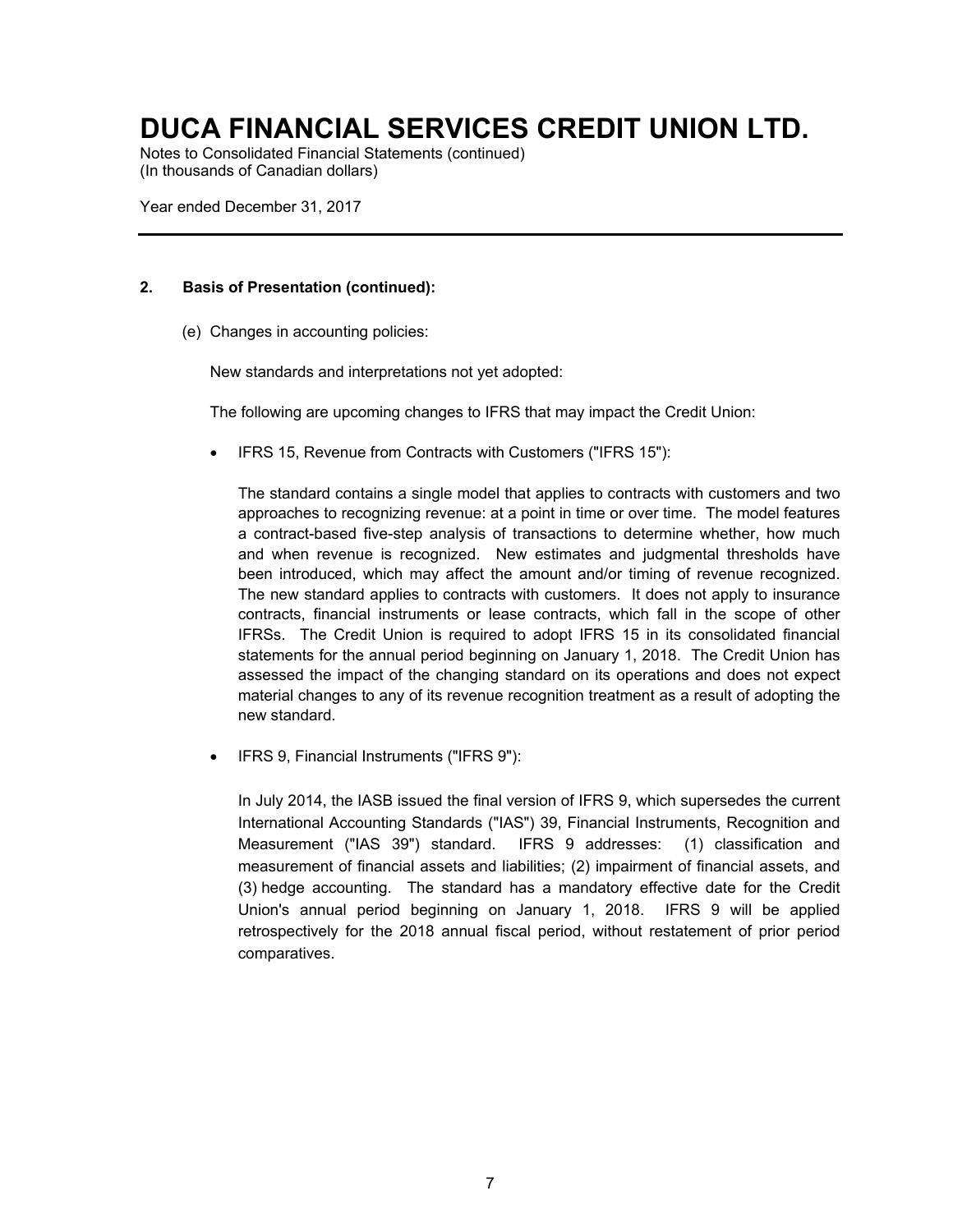## 2. Basis of Presentation (continued):

(e) Changes in accounting policies:

New standards and interpretations not yet adopted:

The following are upcoming changes to IFRS that may impact the Credit Union:

- IFRS 15, Revenue from Contracts with Customers ("IFRS 15"):

  The standard contains a single model that applies to contracts with customers and two approaches to recognizing revenue: at a point in time or over time. The model features a contract-based five-step analysis of transactions to determine whether, how much and when revenue is recognized. New estimates and judgmental thresholds have been introduced, which may affect the amount and/or timing of revenue recognized. The new standard applies to contracts with customers. It does not apply to insurance contracts, financial instruments or lease contracts, which fall in the scope of other IFRSs. The Credit Union is required to adopt IFRS 15 in its consolidated financial statements for the annual period beginning on January 1, 2018. The Credit Union has assessed the impact of the changing standard on its operations and does not expect material changes to any of its revenue recognition treatment as a result of adopting the new standard.

- IFRS 9, Financial Instruments ("IFRS 9"):

  In July 2014, the IASB issued the final version of IFRS 9, which supersedes the current International Accounting Standards ("IAS") 39, Financial Instruments, Recognition and Measurement ("IAS 39") standard. IFRS 9 addresses: (1) classification and measurement of financial assets and liabilities; (2) impairment of financial assets, and (3) hedge accounting. The standard has a mandatory effective date for the Credit Union's annual period beginning on January 1, 2018. IFRS 9 will be applied retrospectively for the 2018 annual fiscal period, without restatement of prior period comparatives.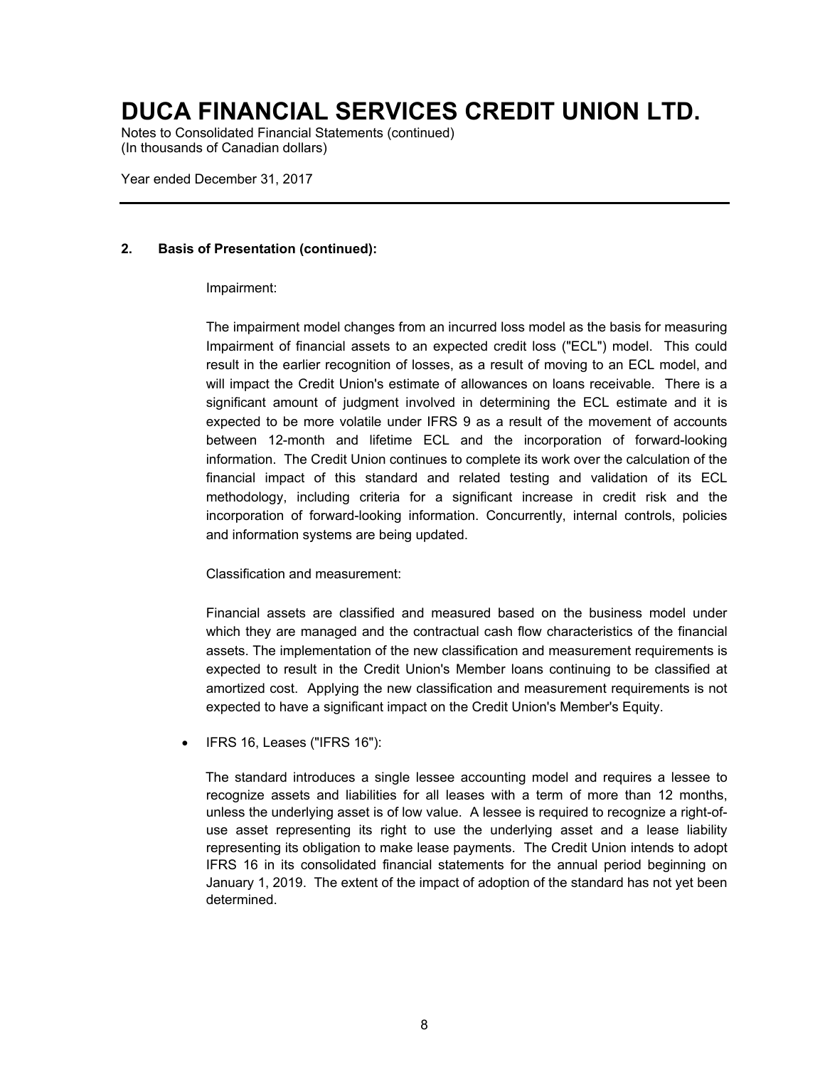# DUCA FINANCIAL SERVICES CREDIT UNION LTD.

Notes to Consolidated Financial Statements (continued)
(In thousands of Canadian dollars)

Year ended December 31, 2017

---

**2. Basis of Presentation (continued):**

Impairment:

The impairment model changes from an incurred loss model as the basis for measuring Impairment of financial assets to an expected credit loss ("ECL") model. This could result in the earlier recognition of losses, as a result of moving to an ECL model, and will impact the Credit Union's estimate of allowances on loans receivable. There is a significant amount of judgment involved in determining the ECL estimate and it is expected to be more volatile under IFRS 9 as a result of the movement of accounts between 12-month and lifetime ECL and the incorporation of forward-looking information. The Credit Union continues to complete its work over the calculation of the financial impact of this standard and related testing and validation of its ECL methodology, including criteria for a significant increase in credit risk and the incorporation of forward-looking information. Concurrently, internal controls, policies and information systems are being updated.

Classification and measurement:

Financial assets are classified and measured based on the business model under which they are managed and the contractual cash flow characteristics of the financial assets. The implementation of the new classification and measurement requirements is expected to result in the Credit Union's Member loans continuing to be classified at amortized cost. Applying the new classification and measurement requirements is not expected to have a significant impact on the Credit Union's Member's Equity.

- IFRS 16, Leases ("IFRS 16"):

  The standard introduces a single lessee accounting model and requires a lessee to recognize assets and liabilities for all leases with a term of more than 12 months, unless the underlying asset is of low value. A lessee is required to recognize a right-of-use asset representing its right to use the underlying asset and a lease liability representing its obligation to make lease payments. The Credit Union intends to adopt IFRS 16 in its consolidated financial statements for the annual period beginning on January 1, 2019. The extent of the impact of adoption of the standard has not yet been determined.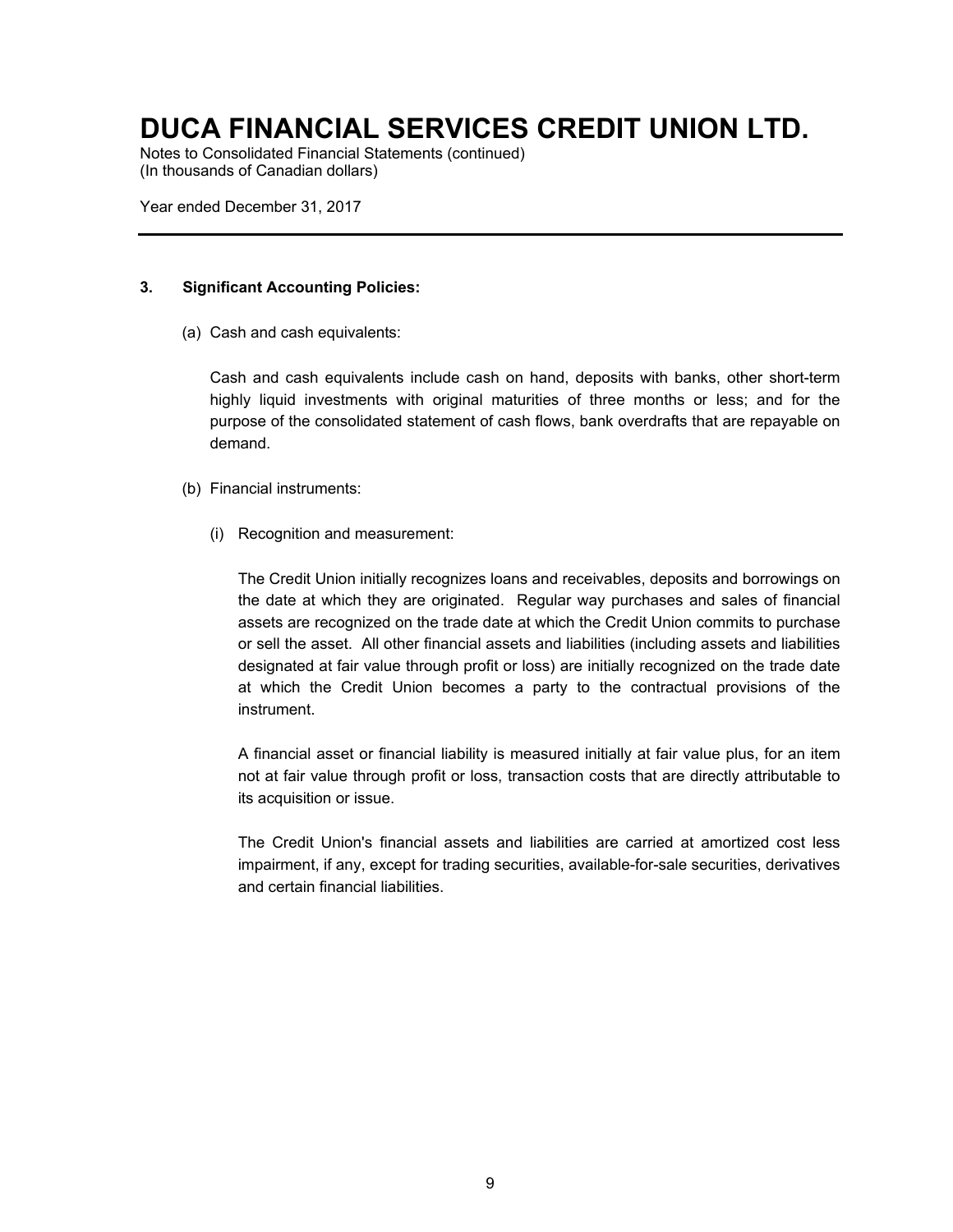### 3. Significant Accounting Policies:

(a) Cash and cash equivalents:

Cash and cash equivalents include cash on hand, deposits with banks, other short-term highly liquid investments with original maturities of three months or less; and for the purpose of the consolidated statement of cash flows, bank overdrafts that are repayable on demand.

(b) Financial instruments:

(i) Recognition and measurement:

The Credit Union initially recognizes loans and receivables, deposits and borrowings on the date at which they are originated. Regular way purchases and sales of financial assets are recognized on the trade date at which the Credit Union commits to purchase or sell the asset. All other financial assets and liabilities (including assets and liabilities designated at fair value through profit or loss) are initially recognized on the trade date at which the Credit Union becomes a party to the contractual provisions of the instrument.

A financial asset or financial liability is measured initially at fair value plus, for an item not at fair value through profit or loss, transaction costs that are directly attributable to its acquisition or issue.

The Credit Union's financial assets and liabilities are carried at amortized cost less impairment, if any, except for trading securities, available-for-sale securities, derivatives and certain financial liabilities.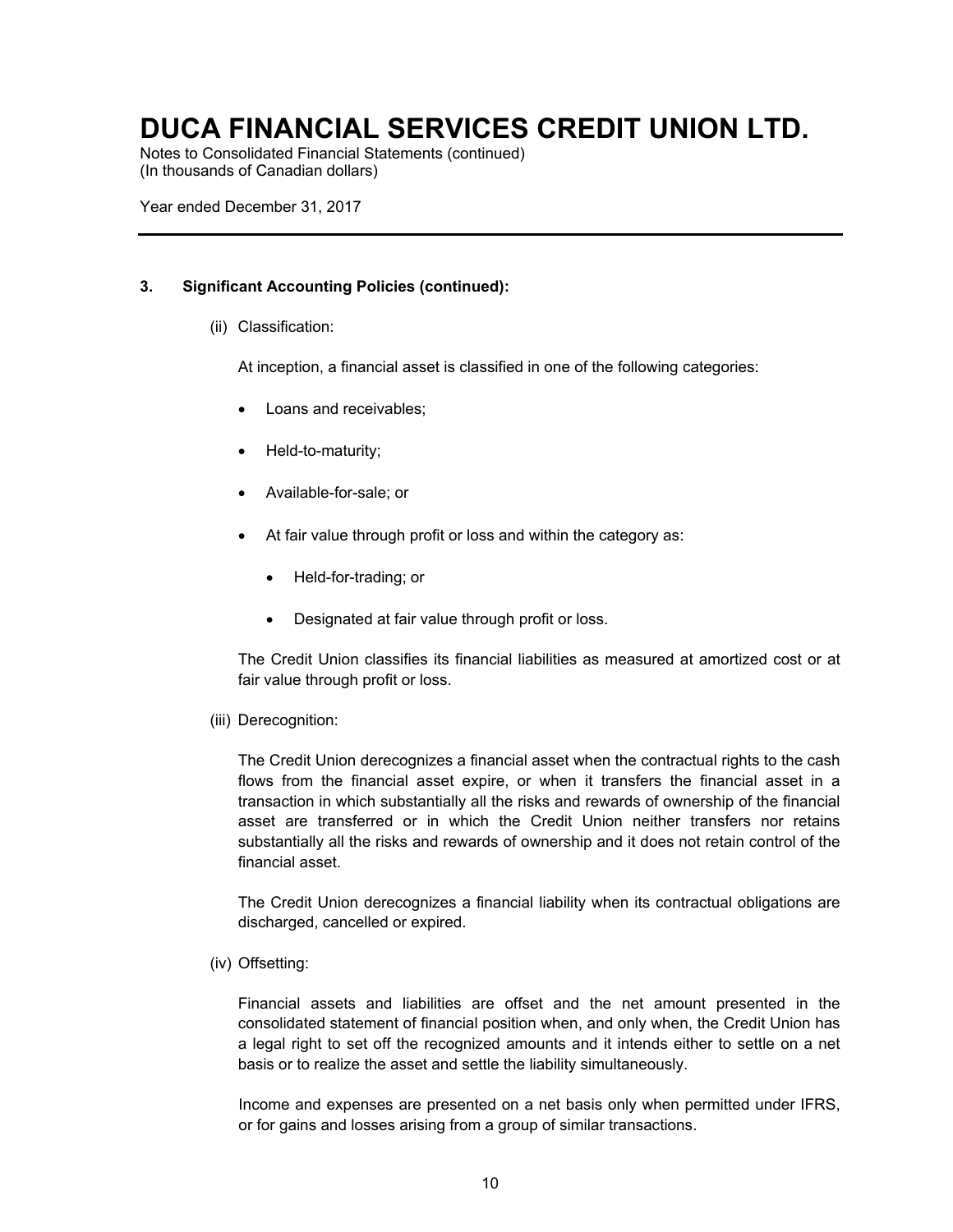## 3. Significant Accounting Policies (continued):

(ii) Classification:

At inception, a financial asset is classified in one of the following categories:

- Loans and receivables;
- Held-to-maturity;
- Available-for-sale; or
- At fair value through profit or loss and within the category as:
  - Held-for-trading; or
  - Designated at fair value through profit or loss.

The Credit Union classifies its financial liabilities as measured at amortized cost or at fair value through profit or loss.

(iii) Derecognition:

The Credit Union derecognizes a financial asset when the contractual rights to the cash flows from the financial asset expire, or when it transfers the financial asset in a transaction in which substantially all the risks and rewards of ownership of the financial asset are transferred or in which the Credit Union neither transfers nor retains substantially all the risks and rewards of ownership and it does not retain control of the financial asset.

The Credit Union derecognizes a financial liability when its contractual obligations are discharged, cancelled or expired.

(iv) Offsetting:

Financial assets and liabilities are offset and the net amount presented in the consolidated statement of financial position when, and only when, the Credit Union has a legal right to set off the recognized amounts and it intends either to settle on a net basis or to realize the asset and settle the liability simultaneously.

Income and expenses are presented on a net basis only when permitted under IFRS, or for gains and losses arising from a group of similar transactions.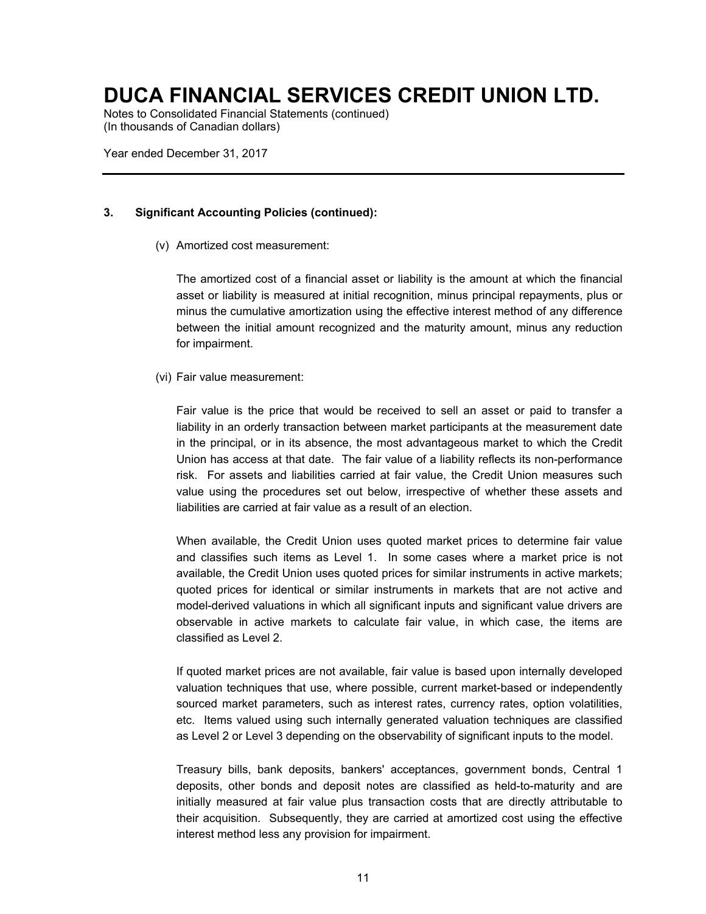# DUCA FINANCIAL SERVICES CREDIT UNION LTD.

Notes to Consolidated Financial Statements (continued)
(In thousands of Canadian dollars)

Year ended December 31, 2017

## 3. Significant Accounting Policies (continued):

(v) Amortized cost measurement:

The amortized cost of a financial asset or liability is the amount at which the financial asset or liability is measured at initial recognition, minus principal repayments, plus or minus the cumulative amortization using the effective interest method of any difference between the initial amount recognized and the maturity amount, minus any reduction for impairment.

(vi) Fair value measurement:

Fair value is the price that would be received to sell an asset or paid to transfer a liability in an orderly transaction between market participants at the measurement date in the principal, or in its absence, the most advantageous market to which the Credit Union has access at that date. The fair value of a liability reflects its non-performance risk. For assets and liabilities carried at fair value, the Credit Union measures such value using the procedures set out below, irrespective of whether these assets and liabilities are carried at fair value as a result of an election.

When available, the Credit Union uses quoted market prices to determine fair value and classifies such items as Level 1. In some cases where a market price is not available, the Credit Union uses quoted prices for similar instruments in active markets; quoted prices for identical or similar instruments in markets that are not active and model-derived valuations in which all significant inputs and significant value drivers are observable in active markets to calculate fair value, in which case, the items are classified as Level 2.

If quoted market prices are not available, fair value is based upon internally developed valuation techniques that use, where possible, current market-based or independently sourced market parameters, such as interest rates, currency rates, option volatilities, etc. Items valued using such internally generated valuation techniques are classified as Level 2 or Level 3 depending on the observability of significant inputs to the model.

Treasury bills, bank deposits, bankers' acceptances, government bonds, Central 1 deposits, other bonds and deposit notes are classified as held-to-maturity and are initially measured at fair value plus transaction costs that are directly attributable to their acquisition. Subsequently, they are carried at amortized cost using the effective interest method less any provision for impairment.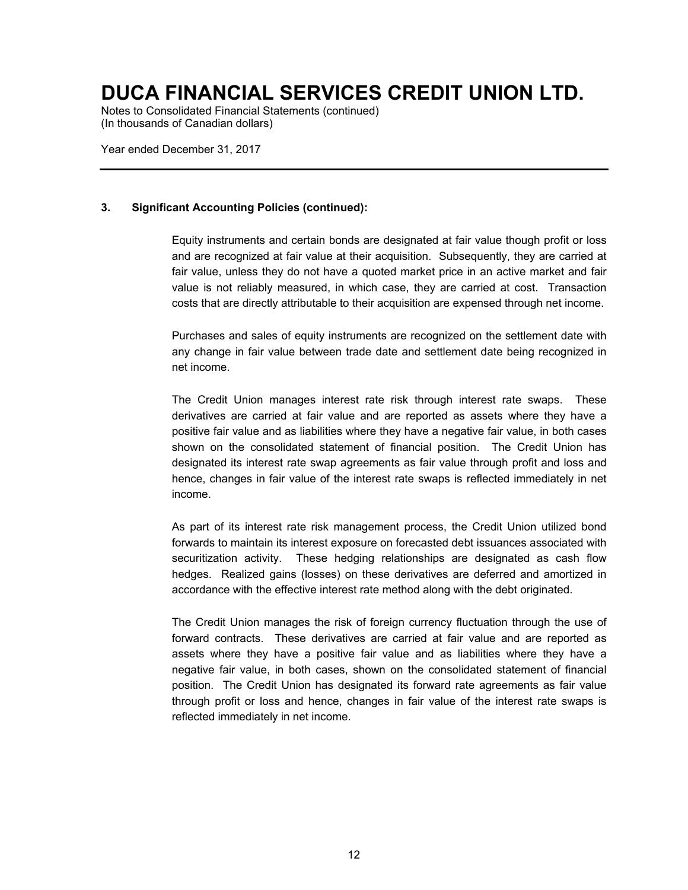### 3. Significant Accounting Policies (continued):

Equity instruments and certain bonds are designated at fair value though profit or loss and are recognized at fair value at their acquisition. Subsequently, they are carried at fair value, unless they do not have a quoted market price in an active market and fair value is not reliably measured, in which case, they are carried at cost. Transaction costs that are directly attributable to their acquisition are expensed through net income.

Purchases and sales of equity instruments are recognized on the settlement date with any change in fair value between trade date and settlement date being recognized in net income.

The Credit Union manages interest rate risk through interest rate swaps. These derivatives are carried at fair value and are reported as assets where they have a positive fair value and as liabilities where they have a negative fair value, in both cases shown on the consolidated statement of financial position. The Credit Union has designated its interest rate swap agreements as fair value through profit and loss and hence, changes in fair value of the interest rate swaps is reflected immediately in net income.

As part of its interest rate risk management process, the Credit Union utilized bond forwards to maintain its interest exposure on forecasted debt issuances associated with securitization activity. These hedging relationships are designated as cash flow hedges. Realized gains (losses) on these derivatives are deferred and amortized in accordance with the effective interest rate method along with the debt originated.

The Credit Union manages the risk of foreign currency fluctuation through the use of forward contracts. These derivatives are carried at fair value and are reported as assets where they have a positive fair value and as liabilities where they have a negative fair value, in both cases, shown on the consolidated statement of financial position. The Credit Union has designated its forward rate agreements as fair value through profit or loss and hence, changes in fair value of the interest rate swaps is reflected immediately in net income.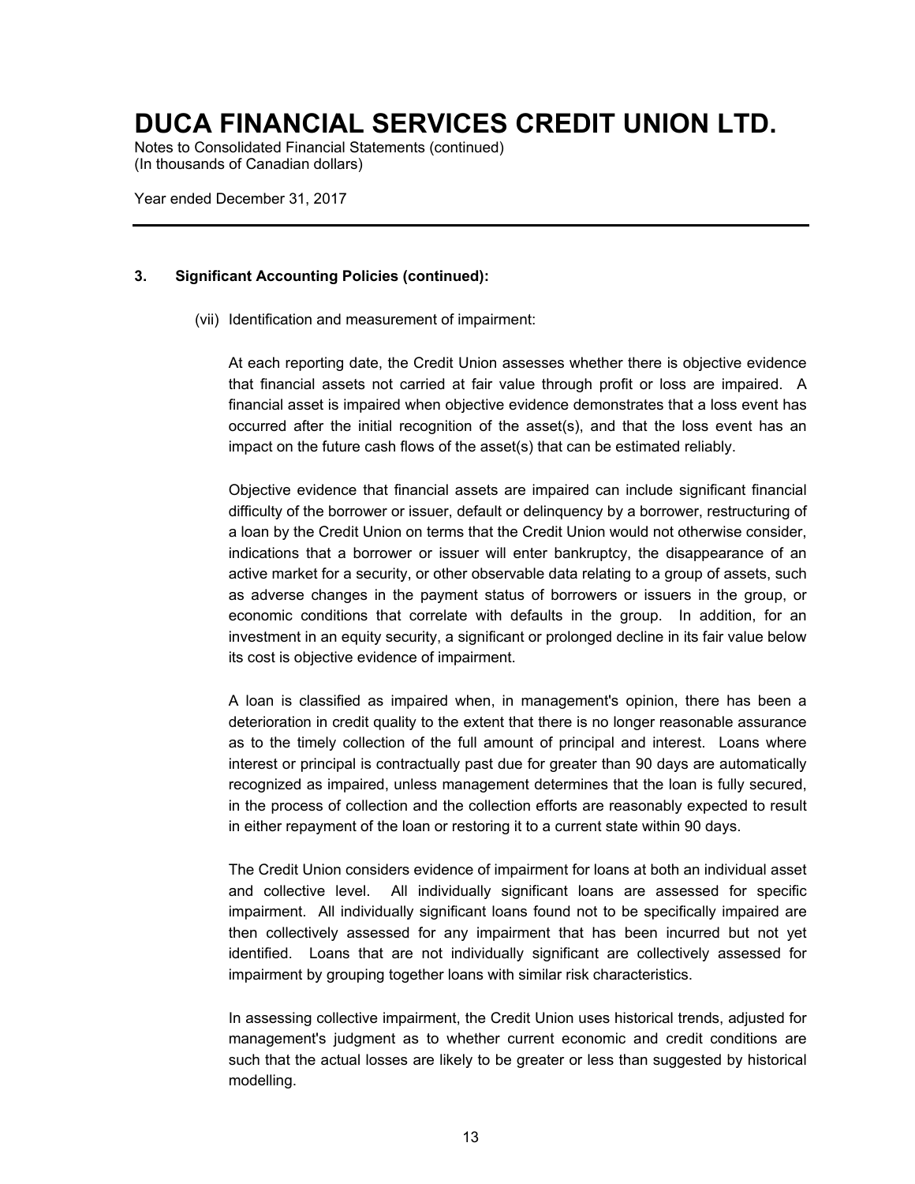### 3. Significant Accounting Policies (continued):

(vii) Identification and measurement of impairment:

At each reporting date, the Credit Union assesses whether there is objective evidence that financial assets not carried at fair value through profit or loss are impaired. A financial asset is impaired when objective evidence demonstrates that a loss event has occurred after the initial recognition of the asset(s), and that the loss event has an impact on the future cash flows of the asset(s) that can be estimated reliably.

Objective evidence that financial assets are impaired can include significant financial difficulty of the borrower or issuer, default or delinquency by a borrower, restructuring of a loan by the Credit Union on terms that the Credit Union would not otherwise consider, indications that a borrower or issuer will enter bankruptcy, the disappearance of an active market for a security, or other observable data relating to a group of assets, such as adverse changes in the payment status of borrowers or issuers in the group, or economic conditions that correlate with defaults in the group. In addition, for an investment in an equity security, a significant or prolonged decline in its fair value below its cost is objective evidence of impairment.

A loan is classified as impaired when, in management's opinion, there has been a deterioration in credit quality to the extent that there is no longer reasonable assurance as to the timely collection of the full amount of principal and interest. Loans where interest or principal is contractually past due for greater than 90 days are automatically recognized as impaired, unless management determines that the loan is fully secured, in the process of collection and the collection efforts are reasonably expected to result in either repayment of the loan or restoring it to a current state within 90 days.

The Credit Union considers evidence of impairment for loans at both an individual asset and collective level. All individually significant loans are assessed for specific impairment. All individually significant loans found not to be specifically impaired are then collectively assessed for any impairment that has been incurred but not yet identified. Loans that are not individually significant are collectively assessed for impairment by grouping together loans with similar risk characteristics.

In assessing collective impairment, the Credit Union uses historical trends, adjusted for management's judgment as to whether current economic and credit conditions are such that the actual losses are likely to be greater or less than suggested by historical modelling.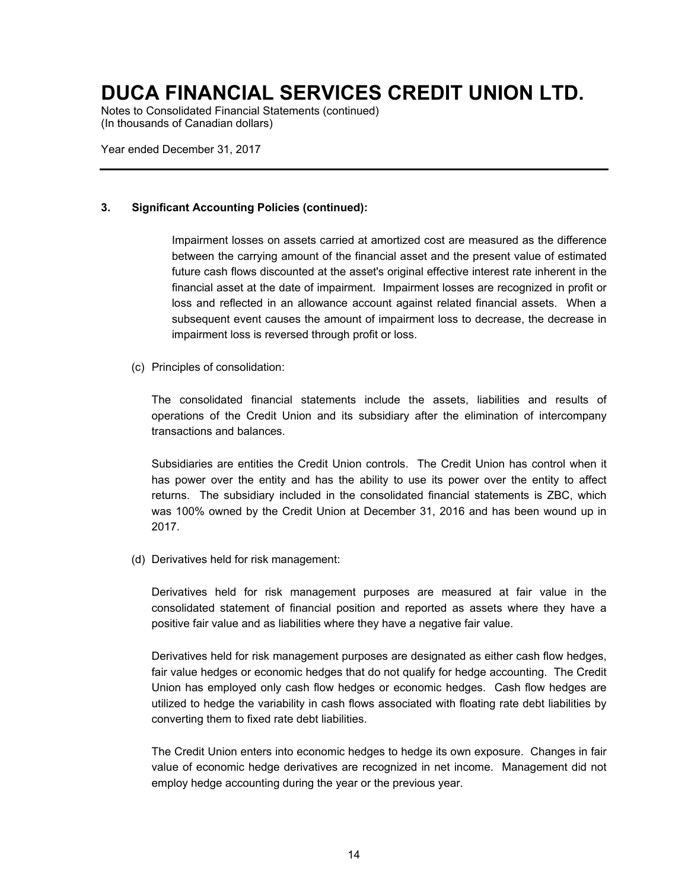### 3. Significant Accounting Policies (continued):

Impairment losses on assets carried at amortized cost are measured as the difference between the carrying amount of the financial asset and the present value of estimated future cash flows discounted at the asset's original effective interest rate inherent in the financial asset at the date of impairment. Impairment losses are recognized in profit or loss and reflected in an allowance account against related financial assets. When a subsequent event causes the amount of impairment loss to decrease, the decrease in impairment loss is reversed through profit or loss.

(c) Principles of consolidation:

The consolidated financial statements include the assets, liabilities and results of operations of the Credit Union and its subsidiary after the elimination of intercompany transactions and balances.

Subsidiaries are entities the Credit Union controls. The Credit Union has control when it has power over the entity and has the ability to use its power over the entity to affect returns. The subsidiary included in the consolidated financial statements is ZBC, which was 100% owned by the Credit Union at December 31, 2016 and has been wound up in 2017.

(d) Derivatives held for risk management:

Derivatives held for risk management purposes are measured at fair value in the consolidated statement of financial position and reported as assets where they have a positive fair value and as liabilities where they have a negative fair value.

Derivatives held for risk management purposes are designated as either cash flow hedges, fair value hedges or economic hedges that do not qualify for hedge accounting. The Credit Union has employed only cash flow hedges or economic hedges. Cash flow hedges are utilized to hedge the variability in cash flows associated with floating rate debt liabilities by converting them to fixed rate debt liabilities.

The Credit Union enters into economic hedges to hedge its own exposure. Changes in fair value of economic hedge derivatives are recognized in net income. Management did not employ hedge accounting during the year or the previous year.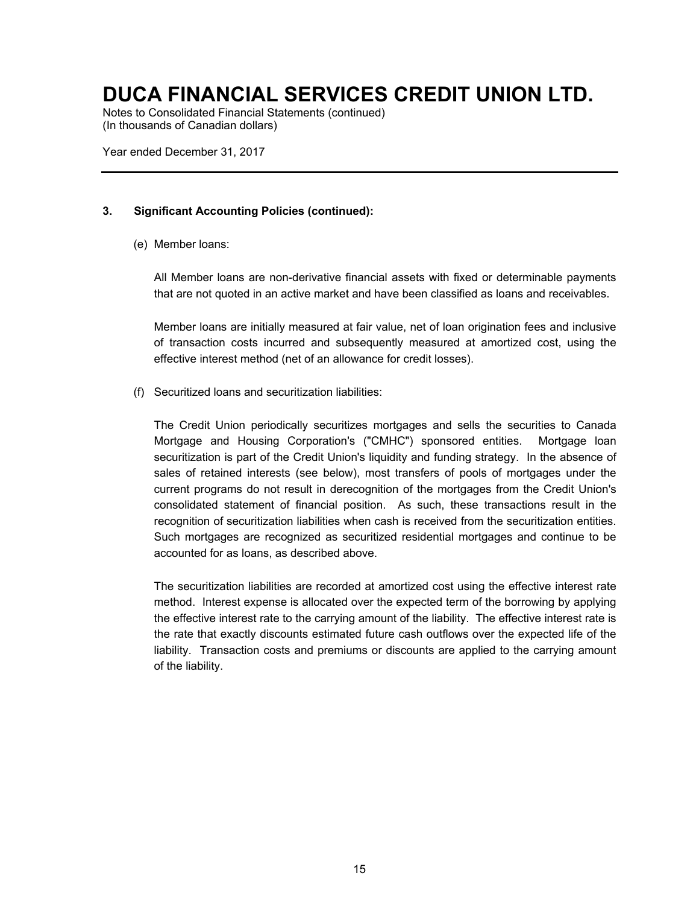### 3. Significant Accounting Policies (continued):

(e) Member loans:

All Member loans are non-derivative financial assets with fixed or determinable payments that are not quoted in an active market and have been classified as loans and receivables.

Member loans are initially measured at fair value, net of loan origination fees and inclusive of transaction costs incurred and subsequently measured at amortized cost, using the effective interest method (net of an allowance for credit losses).

(f) Securitized loans and securitization liabilities:

The Credit Union periodically securitizes mortgages and sells the securities to Canada Mortgage and Housing Corporation's ("CMHC") sponsored entities. Mortgage loan securitization is part of the Credit Union's liquidity and funding strategy. In the absence of sales of retained interests (see below), most transfers of pools of mortgages under the current programs do not result in derecognition of the mortgages from the Credit Union's consolidated statement of financial position. As such, these transactions result in the recognition of securitization liabilities when cash is received from the securitization entities. Such mortgages are recognized as securitized residential mortgages and continue to be accounted for as loans, as described above.

The securitization liabilities are recorded at amortized cost using the effective interest rate method. Interest expense is allocated over the expected term of the borrowing by applying the effective interest rate to the carrying amount of the liability. The effective interest rate is the rate that exactly discounts estimated future cash outflows over the expected life of the liability. Transaction costs and premiums or discounts are applied to the carrying amount of the liability.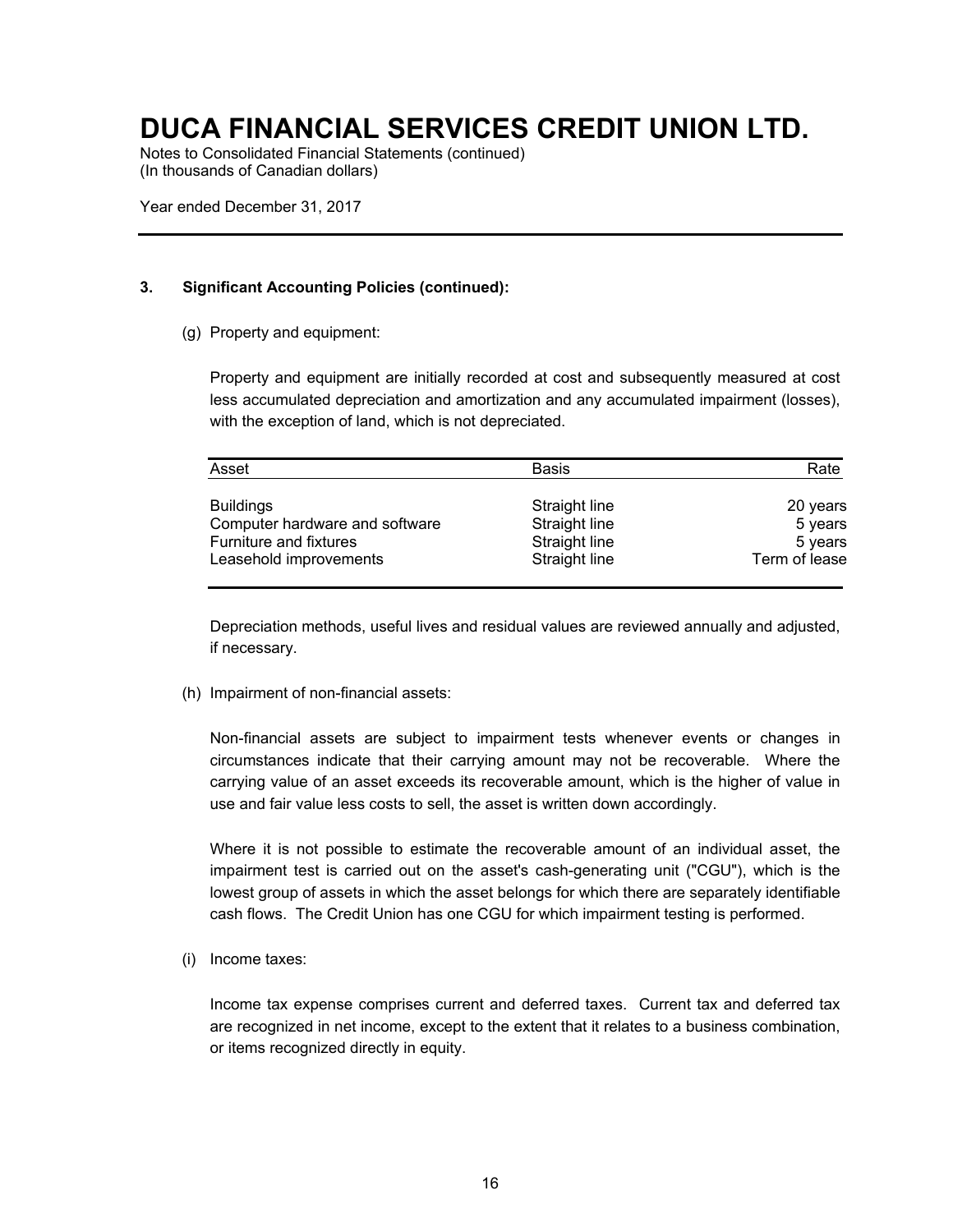# DUCA FINANCIAL SERVICES CREDIT UNION LTD.

Notes to Consolidated Financial Statements (continued)
(In thousands of Canadian dollars)

Year ended December 31, 2017

**3. Significant Accounting Policies (continued):**

(g) Property and equipment:

Property and equipment are initially recorded at cost and subsequently measured at cost less accumulated depreciation and amortization and any accumulated impairment (losses), with the exception of land, which is not depreciated.

| Asset | Basis | Rate |
|---|---|---|
| Buildings | Straight line | 20 years |
| Computer hardware and software | Straight line | 5 years |
| Furniture and fixtures | Straight line | 5 years |
| Leasehold improvements | Straight line | Term of lease |

Depreciation methods, useful lives and residual values are reviewed annually and adjusted, if necessary.

(h) Impairment of non-financial assets:

Non-financial assets are subject to impairment tests whenever events or changes in circumstances indicate that their carrying amount may not be recoverable. Where the carrying value of an asset exceeds its recoverable amount, which is the higher of value in use and fair value less costs to sell, the asset is written down accordingly.

Where it is not possible to estimate the recoverable amount of an individual asset, the impairment test is carried out on the asset's cash-generating unit ("CGU"), which is the lowest group of assets in which the asset belongs for which there are separately identifiable cash flows. The Credit Union has one CGU for which impairment testing is performed.

(i) Income taxes:

Income tax expense comprises current and deferred taxes. Current tax and deferred tax are recognized in net income, except to the extent that it relates to a business combination, or items recognized directly in equity.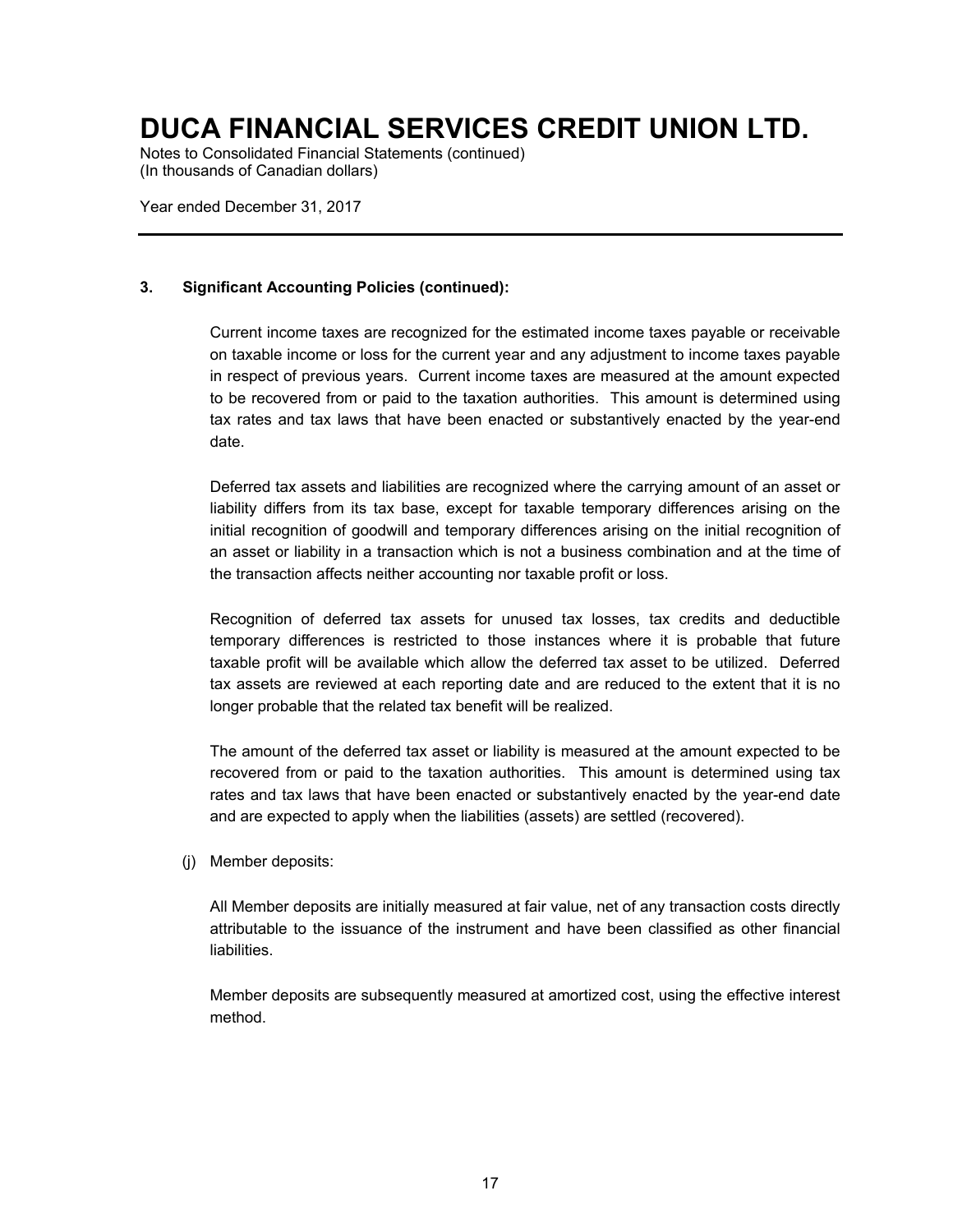### 3. Significant Accounting Policies (continued):

Current income taxes are recognized for the estimated income taxes payable or receivable on taxable income or loss for the current year and any adjustment to income taxes payable in respect of previous years. Current income taxes are measured at the amount expected to be recovered from or paid to the taxation authorities. This amount is determined using tax rates and tax laws that have been enacted or substantively enacted by the year-end date.

Deferred tax assets and liabilities are recognized where the carrying amount of an asset or liability differs from its tax base, except for taxable temporary differences arising on the initial recognition of goodwill and temporary differences arising on the initial recognition of an asset or liability in a transaction which is not a business combination and at the time of the transaction affects neither accounting nor taxable profit or loss.

Recognition of deferred tax assets for unused tax losses, tax credits and deductible temporary differences is restricted to those instances where it is probable that future taxable profit will be available which allow the deferred tax asset to be utilized. Deferred tax assets are reviewed at each reporting date and are reduced to the extent that it is no longer probable that the related tax benefit will be realized.

The amount of the deferred tax asset or liability is measured at the amount expected to be recovered from or paid to the taxation authorities. This amount is determined using tax rates and tax laws that have been enacted or substantively enacted by the year-end date and are expected to apply when the liabilities (assets) are settled (recovered).

(j) Member deposits:

All Member deposits are initially measured at fair value, net of any transaction costs directly attributable to the issuance of the instrument and have been classified as other financial liabilities.

Member deposits are subsequently measured at amortized cost, using the effective interest method.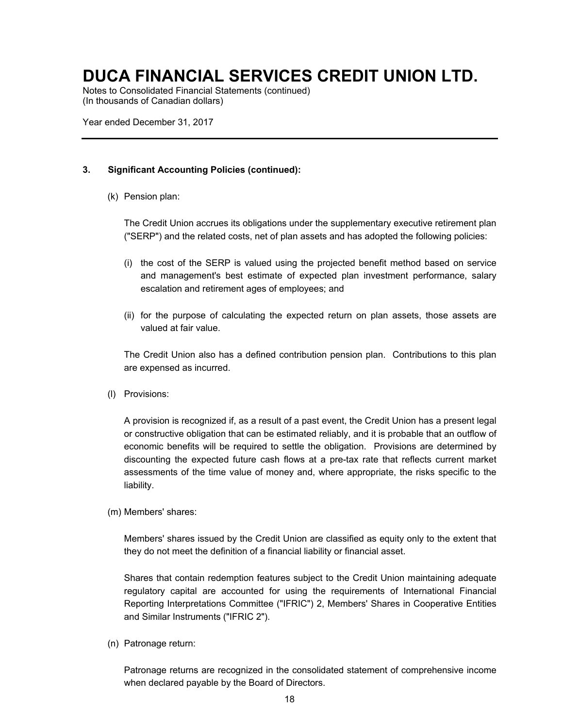# DUCA FINANCIAL SERVICES CREDIT UNION LTD.

Notes to Consolidated Financial Statements (continued)
(In thousands of Canadian dollars)

Year ended December 31, 2017

---

**3. Significant Accounting Policies (continued):**

(k) Pension plan:

The Credit Union accrues its obligations under the supplementary executive retirement plan ("SERP") and the related costs, net of plan assets and has adopted the following policies:

(i) the cost of the SERP is valued using the projected benefit method based on service and management's best estimate of expected plan investment performance, salary escalation and retirement ages of employees; and

(ii) for the purpose of calculating the expected return on plan assets, those assets are valued at fair value.

The Credit Union also has a defined contribution pension plan. Contributions to this plan are expensed as incurred.

(l) Provisions:

A provision is recognized if, as a result of a past event, the Credit Union has a present legal or constructive obligation that can be estimated reliably, and it is probable that an outflow of economic benefits will be required to settle the obligation. Provisions are determined by discounting the expected future cash flows at a pre-tax rate that reflects current market assessments of the time value of money and, where appropriate, the risks specific to the liability.

(m) Members' shares:

Members' shares issued by the Credit Union are classified as equity only to the extent that they do not meet the definition of a financial liability or financial asset.

Shares that contain redemption features subject to the Credit Union maintaining adequate regulatory capital are accounted for using the requirements of International Financial Reporting Interpretations Committee ("IFRIC") 2, Members' Shares in Cooperative Entities and Similar Instruments ("IFRIC 2").

(n) Patronage return:

Patronage returns are recognized in the consolidated statement of comprehensive income when declared payable by the Board of Directors.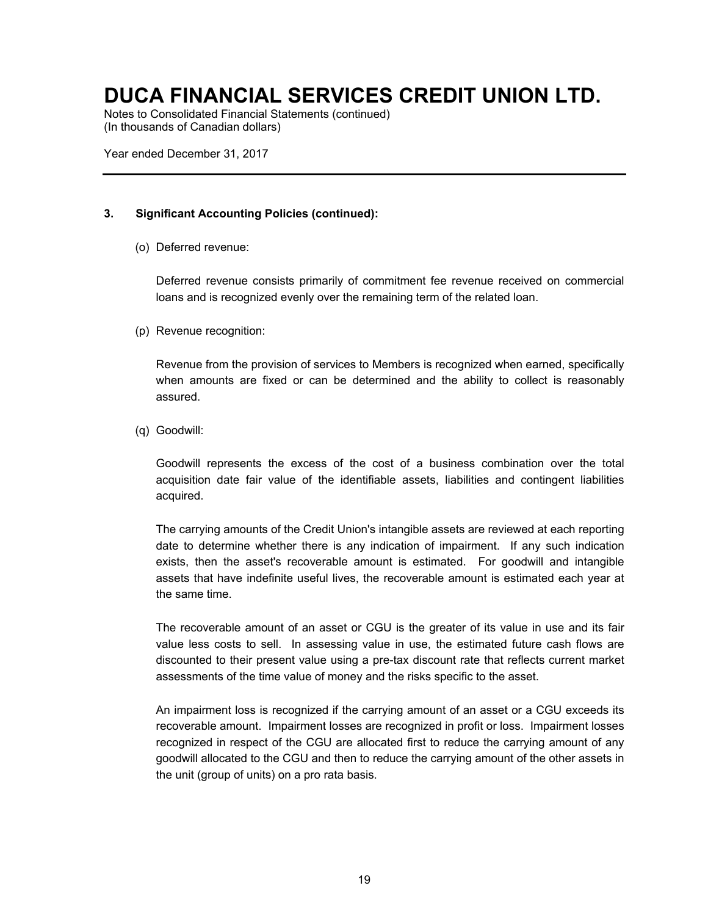### 3. Significant Accounting Policies (continued):

(o) Deferred revenue:

Deferred revenue consists primarily of commitment fee revenue received on commercial loans and is recognized evenly over the remaining term of the related loan.

(p) Revenue recognition:

Revenue from the provision of services to Members is recognized when earned, specifically when amounts are fixed or can be determined and the ability to collect is reasonably assured.

(q) Goodwill:

Goodwill represents the excess of the cost of a business combination over the total acquisition date fair value of the identifiable assets, liabilities and contingent liabilities acquired.

The carrying amounts of the Credit Union's intangible assets are reviewed at each reporting date to determine whether there is any indication of impairment. If any such indication exists, then the asset's recoverable amount is estimated. For goodwill and intangible assets that have indefinite useful lives, the recoverable amount is estimated each year at the same time.

The recoverable amount of an asset or CGU is the greater of its value in use and its fair value less costs to sell. In assessing value in use, the estimated future cash flows are discounted to their present value using a pre-tax discount rate that reflects current market assessments of the time value of money and the risks specific to the asset.

An impairment loss is recognized if the carrying amount of an asset or a CGU exceeds its recoverable amount. Impairment losses are recognized in profit or loss. Impairment losses recognized in respect of the CGU are allocated first to reduce the carrying amount of any goodwill allocated to the CGU and then to reduce the carrying amount of the other assets in the unit (group of units) on a pro rata basis.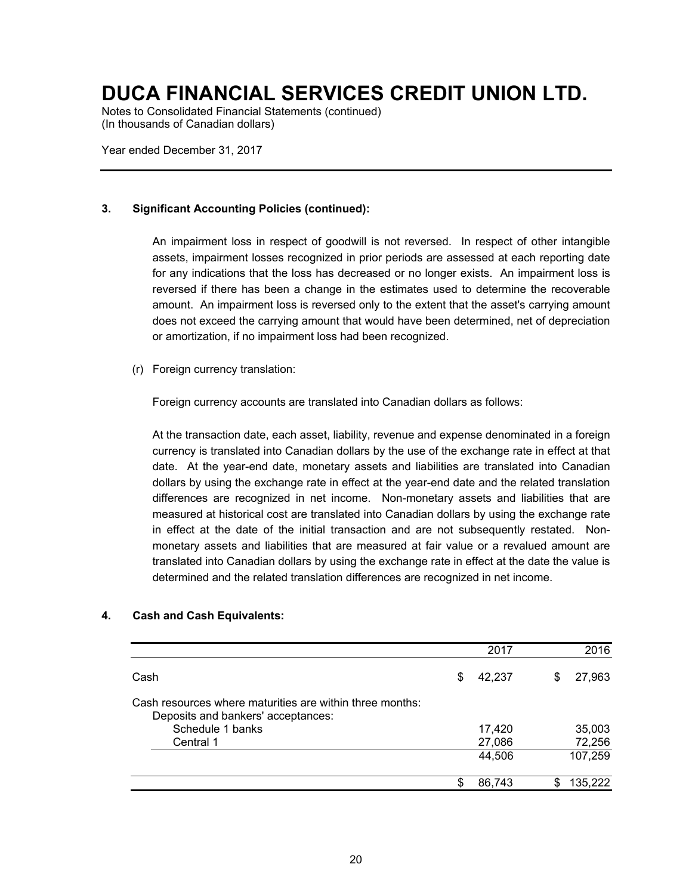# DUCA FINANCIAL SERVICES CREDIT UNION LTD.

Notes to Consolidated Financial Statements (continued)
(In thousands of Canadian dollars)

Year ended December 31, 2017

### 3. Significant Accounting Policies (continued):

An impairment loss in respect of goodwill is not reversed. In respect of other intangible assets, impairment losses recognized in prior periods are assessed at each reporting date for any indications that the loss has decreased or no longer exists. An impairment loss is reversed if there has been a change in the estimates used to determine the recoverable amount. An impairment loss is reversed only to the extent that the asset's carrying amount does not exceed the carrying amount that would have been determined, net of depreciation or amortization, if no impairment loss had been recognized.

(r) Foreign currency translation:

Foreign currency accounts are translated into Canadian dollars as follows:

At the transaction date, each asset, liability, revenue and expense denominated in a foreign currency is translated into Canadian dollars by the use of the exchange rate in effect at that date. At the year-end date, monetary assets and liabilities are translated into Canadian dollars by using the exchange rate in effect at the year-end date and the related translation differences are recognized in net income. Non-monetary assets and liabilities that are measured at historical cost are translated into Canadian dollars by using the exchange rate in effect at the date of the initial transaction and are not subsequently restated. Non-monetary assets and liabilities that are measured at fair value or a revalued amount are translated into Canadian dollars by using the exchange rate in effect at the date the value is determined and the related translation differences are recognized in net income.

### 4. Cash and Cash Equivalents:

| | 2017 | 2016 |
|---|---|---|
| Cash | $ 42,237 | $ 27,963 |
| Cash resources where maturities are within three months: | | |
| Deposits and bankers' acceptances: | | |
| Schedule 1 banks | 17,420 | 35,003 |
| Central 1 | 27,086 | 72,256 |
| | 44,506 | 107,259 |
| | $ 86,743 | $ 135,222 |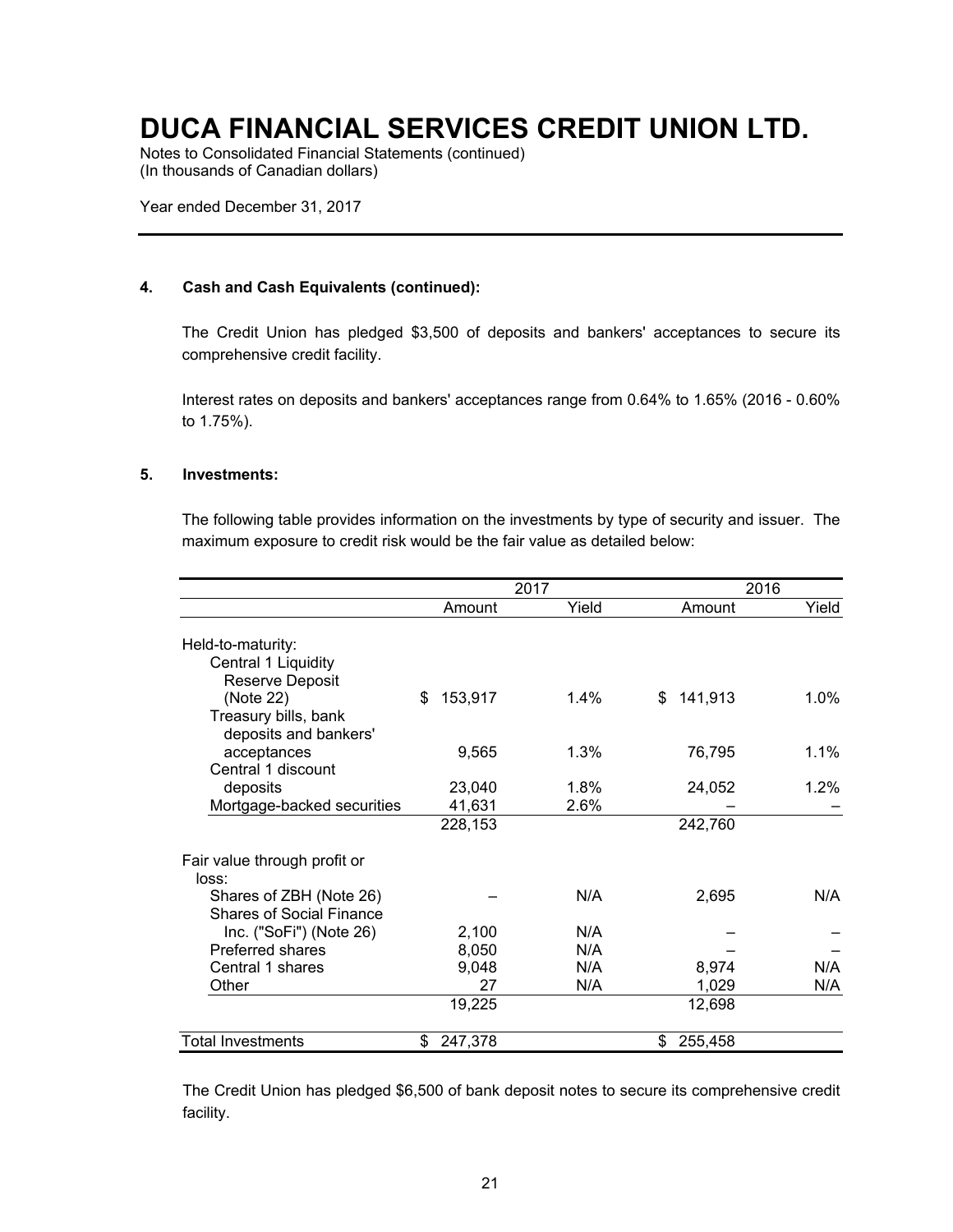# DUCA FINANCIAL SERVICES CREDIT UNION LTD.

Notes to Consolidated Financial Statements (continued)
(In thousands of Canadian dollars)

Year ended December 31, 2017

**4. Cash and Cash Equivalents (continued):**

The Credit Union has pledged $3,500 of deposits and bankers' acceptances to secure its comprehensive credit facility.

Interest rates on deposits and bankers' acceptances range from 0.64% to 1.65% (2016 - 0.60% to 1.75%).

**5. Investments:**

The following table provides information on the investments by type of security and issuer. The maximum exposure to credit risk would be the fair value as detailed below:

| | 2017 | | 2016 | |
|---|---|---|---|---|
| | Amount | Yield | Amount | Yield |
| Held-to-maturity: | | | | |
| Central 1 Liquidity Reserve Deposit (Note 22) | $ 153,917 | 1.4% | $ 141,913 | 1.0% |
| Treasury bills, bank deposits and bankers' acceptances | 9,565 | 1.3% | 76,795 | 1.1% |
| Central 1 discount deposits | 23,040 | 1.8% | 24,052 | 1.2% |
| Mortgage-backed securities | 41,631 | 2.6% | – | – |
| | 228,153 | | 242,760 | |
| Fair value through profit or loss: | | | | |
| Shares of ZBH (Note 26) | – | N/A | 2,695 | N/A |
| Shares of Social Finance Inc. ("SoFi") (Note 26) | 2,100 | N/A | – | – |
| Preferred shares | 8,050 | N/A | – | – |
| Central 1 shares | 9,048 | N/A | 8,974 | N/A |
| Other | 27 | N/A | 1,029 | N/A |
| | 19,225 | | 12,698 | |
| Total Investments | $ 247,378 | | $ 255,458 | |

The Credit Union has pledged $6,500 of bank deposit notes to secure its comprehensive credit facility.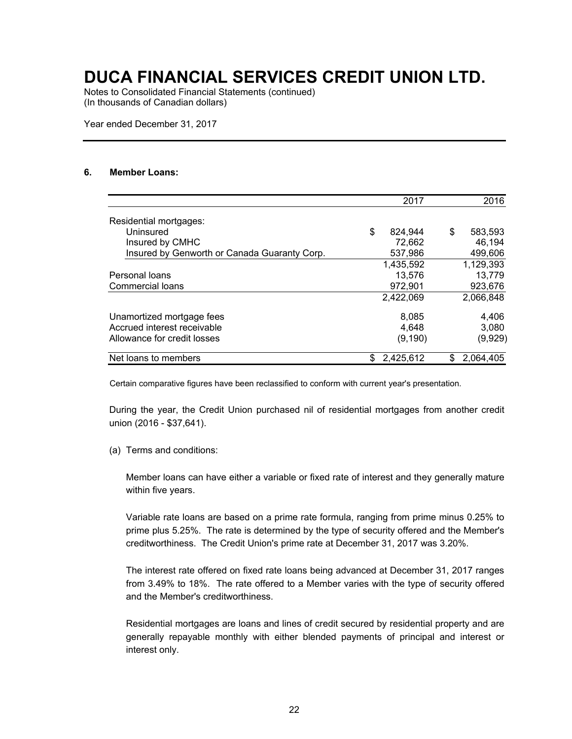# DUCA FINANCIAL SERVICES CREDIT UNION LTD.

Notes to Consolidated Financial Statements (continued)
(In thousands of Canadian dollars)

Year ended December 31, 2017

## 6. Member Loans:

| | 2017 | 2016 |
|---|---|---|
| Residential mortgages: | | |
| Uninsured | $ 824,944 | $ 583,593 |
| Insured by CMHC | 72,662 | 46,194 |
| Insured by Genworth or Canada Guaranty Corp. | 537,986 | 499,606 |
| | 1,435,592 | 1,129,393 |
| Personal loans | 13,576 | 13,779 |
| Commercial loans | 972,901 | 923,676 |
| | 2,422,069 | 2,066,848 |
| Unamortized mortgage fees | 8,085 | 4,406 |
| Accrued interest receivable | 4,648 | 3,080 |
| Allowance for credit losses | (9,190) | (9,929) |
| Net loans to members | $ 2,425,612 | $ 2,064,405 |

Certain comparative figures have been reclassified to conform with current year's presentation.

During the year, the Credit Union purchased nil of residential mortgages from another credit union (2016 - $37,641).

(a) Terms and conditions:

Member loans can have either a variable or fixed rate of interest and they generally mature within five years.

Variable rate loans are based on a prime rate formula, ranging from prime minus 0.25% to prime plus 5.25%. The rate is determined by the type of security offered and the Member's creditworthiness. The Credit Union's prime rate at December 31, 2017 was 3.20%.

The interest rate offered on fixed rate loans being advanced at December 31, 2017 ranges from 3.49% to 18%. The rate offered to a Member varies with the type of security offered and the Member's creditworthiness.

Residential mortgages are loans and lines of credit secured by residential property and are generally repayable monthly with either blended payments of principal and interest or interest only.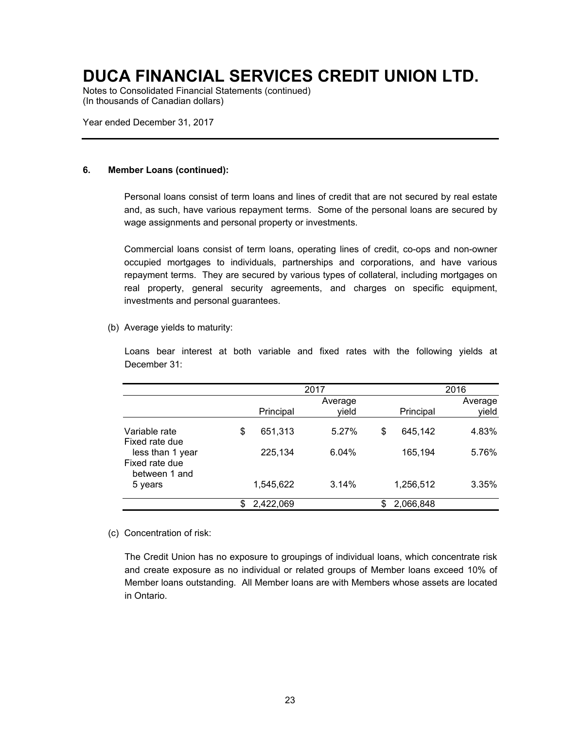# DUCA FINANCIAL SERVICES CREDIT UNION LTD.

Notes to Consolidated Financial Statements (continued)
(In thousands of Canadian dollars)

Year ended December 31, 2017

**6. Member Loans (continued):**

Personal loans consist of term loans and lines of credit that are not secured by real estate and, as such, have various repayment terms. Some of the personal loans are secured by wage assignments and personal property or investments.

Commercial loans consist of term loans, operating lines of credit, co-ops and non-owner occupied mortgages to individuals, partnerships and corporations, and have various repayment terms. They are secured by various types of collateral, including mortgages on real property, general security agreements, and charges on specific equipment, investments and personal guarantees.

(b) Average yields to maturity:

Loans bear interest at both variable and fixed rates with the following yields at December 31:

| | 2017 | | 2016 | |
|---|---|---|---|---|
| | Principal | Average yield | Principal | Average yield |
| Variable rate | $ 651,313 | 5.27% | $ 645,142 | 4.83% |
| Fixed rate due less than 1 year | 225,134 | 6.04% | 165,194 | 5.76% |
| Fixed rate due between 1 and 5 years | 1,545,622 | 3.14% | 1,256,512 | 3.35% |
| | $ 2,422,069 | | $ 2,066,848 | |

(c) Concentration of risk:

The Credit Union has no exposure to groupings of individual loans, which concentrate risk and create exposure as no individual or related groups of Member loans exceed 10% of Member loans outstanding. All Member loans are with Members whose assets are located in Ontario.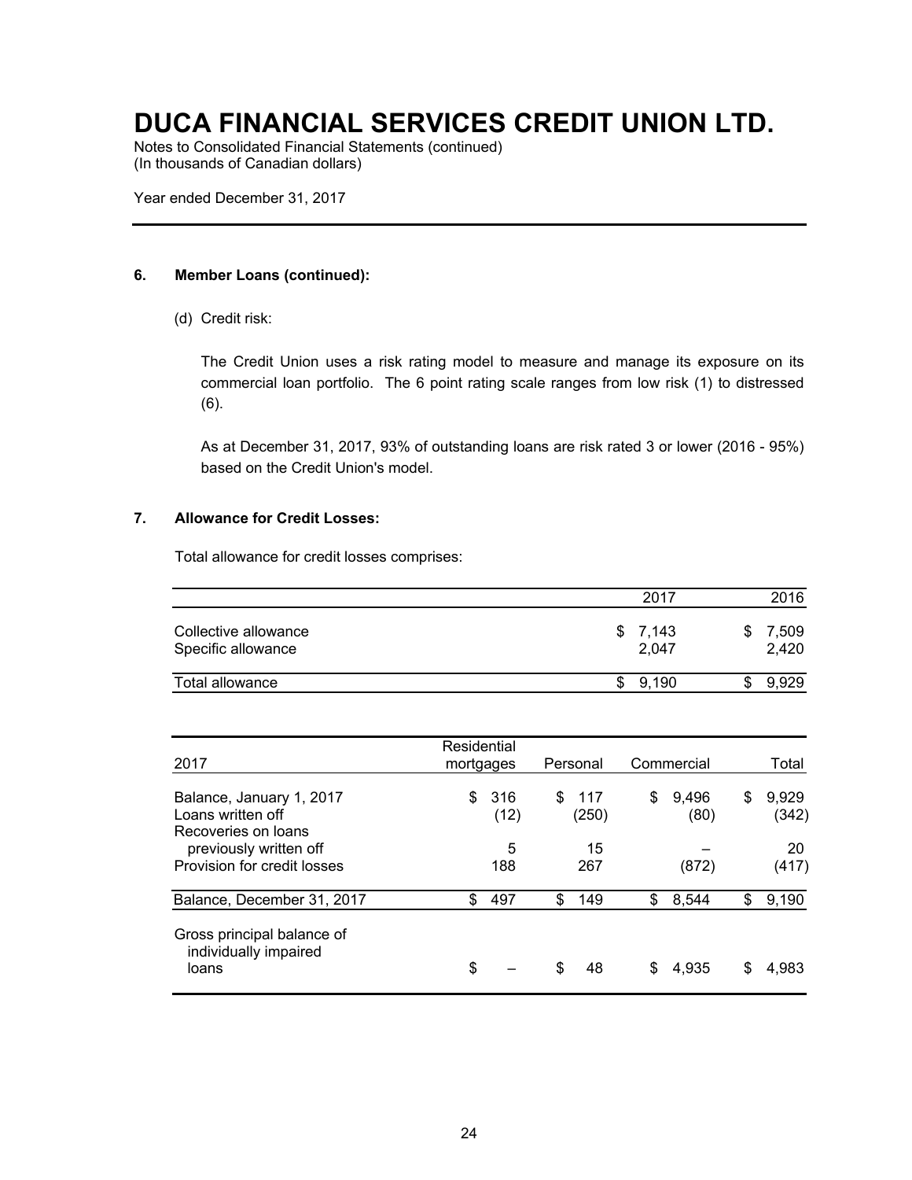# DUCA FINANCIAL SERVICES CREDIT UNION LTD.

Notes to Consolidated Financial Statements (continued)
(In thousands of Canadian dollars)

Year ended December 31, 2017

### 6. Member Loans (continued):

(d) Credit risk:

The Credit Union uses a risk rating model to measure and manage its exposure on its commercial loan portfolio. The 6 point rating scale ranges from low risk (1) to distressed (6).

As at December 31, 2017, 93% of outstanding loans are risk rated 3 or lower (2016 - 95%) based on the Credit Union's model.

### 7. Allowance for Credit Losses:

Total allowance for credit losses comprises:

| | 2017 | 2016 |
|---|---|---|
| Collective allowance | $ 7,143 | $ 7,509 |
| Specific allowance | 2,047 | 2,420 |
| Total allowance | $ 9,190 | $ 9,929 |

| 2017 | Residential mortgages | Personal | Commercial | Total |
|---|---|---|---|---|
| Balance, January 1, 2017 | $ 316 | $ 117 | $ 9,496 | $ 9,929 |
| Loans written off | (12) | (250) | (80) | (342) |
| Recoveries on loans previously written off | 5 | 15 | – | 20 |
| Provision for credit losses | 188 | 267 | (872) | (417) |
| Balance, December 31, 2017 | $ 497 | $ 149 | $ 8,544 | $ 9,190 |
| Gross principal balance of individually impaired loans | $ – | $ 48 | $ 4,935 | $ 4,983 |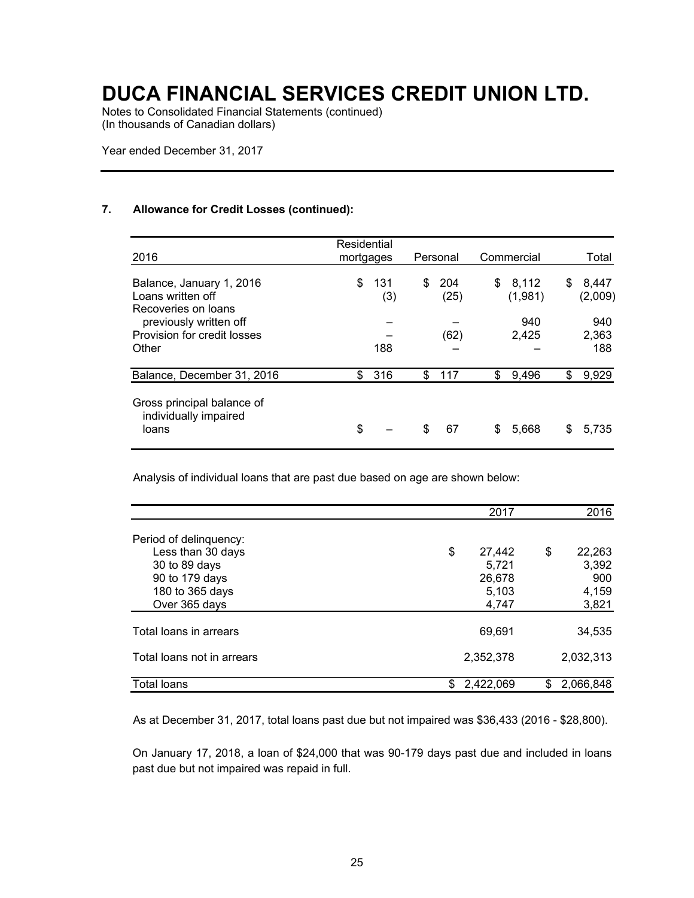# DUCA FINANCIAL SERVICES CREDIT UNION LTD.

Notes to Consolidated Financial Statements (continued)
(In thousands of Canadian dollars)

Year ended December 31, 2017

## 7. Allowance for Credit Losses (continued):

| 2016 | Residential mortgages | Personal | Commercial | Total |
|---|---|---|---|---|
| Balance, January 1, 2016 | $ 131 | $ 204 | $ 8,112 | $ 8,447 |
| Loans written off | (3) | (25) | (1,981) | (2,009) |
| Recoveries on loans previously written off | – | – | 940 | 940 |
| Provision for credit losses | – | (62) | 2,425 | 2,363 |
| Other | 188 | – | – | 188 |
| Balance, December 31, 2016 | $ 316 | $ 117 | $ 9,496 | $ 9,929 |
| Gross principal balance of individually impaired loans | $ – | $ 67 | $ 5,668 | $ 5,735 |

Analysis of individual loans that are past due based on age are shown below:

| | 2017 | 2016 |
|---|---|---|
| Period of delinquency: | | |
| Less than 30 days | $ 27,442 | $ 22,263 |
| 30 to 89 days | 5,721 | 3,392 |
| 90 to 179 days | 26,678 | 900 |
| 180 to 365 days | 5,103 | 4,159 |
| Over 365 days | 4,747 | 3,821 |
| Total loans in arrears | 69,691 | 34,535 |
| Total loans not in arrears | 2,352,378 | 2,032,313 |
| Total loans | $ 2,422,069 | $ 2,066,848 |

As at December 31, 2017, total loans past due but not impaired was $36,433 (2016 - $28,800).

On January 17, 2018, a loan of $24,000 that was 90-179 days past due and included in loans past due but not impaired was repaid in full.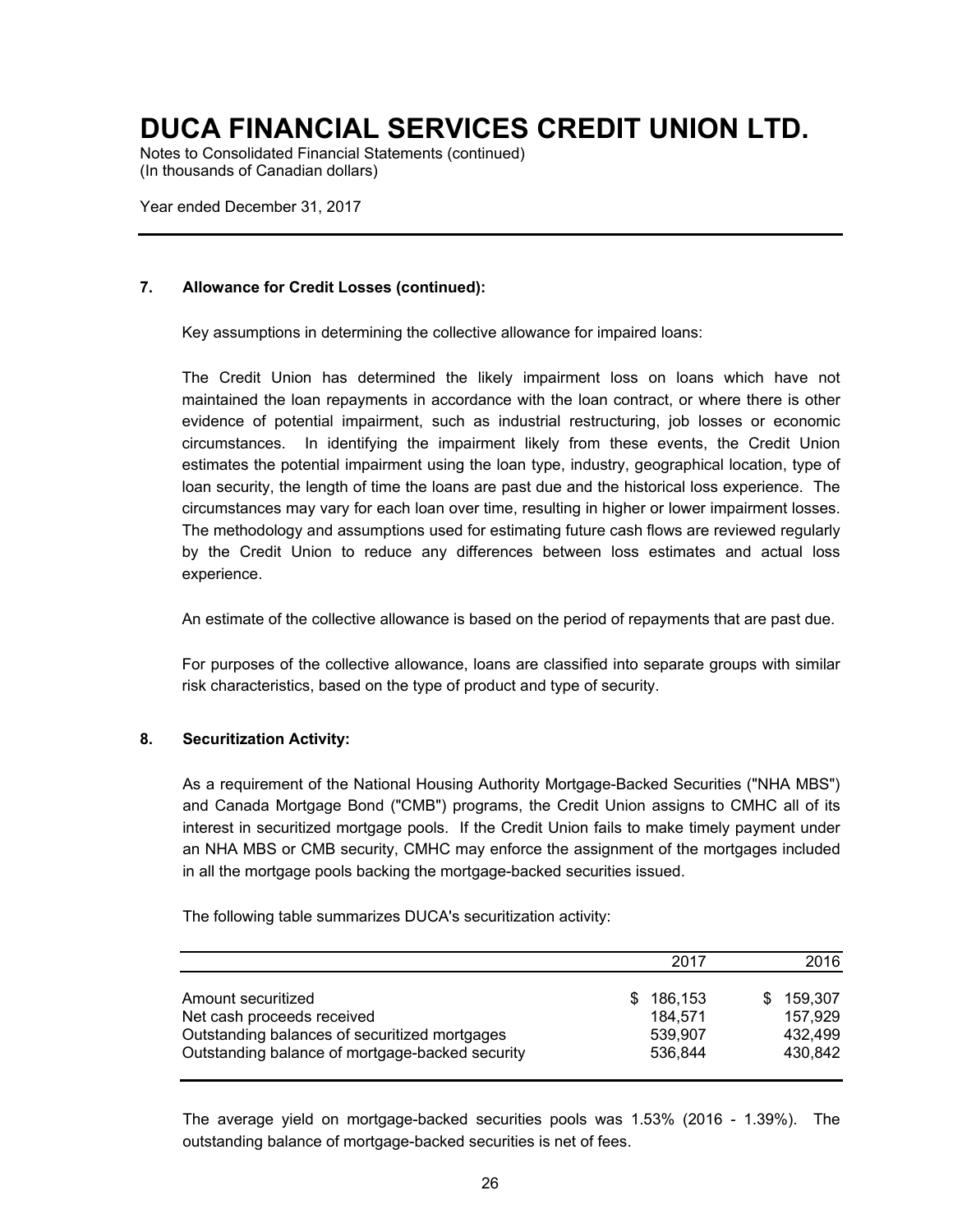# DUCA FINANCIAL SERVICES CREDIT UNION LTD.

Notes to Consolidated Financial Statements (continued)
(In thousands of Canadian dollars)

Year ended December 31, 2017

**7. Allowance for Credit Losses (continued):**

Key assumptions in determining the collective allowance for impaired loans:

The Credit Union has determined the likely impairment loss on loans which have not maintained the loan repayments in accordance with the loan contract, or where there is other evidence of potential impairment, such as industrial restructuring, job losses or economic circumstances. In identifying the impairment likely from these events, the Credit Union estimates the potential impairment using the loan type, industry, geographical location, type of loan security, the length of time the loans are past due and the historical loss experience. The circumstances may vary for each loan over time, resulting in higher or lower impairment losses. The methodology and assumptions used for estimating future cash flows are reviewed regularly by the Credit Union to reduce any differences between loss estimates and actual loss experience.

An estimate of the collective allowance is based on the period of repayments that are past due.

For purposes of the collective allowance, loans are classified into separate groups with similar risk characteristics, based on the type of product and type of security.

**8. Securitization Activity:**

As a requirement of the National Housing Authority Mortgage-Backed Securities ("NHA MBS") and Canada Mortgage Bond ("CMB") programs, the Credit Union assigns to CMHC all of its interest in securitized mortgage pools. If the Credit Union fails to make timely payment under an NHA MBS or CMB security, CMHC may enforce the assignment of the mortgages included in all the mortgage pools backing the mortgage-backed securities issued.

The following table summarizes DUCA's securitization activity:

| | 2017 | 2016 |
|---|---|---|
| Amount securitized | $ 186,153 | $ 159,307 |
| Net cash proceeds received | 184,571 | 157,929 |
| Outstanding balances of securitized mortgages | 539,907 | 432,499 |
| Outstanding balance of mortgage-backed security | 536,844 | 430,842 |

The average yield on mortgage-backed securities pools was 1.53% (2016 - 1.39%). The outstanding balance of mortgage-backed securities is net of fees.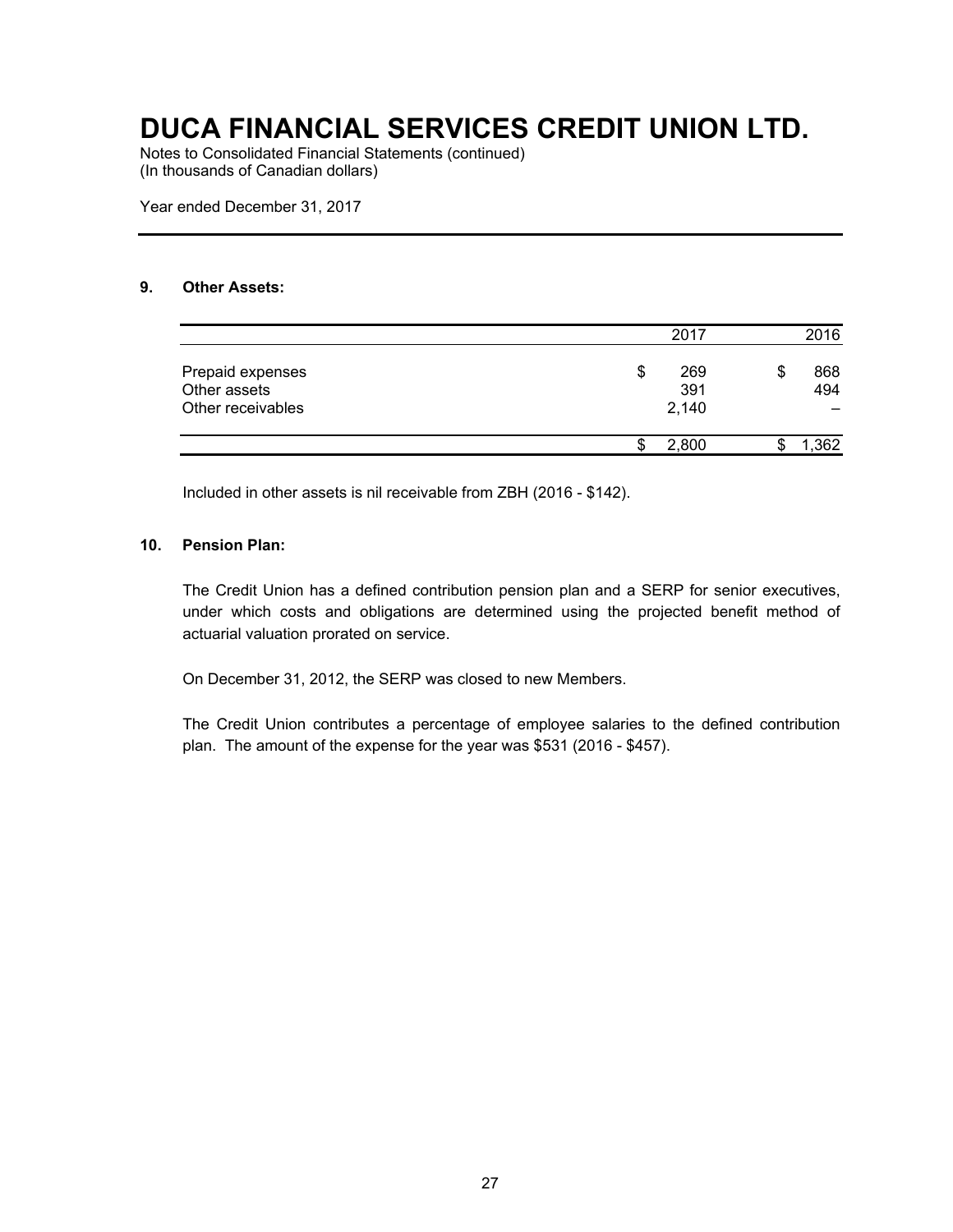# DUCA FINANCIAL SERVICES CREDIT UNION LTD.

Notes to Consolidated Financial Statements (continued)
(In thousands of Canadian dollars)

Year ended December 31, 2017

## 9. Other Assets:

| | 2017 | 2016 |
|---|---|---|
| Prepaid expenses | $ 269 | $ 868 |
| Other assets | 391 | 494 |
| Other receivables | 2,140 | – |
| | $ 2,800 | $ 1,362 |

Included in other assets is nil receivable from ZBH (2016 - $142).

## 10. Pension Plan:

The Credit Union has a defined contribution pension plan and a SERP for senior executives, under which costs and obligations are determined using the projected benefit method of actuarial valuation prorated on service.

On December 31, 2012, the SERP was closed to new Members.

The Credit Union contributes a percentage of employee salaries to the defined contribution plan. The amount of the expense for the year was $531 (2016 - $457).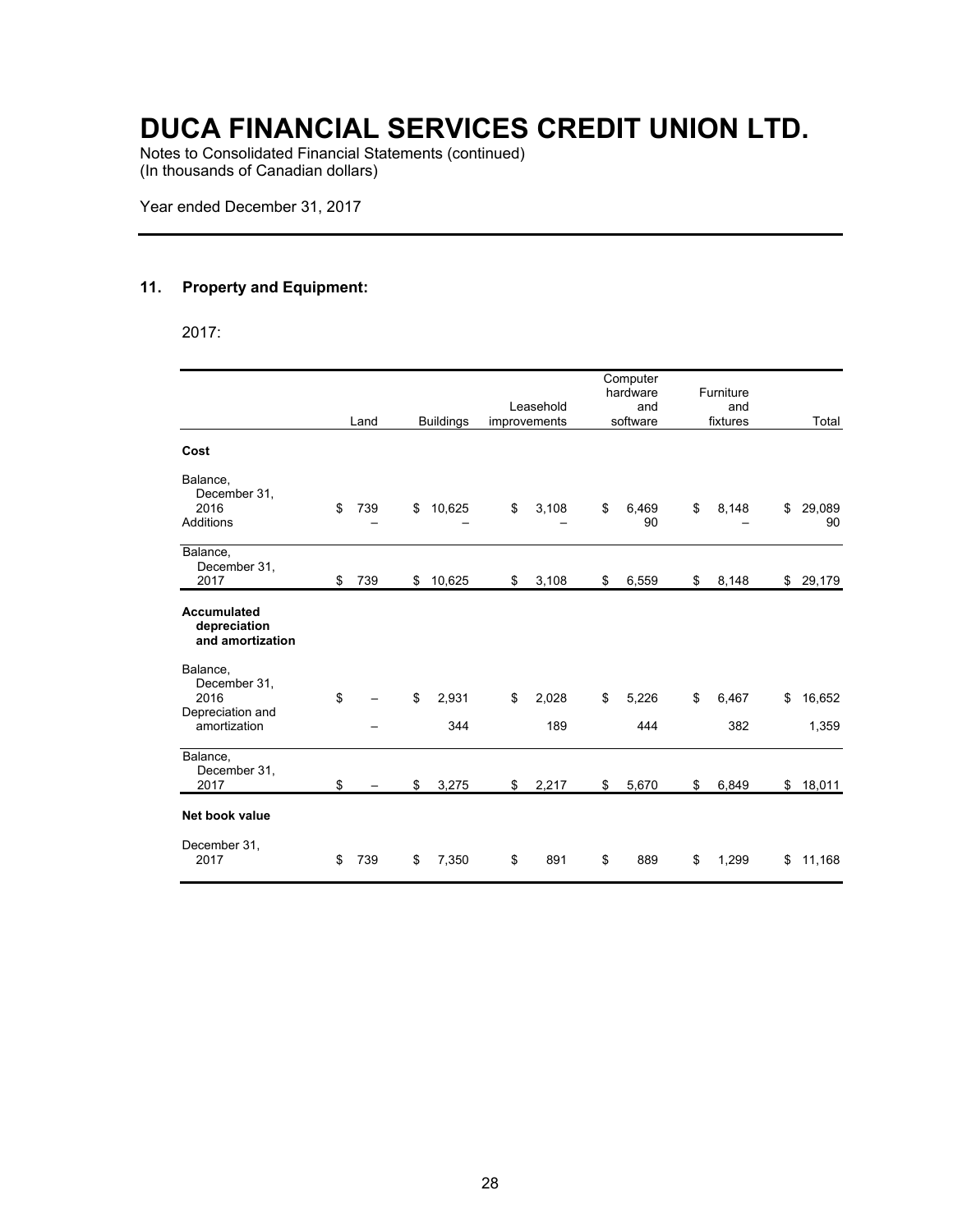# DUCA FINANCIAL SERVICES CREDIT UNION LTD.

Notes to Consolidated Financial Statements (continued)
(In thousands of Canadian dollars)

Year ended December 31, 2017

## 11. Property and Equipment:

2017:

| | Land | Buildings | Leasehold improvements | Computer hardware and software | Furniture and fixtures | Total |
|---|---|---|---|---|---|---|
| **Cost** | | | | | | |
| Balance, December 31, 2016 | $ 739 | $ 10,625 | $ 3,108 | $ 6,469 | $ 8,148 | $ 29,089 |
| Additions | – | – | – | 90 | – | 90 |
| Balance, December 31, 2017 | $ 739 | $ 10,625 | $ 3,108 | $ 6,559 | $ 8,148 | $ 29,179 |
| **Accumulated depreciation and amortization** | | | | | | |
| Balance, December 31, 2016 | $ – | $ 2,931 | $ 2,028 | $ 5,226 | $ 6,467 | $ 16,652 |
| Depreciation and amortization | – | 344 | 189 | 444 | 382 | 1,359 |
| Balance, December 31, 2017 | $ – | $ 3,275 | $ 2,217 | $ 5,670 | $ 6,849 | $ 18,011 |
| **Net book value** | | | | | | |
| December 31, 2017 | $ 739 | $ 7,350 | $ 891 | $ 889 | $ 1,299 | $ 11,168 |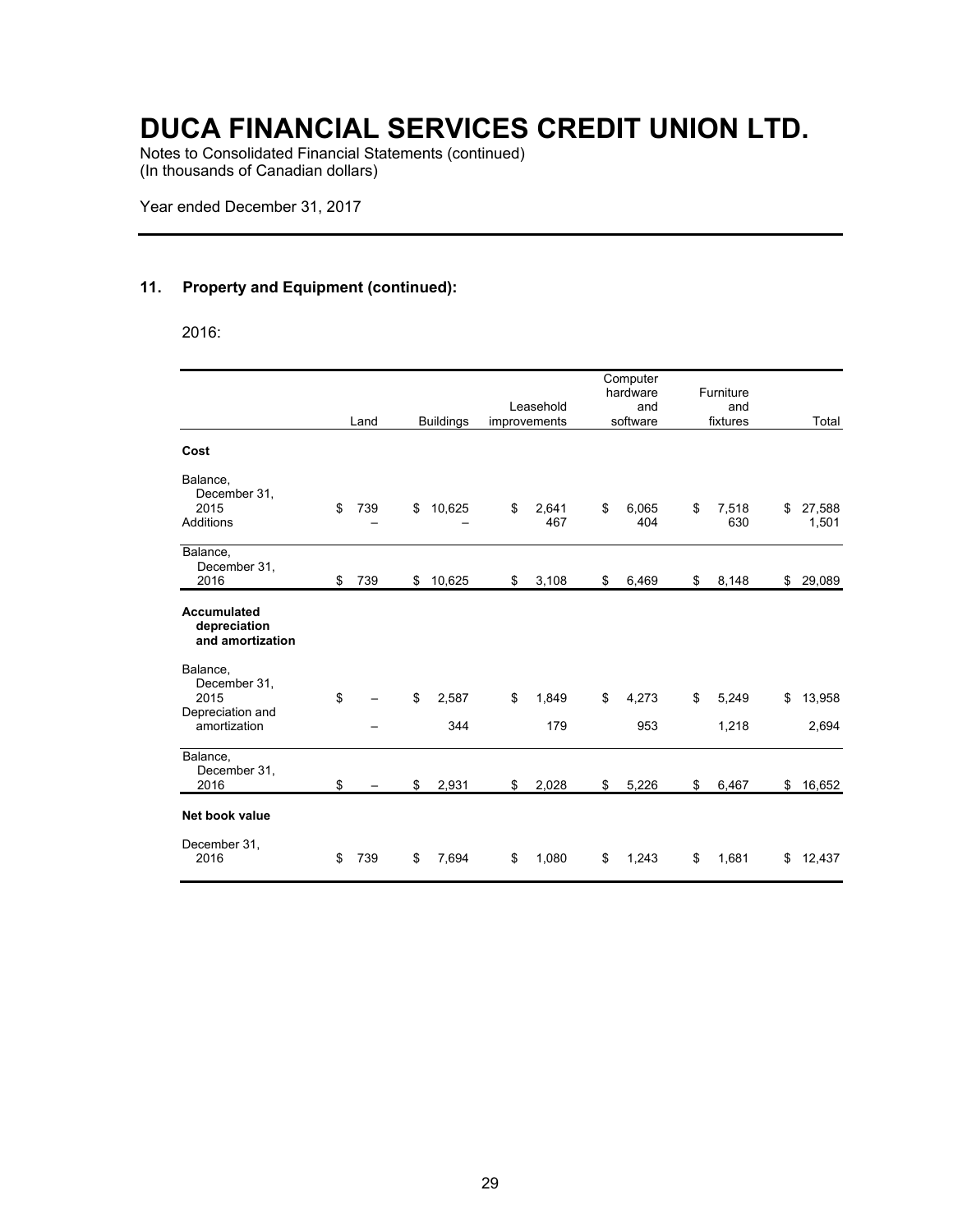# DUCA FINANCIAL SERVICES CREDIT UNION LTD.

Notes to Consolidated Financial Statements (continued)
(In thousands of Canadian dollars)

Year ended December 31, 2017

## 11. Property and Equipment (continued):

2016:

| | Land | Buildings | Leasehold improvements | Computer hardware and software | Furniture and fixtures | Total |
|---|---|---|---|---|---|---|
| **Cost** | | | | | | |
| Balance, December 31, 2015 | $ 739 | $ 10,625 | $ 2,641 | $ 6,065 | $ 7,518 | $ 27,588 |
| Additions | – | – | 467 | 404 | 630 | 1,501 |
| Balance, December 31, 2016 | $ 739 | $ 10,625 | $ 3,108 | $ 6,469 | $ 8,148 | $ 29,089 |
| **Accumulated depreciation and amortization** | | | | | | |
| Balance, December 31, 2015 | $ – | $ 2,587 | $ 1,849 | $ 4,273 | $ 5,249 | $ 13,958 |
| Depreciation and amortization | – | 344 | 179 | 953 | 1,218 | 2,694 |
| Balance, December 31, 2016 | $ – | $ 2,931 | $ 2,028 | $ 5,226 | $ 6,467 | $ 16,652 |
| **Net book value** | | | | | | |
| December 31, 2016 | $ 739 | $ 7,694 | $ 1,080 | $ 1,243 | $ 1,681 | $ 12,437 |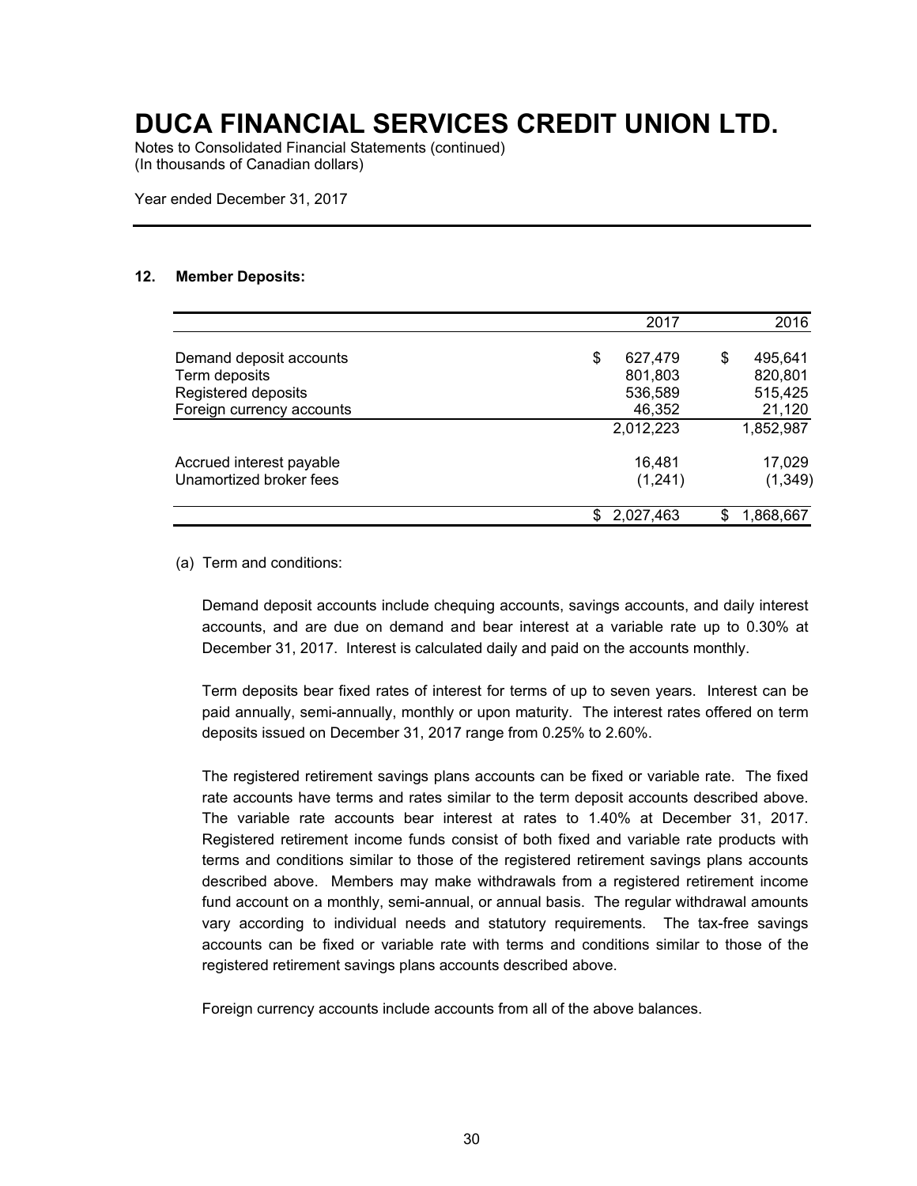# DUCA FINANCIAL SERVICES CREDIT UNION LTD.

Notes to Consolidated Financial Statements (continued)
(In thousands of Canadian dollars)

Year ended December 31, 2017

## 12. Member Deposits:

| | 2017 | 2016 |
|---|---|---|
| Demand deposit accounts | $ 627,479 | $ 495,641 |
| Term deposits | 801,803 | 820,801 |
| Registered deposits | 536,589 | 515,425 |
| Foreign currency accounts | 46,352 | 21,120 |
| | 2,012,223 | 1,852,987 |
| Accrued interest payable | 16,481 | 17,029 |
| Unamortized broker fees | (1,241) | (1,349) |
| | $ 2,027,463 | $ 1,868,667 |

(a) Term and conditions:

Demand deposit accounts include chequing accounts, savings accounts, and daily interest accounts, and are due on demand and bear interest at a variable rate up to 0.30% at December 31, 2017. Interest is calculated daily and paid on the accounts monthly.

Term deposits bear fixed rates of interest for terms of up to seven years. Interest can be paid annually, semi-annually, monthly or upon maturity. The interest rates offered on term deposits issued on December 31, 2017 range from 0.25% to 2.60%.

The registered retirement savings plans accounts can be fixed or variable rate. The fixed rate accounts have terms and rates similar to the term deposit accounts described above. The variable rate accounts bear interest at rates to 1.40% at December 31, 2017. Registered retirement income funds consist of both fixed and variable rate products with terms and conditions similar to those of the registered retirement savings plans accounts described above. Members may make withdrawals from a registered retirement income fund account on a monthly, semi-annual, or annual basis. The regular withdrawal amounts vary according to individual needs and statutory requirements. The tax-free savings accounts can be fixed or variable rate with terms and conditions similar to those of the registered retirement savings plans accounts described above.

Foreign currency accounts include accounts from all of the above balances.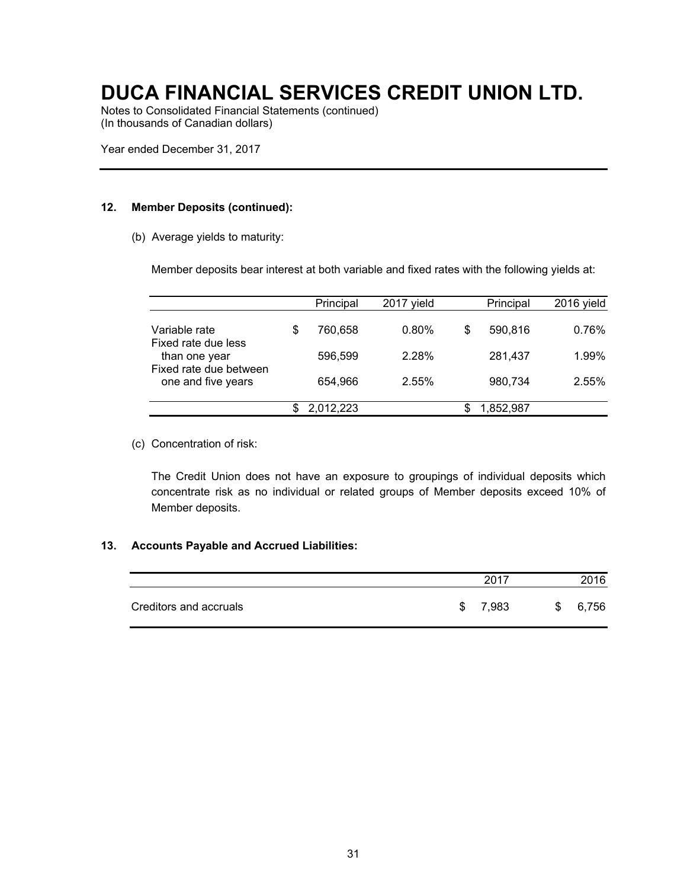# DUCA FINANCIAL SERVICES CREDIT UNION LTD.

Notes to Consolidated Financial Statements (continued)
(In thousands of Canadian dollars)

Year ended December 31, 2017

## 12. Member Deposits (continued):

(b) Average yields to maturity:

Member deposits bear interest at both variable and fixed rates with the following yields at:

| | Principal | 2017 yield | Principal | 2016 yield |
|---|---|---|---|---|
| Variable rate | $ 760,658 | 0.80% | $ 590,816 | 0.76% |
| Fixed rate due less than one year | 596,599 | 2.28% | 281,437 | 1.99% |
| Fixed rate due between one and five years | 654,966 | 2.55% | 980,734 | 2.55% |
| | $ 2,012,223 | | $ 1,852,987 | |

(c) Concentration of risk:

The Credit Union does not have an exposure to groupings of individual deposits which concentrate risk as no individual or related groups of Member deposits exceed 10% of Member deposits.

## 13. Accounts Payable and Accrued Liabilities:

| | 2017 | 2016 |
|---|---|---|
| Creditors and accruals | $ 7,983 | $ 6,756 |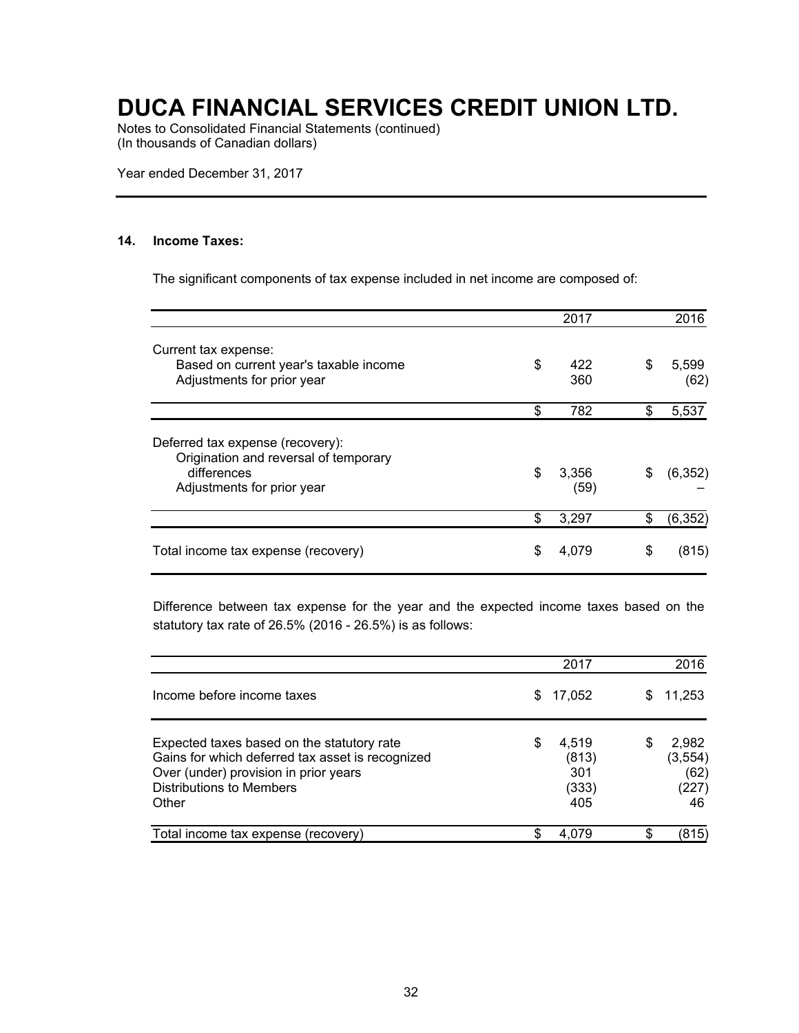# DUCA FINANCIAL SERVICES CREDIT UNION LTD.

Notes to Consolidated Financial Statements (continued)
(In thousands of Canadian dollars)

Year ended December 31, 2017

## 14. Income Taxes:

The significant components of tax expense included in net income are composed of:

| | 2017 | 2016 |
|---|---|---|
| Current tax expense: | | |
| Based on current year's taxable income | $ 422 | $ 5,599 |
| Adjustments for prior year | 360 | (62) |
| | $ 782 | $ 5,537 |
| Deferred tax expense (recovery): | | |
| Origination and reversal of temporary differences | $ 3,356 | $ (6,352) |
| Adjustments for prior year | (59) | – |
| | $ 3,297 | $ (6,352) |
| Total income tax expense (recovery) | $ 4,079 | $ (815) |

Difference between tax expense for the year and the expected income taxes based on the statutory tax rate of 26.5% (2016 - 26.5%) is as follows:

| | 2017 | 2016 |
|---|---|---|
| Income before income taxes | $ 17,052 | $ 11,253 |
| Expected taxes based on the statutory rate | $ 4,519 | $ 2,982 |
| Gains for which deferred tax asset is recognized | (813) | (3,554) |
| Over (under) provision in prior years | 301 | (62) |
| Distributions to Members | (333) | (227) |
| Other | 405 | 46 |
| Total income tax expense (recovery) | $ 4,079 | $ (815) |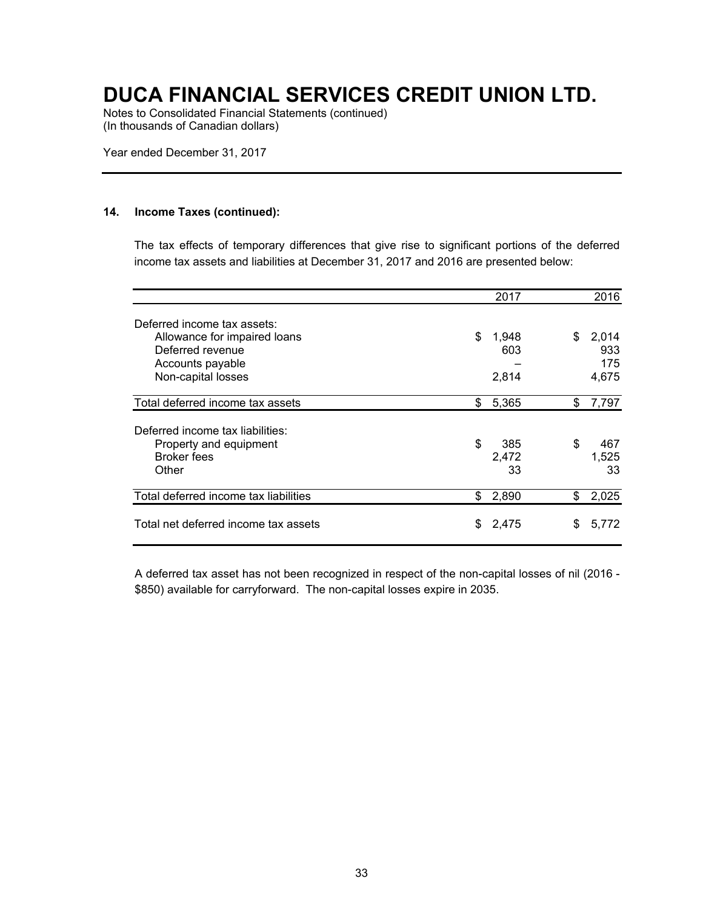# DUCA FINANCIAL SERVICES CREDIT UNION LTD.

Notes to Consolidated Financial Statements (continued)
(In thousands of Canadian dollars)

Year ended December 31, 2017

### 14. Income Taxes (continued):

The tax effects of temporary differences that give rise to significant portions of the deferred income tax assets and liabilities at December 31, 2017 and 2016 are presented below:

| | 2017 | 2016 |
|---|---|---|
| Deferred income tax assets: | | |
| Allowance for impaired loans | $ 1,948 | $ 2,014 |
| Deferred revenue | 603 | 933 |
| Accounts payable | – | 175 |
| Non-capital losses | 2,814 | 4,675 |
| Total deferred income tax assets | $ 5,365 | $ 7,797 |
| Deferred income tax liabilities: | | |
| Property and equipment | $ 385 | $ 467 |
| Broker fees | 2,472 | 1,525 |
| Other | 33 | 33 |
| Total deferred income tax liabilities | $ 2,890 | $ 2,025 |
| Total net deferred income tax assets | $ 2,475 | $ 5,772 |

A deferred tax asset has not been recognized in respect of the non-capital losses of nil (2016 - $850) available for carryforward. The non-capital losses expire in 2035.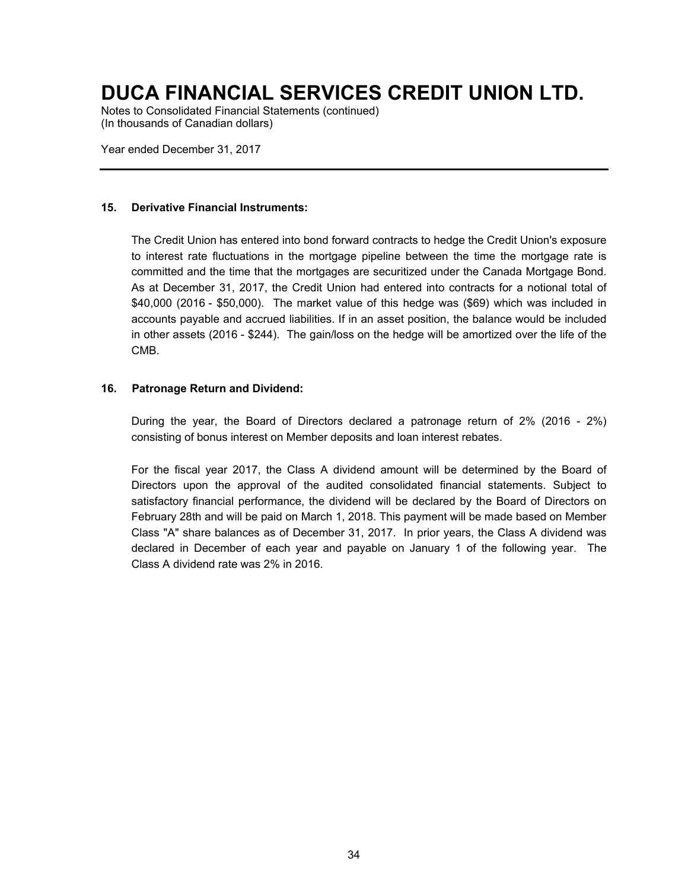# DUCA FINANCIAL SERVICES CREDIT UNION LTD.

Notes to Consolidated Financial Statements (continued)
(In thousands of Canadian dollars)

Year ended December 31, 2017

## 15. Derivative Financial Instruments:

The Credit Union has entered into bond forward contracts to hedge the Credit Union's exposure to interest rate fluctuations in the mortgage pipeline between the time the mortgage rate is committed and the time that the mortgages are securitized under the Canada Mortgage Bond. As at December 31, 2017, the Credit Union had entered into contracts for a notional total of $40,000 (2016 - $50,000). The market value of this hedge was ($69) which was included in accounts payable and accrued liabilities. If in an asset position, the balance would be included in other assets (2016 - $244). The gain/loss on the hedge will be amortized over the life of the CMB.

## 16. Patronage Return and Dividend:

During the year, the Board of Directors declared a patronage return of 2% (2016 - 2%) consisting of bonus interest on Member deposits and loan interest rebates.

For the fiscal year 2017, the Class A dividend amount will be determined by the Board of Directors upon the approval of the audited consolidated financial statements. Subject to satisfactory financial performance, the dividend will be declared by the Board of Directors on February 28th and will be paid on March 1, 2018. This payment will be made based on Member Class "A" share balances as of December 31, 2017. In prior years, the Class A dividend was declared in December of each year and payable on January 1 of the following year. The Class A dividend rate was 2% in 2016.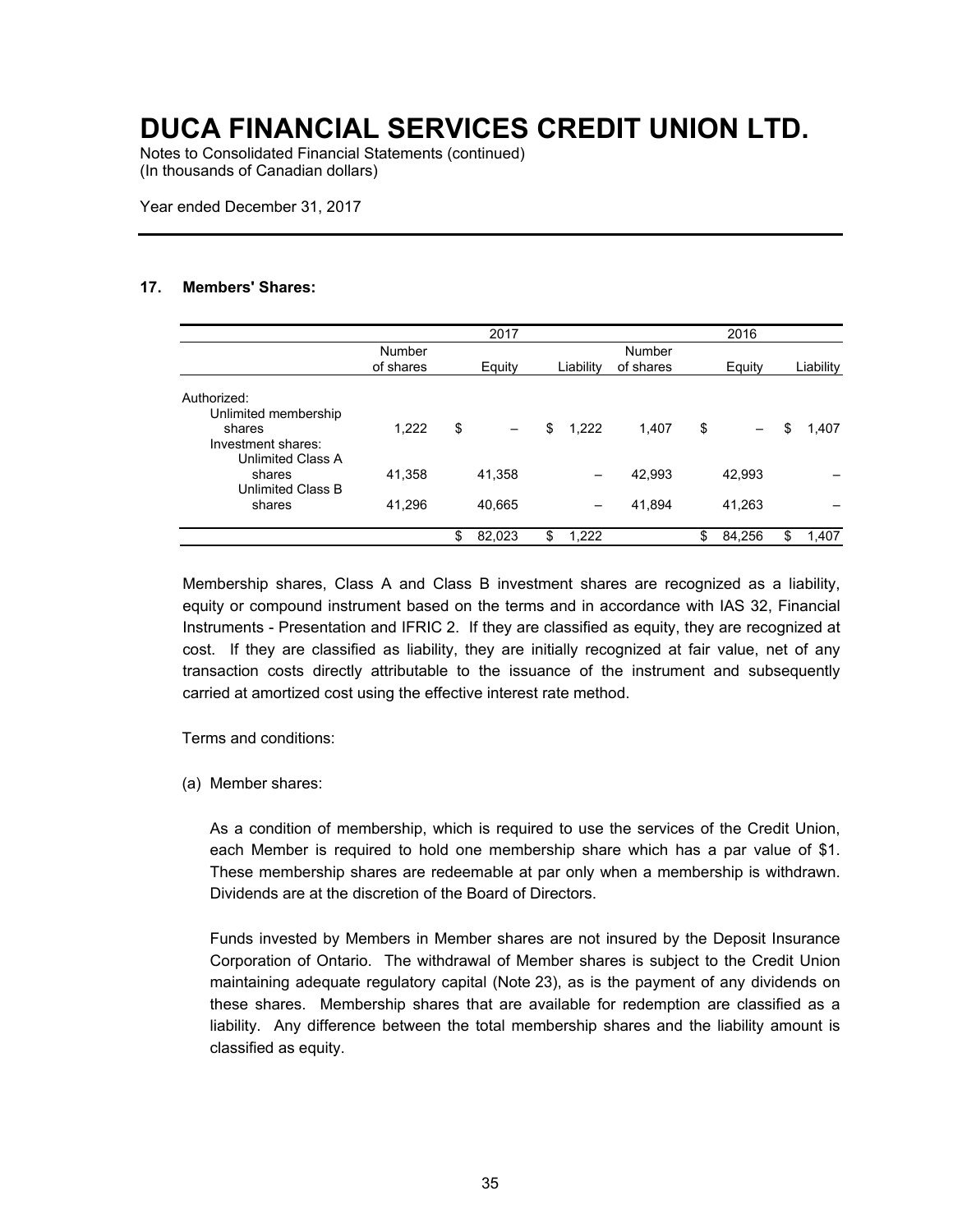# DUCA FINANCIAL SERVICES CREDIT UNION LTD.

Notes to Consolidated Financial Statements (continued)
(In thousands of Canadian dollars)

Year ended December 31, 2017

## 17. Members' Shares:

| | 2017 | | | 2016 | | |
|---|---|---|---|---|---|---|
| | Number of shares | Equity | Liability | Number of shares | Equity | Liability |
| Authorized: | | | | | | |
| Unlimited membership shares | 1,222 | $ – | $ 1,222 | 1,407 | $ – | $ 1,407 |
| Investment shares: | | | | | | |
| Unlimited Class A shares | 41,358 | 41,358 | – | 42,993 | 42,993 | – |
| Unlimited Class B shares | 41,296 | 40,665 | – | 41,894 | 41,263 | – |
| | | $ 82,023 | $ 1,222 | | $ 84,256 | $ 1,407 |

Membership shares, Class A and Class B investment shares are recognized as a liability, equity or compound instrument based on the terms and in accordance with IAS 32, Financial Instruments - Presentation and IFRIC 2. If they are classified as equity, they are recognized at cost. If they are classified as liability, they are initially recognized at fair value, net of any transaction costs directly attributable to the issuance of the instrument and subsequently carried at amortized cost using the effective interest rate method.

Terms and conditions:

(a) Member shares:

As a condition of membership, which is required to use the services of the Credit Union, each Member is required to hold one membership share which has a par value of $1. These membership shares are redeemable at par only when a membership is withdrawn. Dividends are at the discretion of the Board of Directors.

Funds invested by Members in Member shares are not insured by the Deposit Insurance Corporation of Ontario. The withdrawal of Member shares is subject to the Credit Union maintaining adequate regulatory capital (Note 23), as is the payment of any dividends on these shares. Membership shares that are available for redemption are classified as a liability. Any difference between the total membership shares and the liability amount is classified as equity.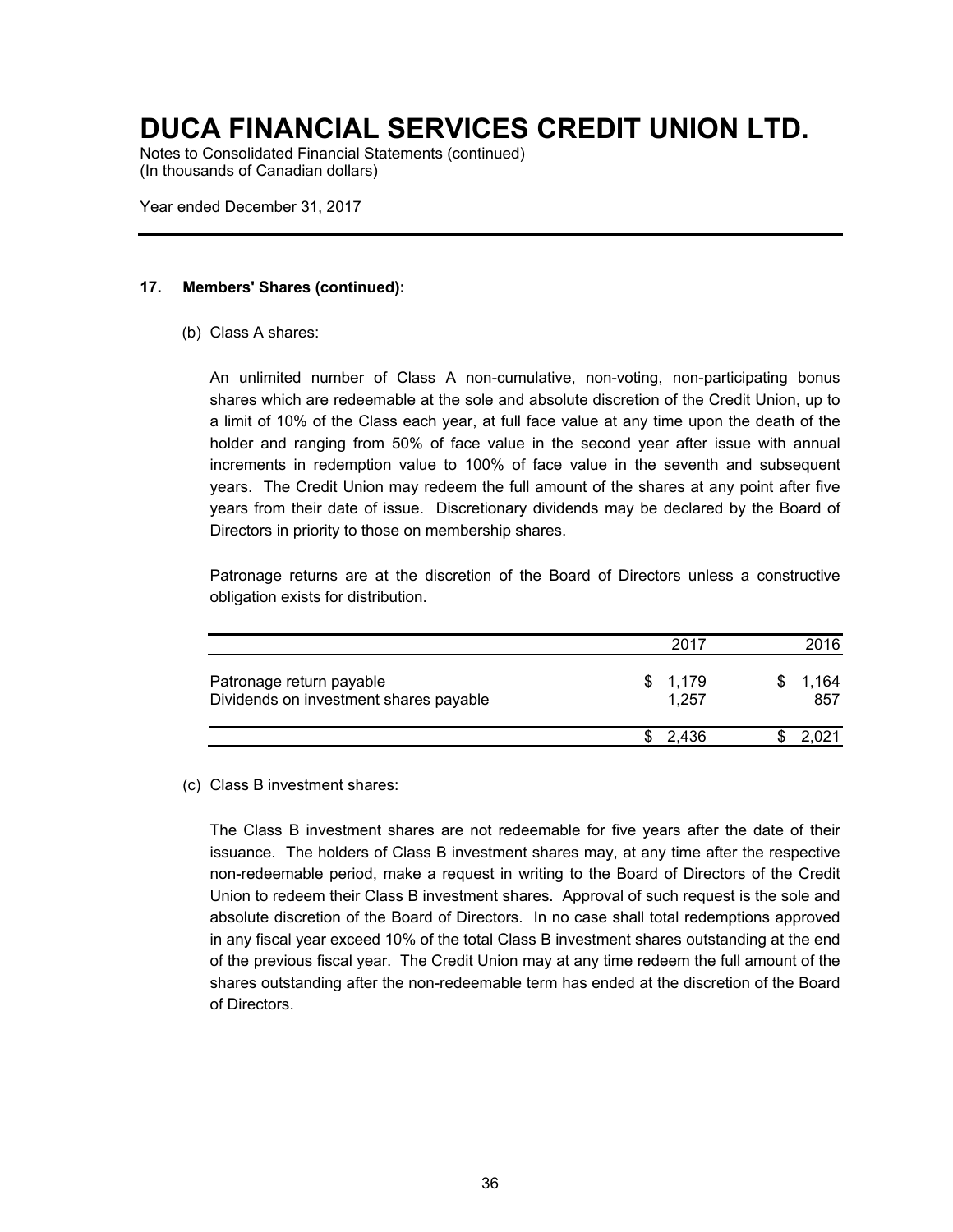# DUCA FINANCIAL SERVICES CREDIT UNION LTD.

Notes to Consolidated Financial Statements (continued)
(In thousands of Canadian dollars)

Year ended December 31, 2017

## 17. Members' Shares (continued):

(b) Class A shares:

An unlimited number of Class A non-cumulative, non-voting, non-participating bonus shares which are redeemable at the sole and absolute discretion of the Credit Union, up to a limit of 10% of the Class each year, at full face value at any time upon the death of the holder and ranging from 50% of face value in the second year after issue with annual increments in redemption value to 100% of face value in the seventh and subsequent years. The Credit Union may redeem the full amount of the shares at any point after five years from their date of issue. Discretionary dividends may be declared by the Board of Directors in priority to those on membership shares.

Patronage returns are at the discretion of the Board of Directors unless a constructive obligation exists for distribution.

| | 2017 | 2016 |
|---|---|---|
| Patronage return payable | $ 1,179 | $ 1,164 |
| Dividends on investment shares payable | 1,257 | 857 |
| | $ 2,436 | $ 2,021 |

(c) Class B investment shares:

The Class B investment shares are not redeemable for five years after the date of their issuance. The holders of Class B investment shares may, at any time after the respective non-redeemable period, make a request in writing to the Board of Directors of the Credit Union to redeem their Class B investment shares. Approval of such request is the sole and absolute discretion of the Board of Directors. In no case shall total redemptions approved in any fiscal year exceed 10% of the total Class B investment shares outstanding at the end of the previous fiscal year. The Credit Union may at any time redeem the full amount of the shares outstanding after the non-redeemable term has ended at the discretion of the Board of Directors.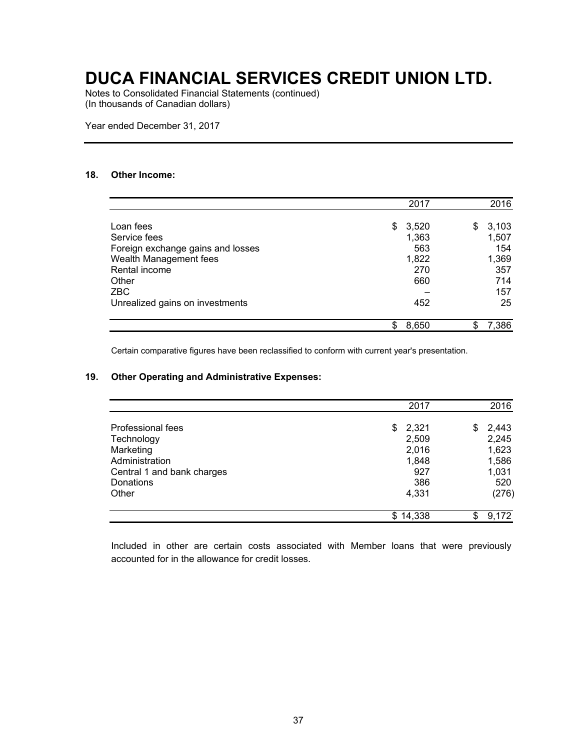# DUCA FINANCIAL SERVICES CREDIT UNION LTD.

Notes to Consolidated Financial Statements (continued)
(In thousands of Canadian dollars)

Year ended December 31, 2017

## 18. Other Income:

| | 2017 | 2016 |
|---|---|---|
| Loan fees | $ 3,520 | $ 3,103 |
| Service fees | 1,363 | 1,507 |
| Foreign exchange gains and losses | 563 | 154 |
| Wealth Management fees | 1,822 | 1,369 |
| Rental income | 270 | 357 |
| Other | 660 | 714 |
| ZBC | – | 157 |
| Unrealized gains on investments | 452 | 25 |
| | $ 8,650 | $ 7,386 |

Certain comparative figures have been reclassified to conform with current year's presentation.

## 19. Other Operating and Administrative Expenses:

| | 2017 | 2016 |
|---|---|---|
| Professional fees | $ 2,321 | $ 2,443 |
| Technology | 2,509 | 2,245 |
| Marketing | 2,016 | 1,623 |
| Administration | 1,848 | 1,586 |
| Central 1 and bank charges | 927 | 1,031 |
| Donations | 386 | 520 |
| Other | 4,331 | (276) |
| | $ 14,338 | $ 9,172 |

Included in other are certain costs associated with Member loans that were previously accounted for in the allowance for credit losses.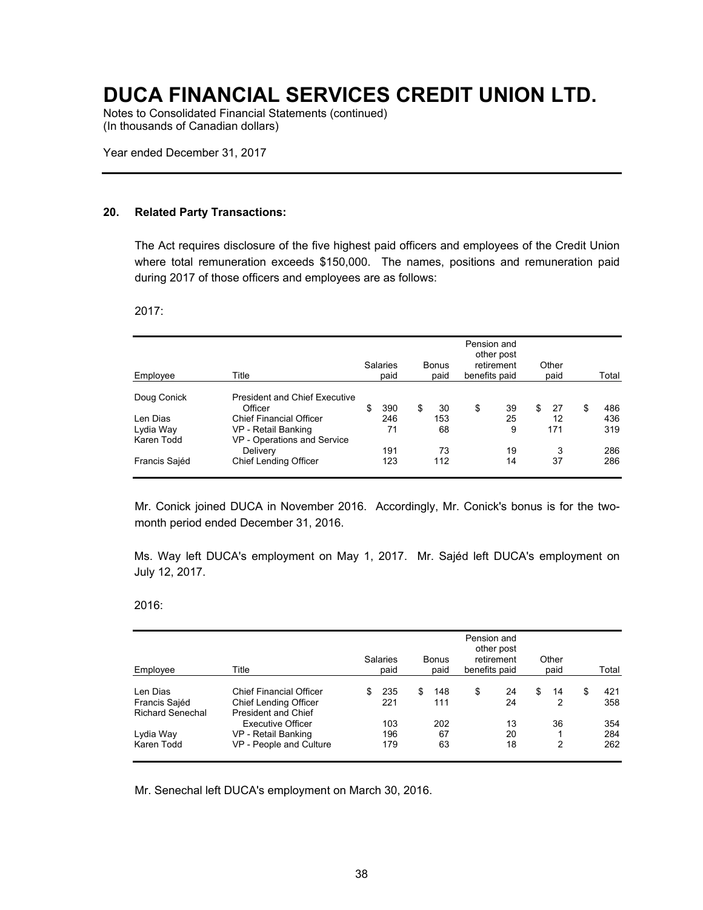# DUCA FINANCIAL SERVICES CREDIT UNION LTD.

Notes to Consolidated Financial Statements (continued)
(In thousands of Canadian dollars)

Year ended December 31, 2017

## 20. Related Party Transactions:

The Act requires disclosure of the five highest paid officers and employees of the Credit Union where total remuneration exceeds $150,000. The names, positions and remuneration paid during 2017 of those officers and employees are as follows:

2017:

| Employee | Title | Salaries paid | Bonus paid | Pension and other post retirement benefits paid | Other paid | Total |
|---|---|---|---|---|---|---|
| Doug Conick | President and Chief Executive Officer | $ 390 | $ 30 | $ 39 | $ 27 | $ 486 |
| Len Dias | Chief Financial Officer | 246 | 153 | 25 | 12 | 436 |
| Lydia Way | VP - Retail Banking | 71 | 68 | 9 | 171 | 319 |
| Karen Todd | VP - Operations and Service Delivery | 191 | 73 | 19 | 3 | 286 |
| Francis Sajéd | Chief Lending Officer | 123 | 112 | 14 | 37 | 286 |

Mr. Conick joined DUCA in November 2016. Accordingly, Mr. Conick's bonus is for the two-month period ended December 31, 2016.

Ms. Way left DUCA's employment on May 1, 2017. Mr. Sajéd left DUCA's employment on July 12, 2017.

2016:

| Employee | Title | Salaries paid | Bonus paid | Pension and other post retirement benefits paid | Other paid | Total |
|---|---|---|---|---|---|---|
| Len Dias | Chief Financial Officer | $ 235 | $ 148 | $ 24 | $ 14 | $ 421 |
| Francis Sajéd | Chief Lending Officer | 221 | 111 | 24 | 2 | 358 |
| Richard Senechal | President and Chief Executive Officer | 103 | 202 | 13 | 36 | 354 |
| Lydia Way | VP - Retail Banking | 196 | 67 | 20 | 1 | 284 |
| Karen Todd | VP - People and Culture | 179 | 63 | 18 | 2 | 262 |

Mr. Senechal left DUCA's employment on March 30, 2016.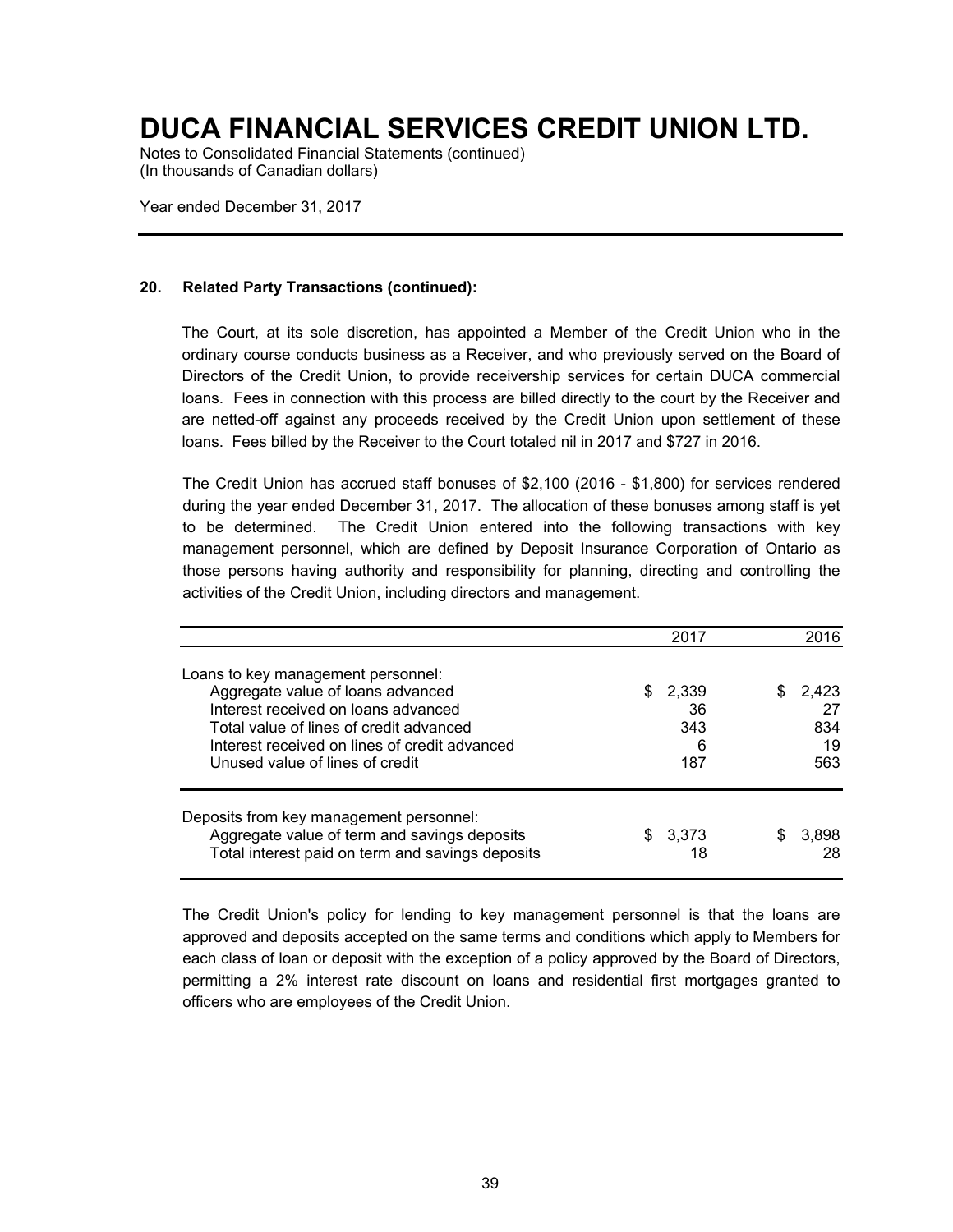# DUCA FINANCIAL SERVICES CREDIT UNION LTD.

Notes to Consolidated Financial Statements (continued)
(In thousands of Canadian dollars)

Year ended December 31, 2017

## 20. Related Party Transactions (continued):

The Court, at its sole discretion, has appointed a Member of the Credit Union who in the ordinary course conducts business as a Receiver, and who previously served on the Board of Directors of the Credit Union, to provide receivership services for certain DUCA commercial loans. Fees in connection with this process are billed directly to the court by the Receiver and are netted-off against any proceeds received by the Credit Union upon settlement of these loans. Fees billed by the Receiver to the Court totaled nil in 2017 and $727 in 2016.

The Credit Union has accrued staff bonuses of $2,100 (2016 - $1,800) for services rendered during the year ended December 31, 2017. The allocation of these bonuses among staff is yet to be determined. The Credit Union entered into the following transactions with key management personnel, which are defined by Deposit Insurance Corporation of Ontario as those persons having authority and responsibility for planning, directing and controlling the activities of the Credit Union, including directors and management.

| | 2017 | 2016 |
|---|---|---|
| Loans to key management personnel: | | |
| Aggregate value of loans advanced | $ 2,339 | $ 2,423 |
| Interest received on loans advanced | 36 | 27 |
| Total value of lines of credit advanced | 343 | 834 |
| Interest received on lines of credit advanced | 6 | 19 |
| Unused value of lines of credit | 187 | 563 |
| Deposits from key management personnel: | | |
| Aggregate value of term and savings deposits | $ 3,373 | $ 3,898 |
| Total interest paid on term and savings deposits | 18 | 28 |

The Credit Union's policy for lending to key management personnel is that the loans are approved and deposits accepted on the same terms and conditions which apply to Members for each class of loan or deposit with the exception of a policy approved by the Board of Directors, permitting a 2% interest rate discount on loans and residential first mortgages granted to officers who are employees of the Credit Union.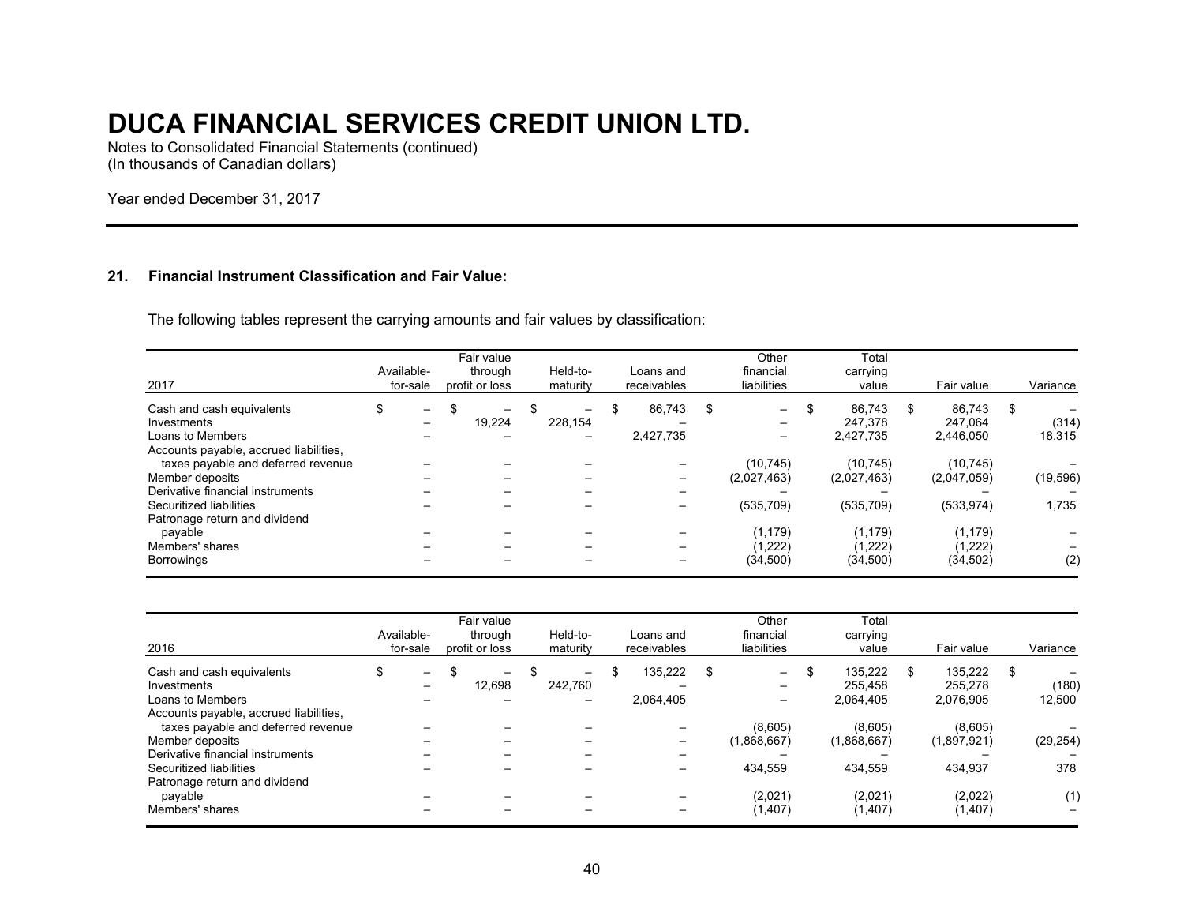# DUCA FINANCIAL SERVICES CREDIT UNION LTD.

Notes to Consolidated Financial Statements (continued)
(In thousands of Canadian dollars)

Year ended December 31, 2017

## 21. Financial Instrument Classification and Fair Value:

The following tables represent the carrying amounts and fair values by classification:

| 2017 | Available-for-sale | Fair value through profit or loss | Held-to-maturity | Loans and receivables | Other financial liabilities | Total carrying value | Fair value | Variance |
|---|---|---|---|---|---|---|---|---|
| Cash and cash equivalents | $ – | $ – | $ – | $ 86,743 | $ – | $ 86,743 | $ 86,743 | $ – |
| Investments | – | 19,224 | 228,154 | – | – | 247,378 | 247,064 | (314) |
| Loans to Members | – | – | – | 2,427,735 | – | 2,427,735 | 2,446,050 | 18,315 |
| Accounts payable, accrued liabilities, taxes payable and deferred revenue | – | – | – | – | (10,745) | (10,745) | (10,745) | – |
| Member deposits | – | – | – | – | (2,027,463) | (2,027,463) | (2,047,059) | (19,596) |
| Derivative financial instruments | – | – | – | – | – | – | – | – |
| Securitized liabilities | – | – | – | – | (535,709) | (535,709) | (533,974) | 1,735 |
| Patronage return and dividend payable | – | – | – | – | (1,179) | (1,179) | (1,179) | – |
| Members' shares | – | – | – | – | (1,222) | (1,222) | (1,222) | – |
| Borrowings | – | – | – | – | (34,500) | (34,500) | (34,502) | (2) |

| 2016 | Available-for-sale | Fair value through profit or loss | Held-to-maturity | Loans and receivables | Other financial liabilities | Total carrying value | Fair value | Variance |
|---|---|---|---|---|---|---|---|---|
| Cash and cash equivalents | $ – | $ – | $ – | $ 135,222 | $ – | $ 135,222 | $ 135,222 | $ – |
| Investments | – | 12,698 | 242,760 | – | – | 255,458 | 255,278 | (180) |
| Loans to Members | – | – | – | 2,064,405 | – | 2,064,405 | 2,076,905 | 12,500 |
| Accounts payable, accrued liabilities, taxes payable and deferred revenue | – | – | – | – | (8,605) | (8,605) | (8,605) | – |
| Member deposits | – | – | – | – | (1,868,667) | (1,868,667) | (1,897,921) | (29,254) |
| Derivative financial instruments | – | – | – | – | – | – | – | – |
| Securitized liabilities | – | – | – | – | 434,559 | 434,559 | 434,937 | 378 |
| Patronage return and dividend payable | – | – | – | – | (2,021) | (2,021) | (2,022) | (1) |
| Members' shares | – | – | – | – | (1,407) | (1,407) | (1,407) | – |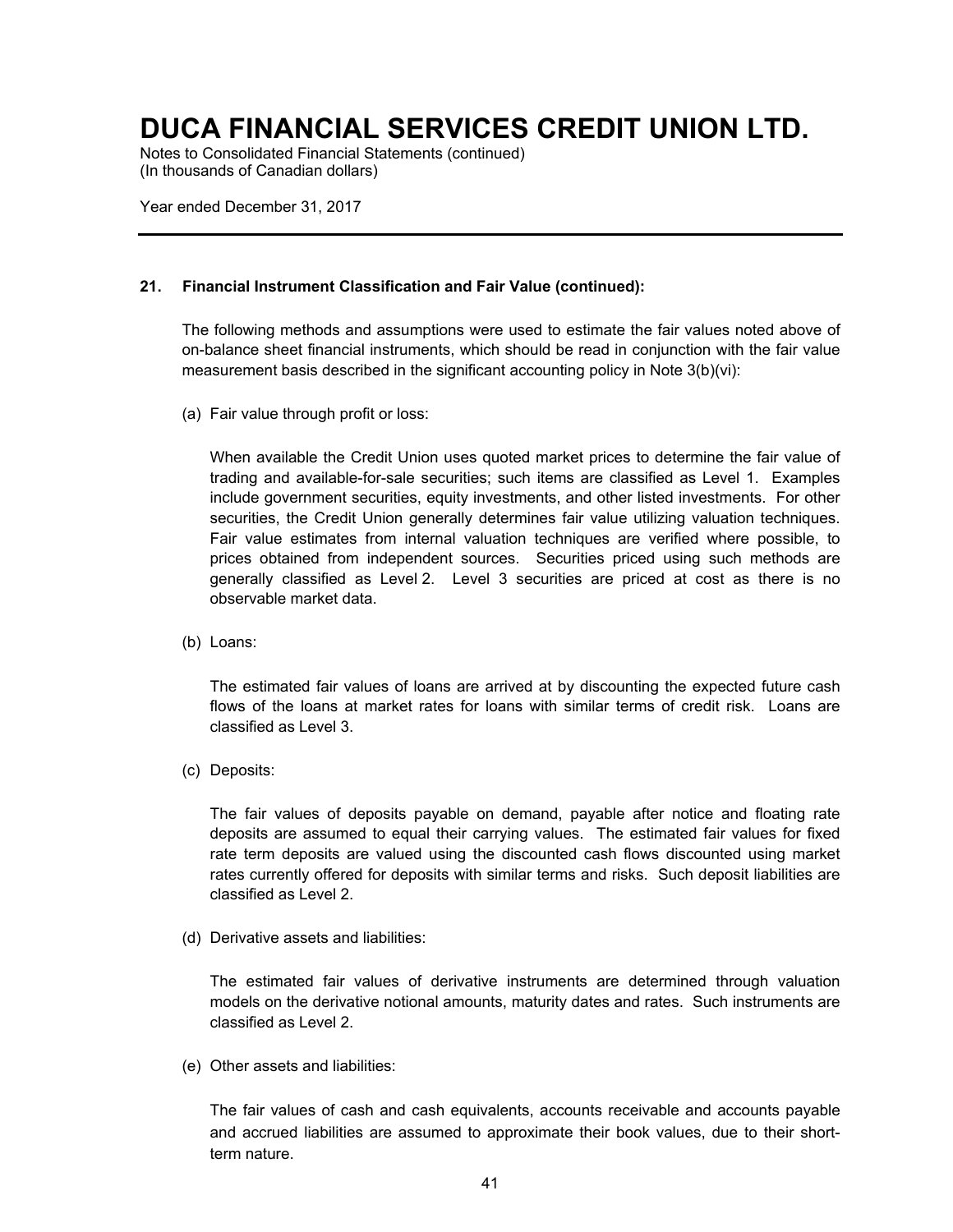# DUCA FINANCIAL SERVICES CREDIT UNION LTD.

Notes to Consolidated Financial Statements (continued)
(In thousands of Canadian dollars)

Year ended December 31, 2017

---

### 21. Financial Instrument Classification and Fair Value (continued):

The following methods and assumptions were used to estimate the fair values noted above of on-balance sheet financial instruments, which should be read in conjunction with the fair value measurement basis described in the significant accounting policy in Note 3(b)(vi):

(a) Fair value through profit or loss:

When available the Credit Union uses quoted market prices to determine the fair value of trading and available-for-sale securities; such items are classified as Level 1. Examples include government securities, equity investments, and other listed investments. For other securities, the Credit Union generally determines fair value utilizing valuation techniques. Fair value estimates from internal valuation techniques are verified where possible, to prices obtained from independent sources. Securities priced using such methods are generally classified as Level 2. Level 3 securities are priced at cost as there is no observable market data.

(b) Loans:

The estimated fair values of loans are arrived at by discounting the expected future cash flows of the loans at market rates for loans with similar terms of credit risk. Loans are classified as Level 3.

(c) Deposits:

The fair values of deposits payable on demand, payable after notice and floating rate deposits are assumed to equal their carrying values. The estimated fair values for fixed rate term deposits are valued using the discounted cash flows discounted using market rates currently offered for deposits with similar terms and risks. Such deposit liabilities are classified as Level 2.

(d) Derivative assets and liabilities:

The estimated fair values of derivative instruments are determined through valuation models on the derivative notional amounts, maturity dates and rates. Such instruments are classified as Level 2.

(e) Other assets and liabilities:

The fair values of cash and cash equivalents, accounts receivable and accounts payable and accrued liabilities are assumed to approximate their book values, due to their short-term nature.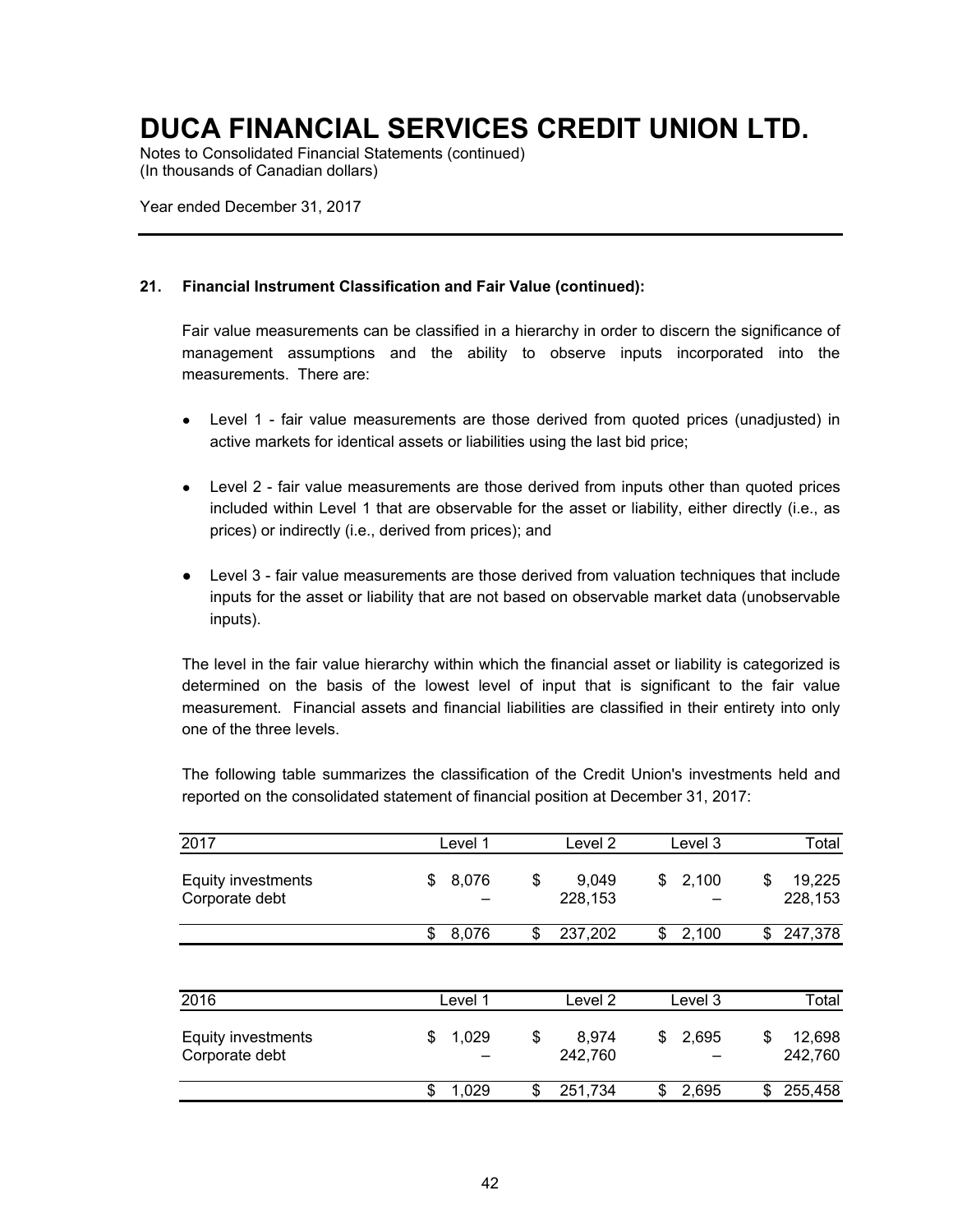# DUCA FINANCIAL SERVICES CREDIT UNION LTD.

Notes to Consolidated Financial Statements (continued)
(In thousands of Canadian dollars)

Year ended December 31, 2017

## 21. Financial Instrument Classification and Fair Value (continued):

Fair value measurements can be classified in a hierarchy in order to discern the significance of management assumptions and the ability to observe inputs incorporated into the measurements. There are:

- Level 1 - fair value measurements are those derived from quoted prices (unadjusted) in active markets for identical assets or liabilities using the last bid price;
- Level 2 - fair value measurements are those derived from inputs other than quoted prices included within Level 1 that are observable for the asset or liability, either directly (i.e., as prices) or indirectly (i.e., derived from prices); and
- Level 3 - fair value measurements are those derived from valuation techniques that include inputs for the asset or liability that are not based on observable market data (unobservable inputs).

The level in the fair value hierarchy within which the financial asset or liability is categorized is determined on the basis of the lowest level of input that is significant to the fair value measurement. Financial assets and financial liabilities are classified in their entirety into only one of the three levels.

The following table summarizes the classification of the Credit Union's investments held and reported on the consolidated statement of financial position at December 31, 2017:

| 2017 | Level 1 | Level 2 | Level 3 | Total |
|---|---|---|---|---|
| Equity investments | $ 8,076 | $ 9,049 | $ 2,100 | $ 19,225 |
| Corporate debt | – | 228,153 | – | 228,153 |
| | $ 8,076 | $ 237,202 | $ 2,100 | $ 247,378 |

| 2016 | Level 1 | Level 2 | Level 3 | Total |
|---|---|---|---|---|
| Equity investments | $ 1,029 | $ 8,974 | $ 2,695 | $ 12,698 |
| Corporate debt | – | 242,760 | – | 242,760 |
| | $ 1,029 | $ 251,734 | $ 2,695 | $ 255,458 |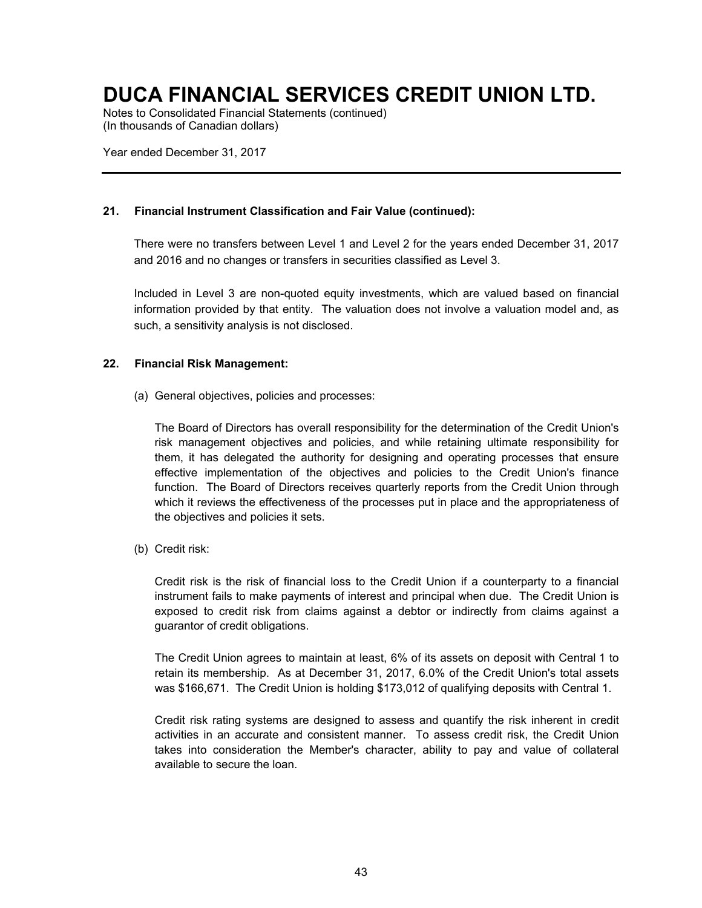### 21. Financial Instrument Classification and Fair Value (continued):

There were no transfers between Level 1 and Level 2 for the years ended December 31, 2017 and 2016 and no changes or transfers in securities classified as Level 3.

Included in Level 3 are non-quoted equity investments, which are valued based on financial information provided by that entity. The valuation does not involve a valuation model and, as such, a sensitivity analysis is not disclosed.

### 22. Financial Risk Management:

(a) General objectives, policies and processes:

The Board of Directors has overall responsibility for the determination of the Credit Union's risk management objectives and policies, and while retaining ultimate responsibility for them, it has delegated the authority for designing and operating processes that ensure effective implementation of the objectives and policies to the Credit Union's finance function. The Board of Directors receives quarterly reports from the Credit Union through which it reviews the effectiveness of the processes put in place and the appropriateness of the objectives and policies it sets.

(b) Credit risk:

Credit risk is the risk of financial loss to the Credit Union if a counterparty to a financial instrument fails to make payments of interest and principal when due. The Credit Union is exposed to credit risk from claims against a debtor or indirectly from claims against a guarantor of credit obligations.

The Credit Union agrees to maintain at least, 6% of its assets on deposit with Central 1 to retain its membership. As at December 31, 2017, 6.0% of the Credit Union's total assets was $166,671. The Credit Union is holding $173,012 of qualifying deposits with Central 1.

Credit risk rating systems are designed to assess and quantify the risk inherent in credit activities in an accurate and consistent manner. To assess credit risk, the Credit Union takes into consideration the Member's character, ability to pay and value of collateral available to secure the loan.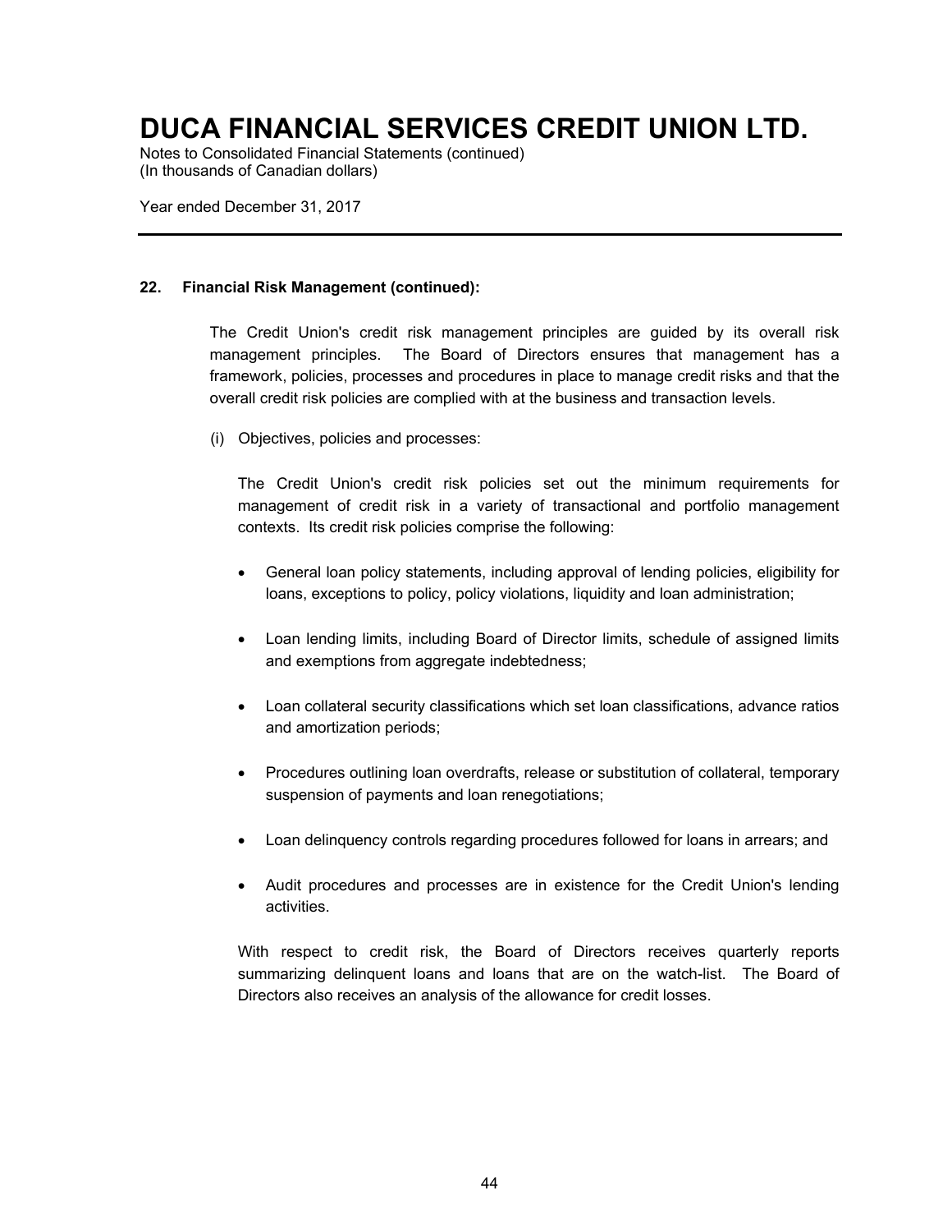## 22. Financial Risk Management (continued):

The Credit Union's credit risk management principles are guided by its overall risk management principles. The Board of Directors ensures that management has a framework, policies, processes and procedures in place to manage credit risks and that the overall credit risk policies are complied with at the business and transaction levels.

(i) Objectives, policies and processes:

The Credit Union's credit risk policies set out the minimum requirements for management of credit risk in a variety of transactional and portfolio management contexts. Its credit risk policies comprise the following:

- General loan policy statements, including approval of lending policies, eligibility for loans, exceptions to policy, policy violations, liquidity and loan administration;
- Loan lending limits, including Board of Director limits, schedule of assigned limits and exemptions from aggregate indebtedness;
- Loan collateral security classifications which set loan classifications, advance ratios and amortization periods;
- Procedures outlining loan overdrafts, release or substitution of collateral, temporary suspension of payments and loan renegotiations;
- Loan delinquency controls regarding procedures followed for loans in arrears; and
- Audit procedures and processes are in existence for the Credit Union's lending activities.

With respect to credit risk, the Board of Directors receives quarterly reports summarizing delinquent loans and loans that are on the watch-list. The Board of Directors also receives an analysis of the allowance for credit losses.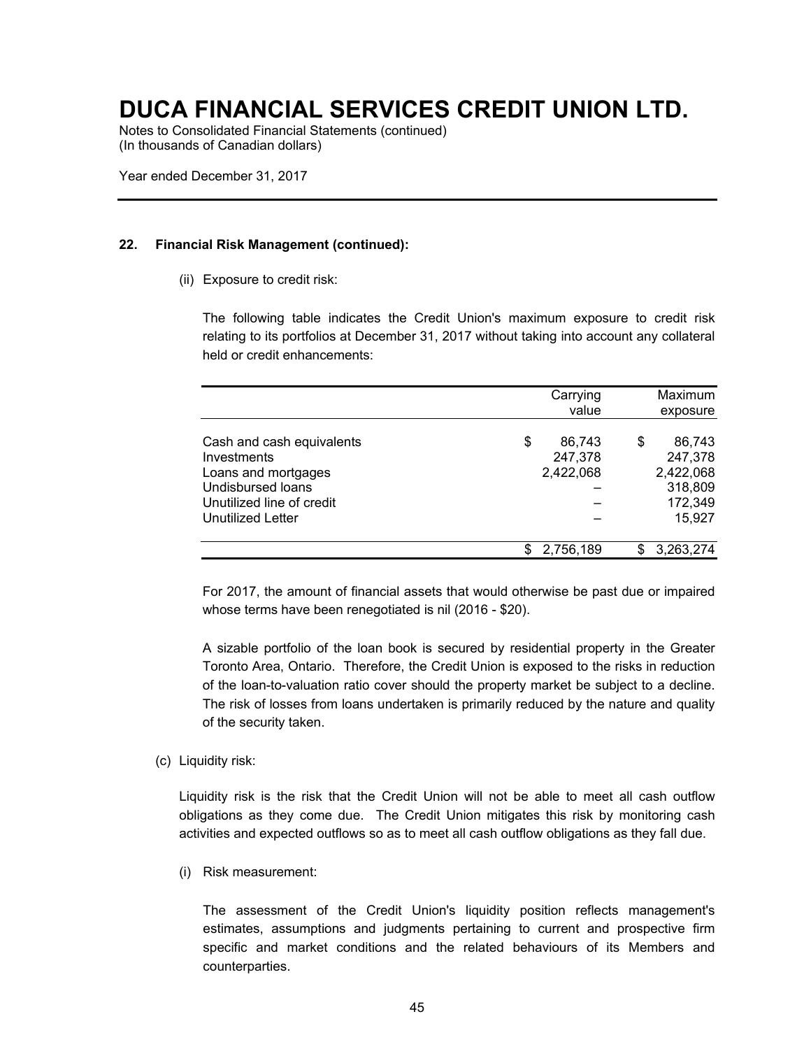# DUCA FINANCIAL SERVICES CREDIT UNION LTD.

Notes to Consolidated Financial Statements (continued)
(In thousands of Canadian dollars)

Year ended December 31, 2017

---

**22. Financial Risk Management (continued):**

(ii) Exposure to credit risk:

The following table indicates the Credit Union's maximum exposure to credit risk relating to its portfolios at December 31, 2017 without taking into account any collateral held or credit enhancements:

| | Carrying value | Maximum exposure |
|---|---|---|
| Cash and cash equivalents | $ 86,743 | $ 86,743 |
| Investments | 247,378 | 247,378 |
| Loans and mortgages | 2,422,068 | 2,422,068 |
| Undisbursed loans | – | 318,809 |
| Unutilized line of credit | – | 172,349 |
| Unutilized Letter | – | 15,927 |
| | $ 2,756,189 | $ 3,263,274 |

For 2017, the amount of financial assets that would otherwise be past due or impaired whose terms have been renegotiated is nil (2016 - $20).

A sizable portfolio of the loan book is secured by residential property in the Greater Toronto Area, Ontario. Therefore, the Credit Union is exposed to the risks in reduction of the loan-to-valuation ratio cover should the property market be subject to a decline. The risk of losses from loans undertaken is primarily reduced by the nature and quality of the security taken.

(c) Liquidity risk:

Liquidity risk is the risk that the Credit Union will not be able to meet all cash outflow obligations as they come due. The Credit Union mitigates this risk by monitoring cash activities and expected outflows so as to meet all cash outflow obligations as they fall due.

(i) Risk measurement:

The assessment of the Credit Union's liquidity position reflects management's estimates, assumptions and judgments pertaining to current and prospective firm specific and market conditions and the related behaviours of its Members and counterparties.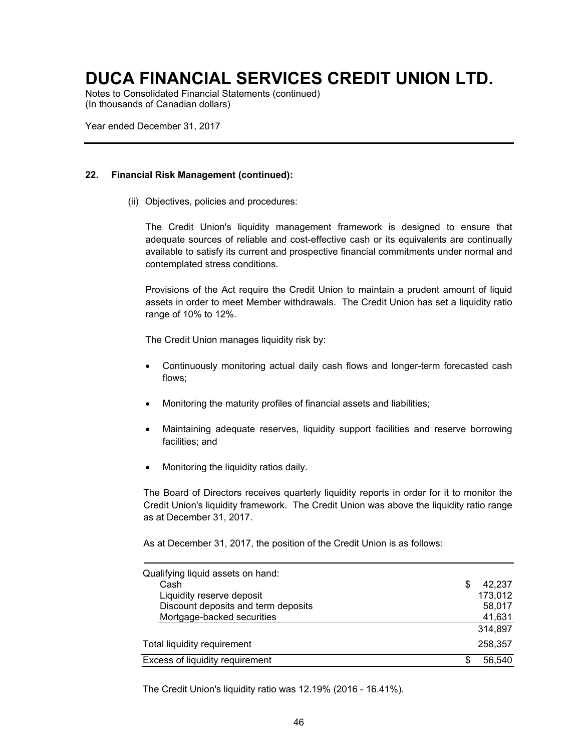# DUCA FINANCIAL SERVICES CREDIT UNION LTD.

Notes to Consolidated Financial Statements (continued)
(In thousands of Canadian dollars)

Year ended December 31, 2017

---

**22. Financial Risk Management (continued):**

(ii) Objectives, policies and procedures:

The Credit Union's liquidity management framework is designed to ensure that adequate sources of reliable and cost-effective cash or its equivalents are continually available to satisfy its current and prospective financial commitments under normal and contemplated stress conditions.

Provisions of the Act require the Credit Union to maintain a prudent amount of liquid assets in order to meet Member withdrawals. The Credit Union has set a liquidity ratio range of 10% to 12%.

The Credit Union manages liquidity risk by:

- Continuously monitoring actual daily cash flows and longer-term forecasted cash flows;
- Monitoring the maturity profiles of financial assets and liabilities;
- Maintaining adequate reserves, liquidity support facilities and reserve borrowing facilities; and
- Monitoring the liquidity ratios daily.

The Board of Directors receives quarterly liquidity reports in order for it to monitor the Credit Union's liquidity framework. The Credit Union was above the liquidity ratio range as at December 31, 2017.

As at December 31, 2017, the position of the Credit Union is as follows:

| | |
|---|---|
| Qualifying liquid assets on hand: | |
| Cash | $ 42,237 |
| Liquidity reserve deposit | 173,012 |
| Discount deposits and term deposits | 58,017 |
| Mortgage-backed securities | 41,631 |
| | 314,897 |
| Total liquidity requirement | 258,357 |
| Excess of liquidity requirement | $ 56,540 |

The Credit Union's liquidity ratio was 12.19% (2016 - 16.41%).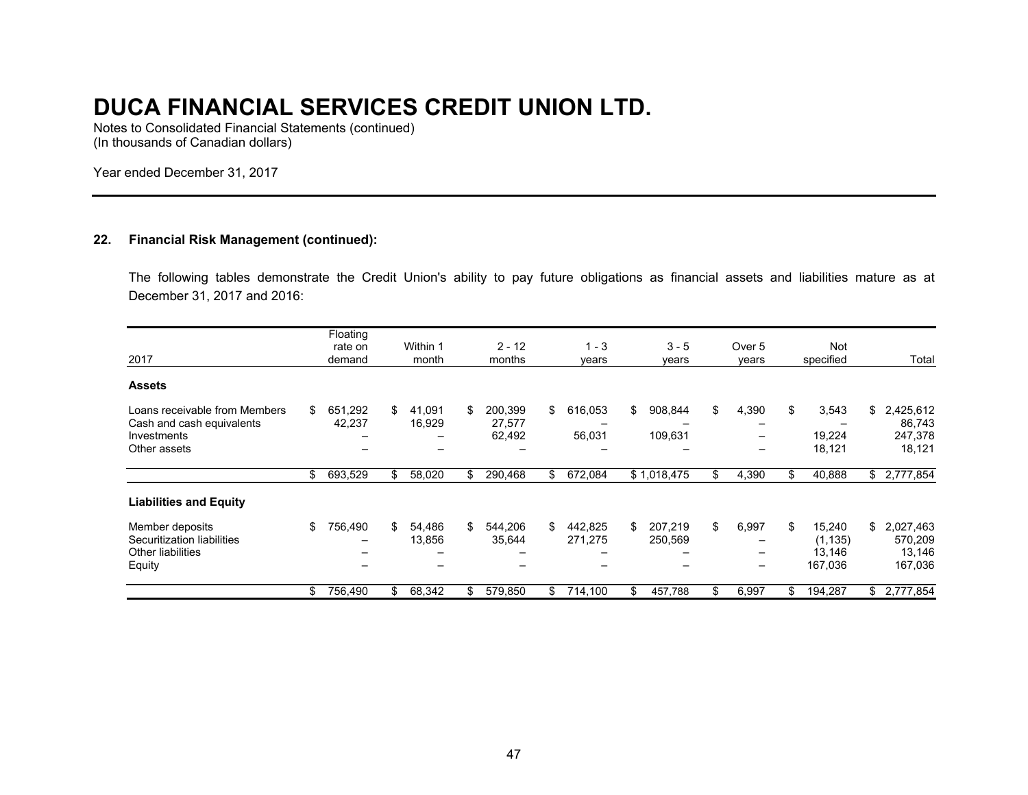# DUCA FINANCIAL SERVICES CREDIT UNION LTD.

Notes to Consolidated Financial Statements (continued)
(In thousands of Canadian dollars)

Year ended December 31, 2017

## 22. Financial Risk Management (continued):

The following tables demonstrate the Credit Union's ability to pay future obligations as financial assets and liabilities mature as at December 31, 2017 and 2016:

| 2017 | Floating rate on demand | Within 1 month | 2 - 12 months | 1 - 3 years | 3 - 5 years | Over 5 years | Not specified | Total |
|---|---|---|---|---|---|---|---|---|
| **Assets** | | | | | | | | |
| Loans receivable from Members | $ 651,292 | $ 41,091 | $ 200,399 | $ 616,053 | $ 908,844 | $ 4,390 | $ 3,543 | $ 2,425,612 |
| Cash and cash equivalents | 42,237 | 16,929 | 27,577 | – | – | – | – | 86,743 |
| Investments | – | – | 62,492 | 56,031 | 109,631 | – | 19,224 | 247,378 |
| Other assets | – | – | – | – | – | – | 18,121 | 18,121 |
| | $ 693,529 | $ 58,020 | $ 290,468 | $ 672,084 | $ 1,018,475 | $ 4,390 | $ 40,888 | $ 2,777,854 |
| **Liabilities and Equity** | | | | | | | | |
| Member deposits | $ 756,490 | $ 54,486 | $ 544,206 | $ 442,825 | $ 207,219 | $ 6,997 | $ 15,240 | $ 2,027,463 |
| Securitization liabilities | – | 13,856 | 35,644 | 271,275 | 250,569 | – | (1,135) | 570,209 |
| Other liabilities | – | – | – | – | – | – | 13,146 | 13,146 |
| Equity | – | – | – | – | – | – | 167,036 | 167,036 |
| | $ 756,490 | $ 68,342 | $ 579,850 | $ 714,100 | $ 457,788 | $ 6,997 | $ 194,287 | $ 2,777,854 |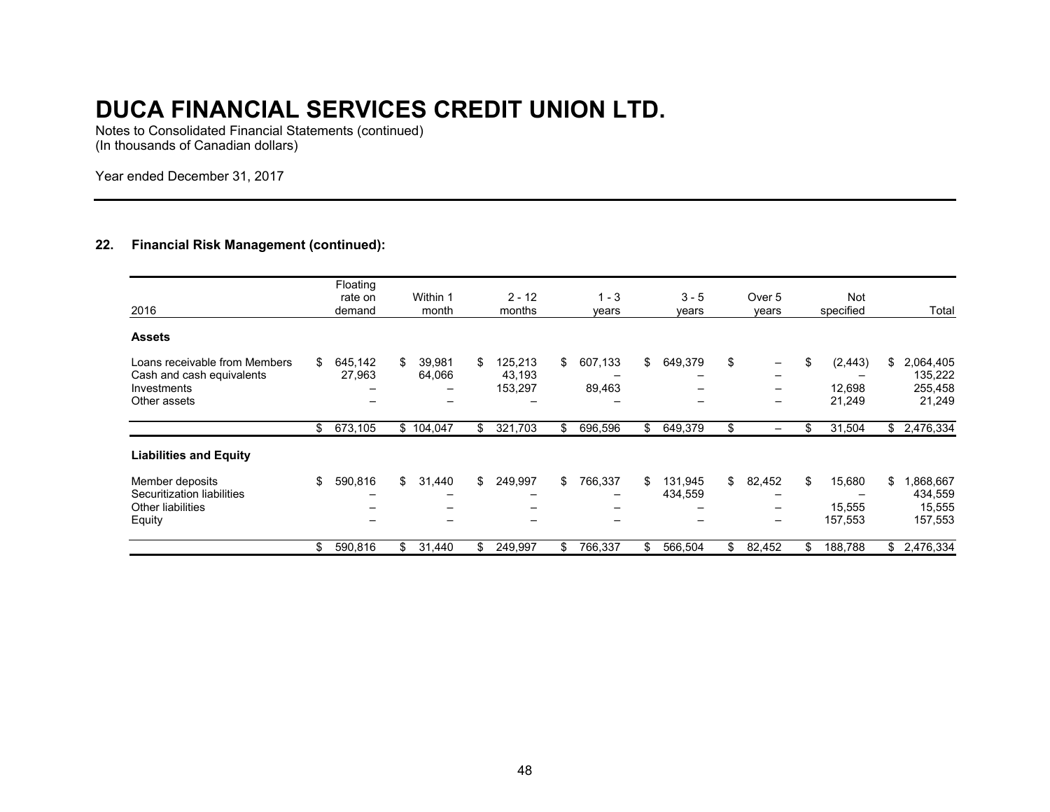# DUCA FINANCIAL SERVICES CREDIT UNION LTD.

Notes to Consolidated Financial Statements (continued)
(In thousands of Canadian dollars)

Year ended December 31, 2017

## 22. Financial Risk Management (continued):

| 2016 | Floating rate on demand | Within 1 month | 2 - 12 months | 1 - 3 years | 3 - 5 years | Over 5 years | Not specified | Total |
|---|---|---|---|---|---|---|---|---|
| **Assets** | | | | | | | | |
| Loans receivable from Members | $ 645,142 | $ 39,981 | $ 125,213 | $ 607,133 | $ 649,379 | $ – | $ (2,443) | $ 2,064,405 |
| Cash and cash equivalents | 27,963 | 64,066 | 43,193 | – | – | – | – | 135,222 |
| Investments | – | – | 153,297 | 89,463 | – | – | 12,698 | 255,458 |
| Other assets | – | – | – | – | – | – | 21,249 | 21,249 |
| | $ 673,105 | $ 104,047 | $ 321,703 | $ 696,596 | $ 649,379 | $ – | $ 31,504 | $ 2,476,334 |
| **Liabilities and Equity** | | | | | | | | |
| Member deposits | $ 590,816 | $ 31,440 | $ 249,997 | $ 766,337 | $ 131,945 | $ 82,452 | $ 15,680 | $ 1,868,667 |
| Securitization liabilities | – | – | – | – | 434,559 | – | – | 434,559 |
| Other liabilities | – | – | – | – | – | – | 15,555 | 15,555 |
| Equity | – | – | – | – | – | – | 157,553 | 157,553 |
| | $ 590,816 | $ 31,440 | $ 249,997 | $ 766,337 | $ 566,504 | $ 82,452 | $ 188,788 | $ 2,476,334 |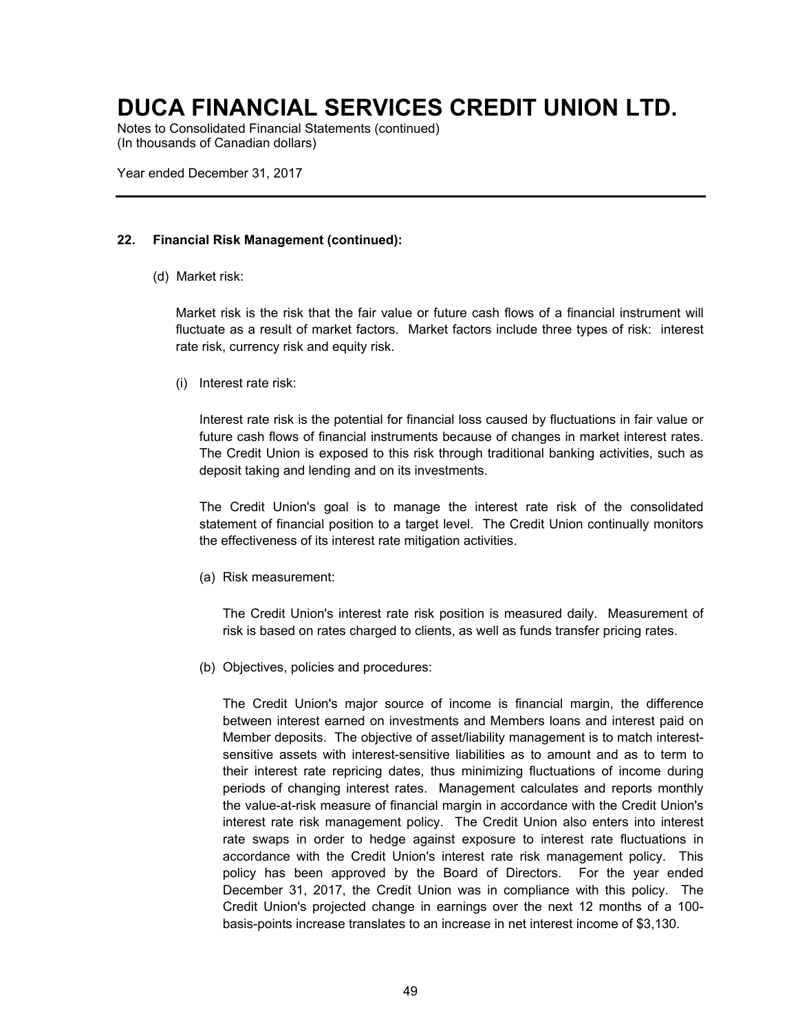# DUCA FINANCIAL SERVICES CREDIT UNION LTD.

Notes to Consolidated Financial Statements (continued)
(In thousands of Canadian dollars)

Year ended December 31, 2017

## 22. Financial Risk Management (continued):

(d) Market risk:

Market risk is the risk that the fair value or future cash flows of a financial instrument will fluctuate as a result of market factors. Market factors include three types of risk: interest rate risk, currency risk and equity risk.

(i) Interest rate risk:

Interest rate risk is the potential for financial loss caused by fluctuations in fair value or future cash flows of financial instruments because of changes in market interest rates. The Credit Union is exposed to this risk through traditional banking activities, such as deposit taking and lending and on its investments.

The Credit Union's goal is to manage the interest rate risk of the consolidated statement of financial position to a target level. The Credit Union continually monitors the effectiveness of its interest rate mitigation activities.

(a) Risk measurement:

The Credit Union's interest rate risk position is measured daily. Measurement of risk is based on rates charged to clients, as well as funds transfer pricing rates.

(b) Objectives, policies and procedures:

The Credit Union's major source of income is financial margin, the difference between interest earned on investments and Members loans and interest paid on Member deposits. The objective of asset/liability management is to match interest-sensitive assets with interest-sensitive liabilities as to amount and as to term to their interest rate repricing dates, thus minimizing fluctuations of income during periods of changing interest rates. Management calculates and reports monthly the value-at-risk measure of financial margin in accordance with the Credit Union's interest rate risk management policy. The Credit Union also enters into interest rate swaps in order to hedge against exposure to interest rate fluctuations in accordance with the Credit Union's interest rate risk management policy. This policy has been approved by the Board of Directors. For the year ended December 31, 2017, the Credit Union was in compliance with this policy. The Credit Union's projected change in earnings over the next 12 months of a 100-basis-points increase translates to an increase in net interest income of $3,130.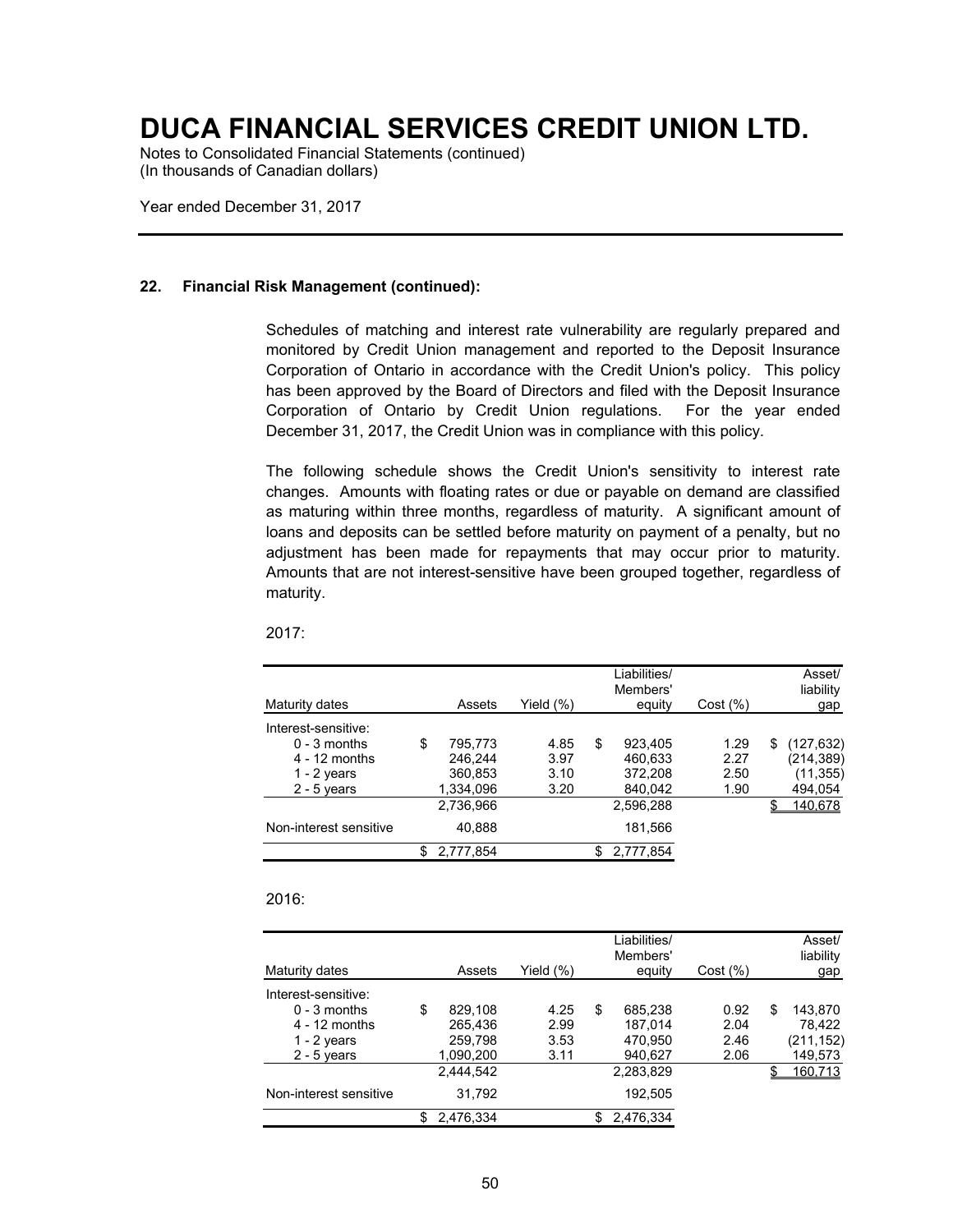# DUCA FINANCIAL SERVICES CREDIT UNION LTD.

Notes to Consolidated Financial Statements (continued)
(In thousands of Canadian dollars)

Year ended December 31, 2017

---

### 22. Financial Risk Management (continued):

Schedules of matching and interest rate vulnerability are regularly prepared and monitored by Credit Union management and reported to the Deposit Insurance Corporation of Ontario in accordance with the Credit Union's policy. This policy has been approved by the Board of Directors and filed with the Deposit Insurance Corporation of Ontario by Credit Union regulations. For the year ended December 31, 2017, the Credit Union was in compliance with this policy.

The following schedule shows the Credit Union's sensitivity to interest rate changes. Amounts with floating rates or due or payable on demand are classified as maturing within three months, regardless of maturity. A significant amount of loans and deposits can be settled before maturity on payment of a penalty, but no adjustment has been made for repayments that may occur prior to maturity. Amounts that are not interest-sensitive have been grouped together, regardless of maturity.

2017:

| Maturity dates | Assets | Yield (%) | Liabilities/ Members' equity | Cost (%) | Asset/ liability gap |
|---|---|---|---|---|---|
| Interest-sensitive: | | | | | |
| 0 - 3 months | $ 795,773 | 4.85 | $ 923,405 | 1.29 | $ (127,632) |
| 4 - 12 months | 246,244 | 3.97 | 460,633 | 2.27 | (214,389) |
| 1 - 2 years | 360,853 | 3.10 | 372,208 | 2.50 | (11,355) |
| 2 - 5 years | 1,334,096 | 3.20 | 840,042 | 1.90 | 494,054 |
| | 2,736,966 | | 2,596,288 | | $ 140,678 |
| Non-interest sensitive | 40,888 | | 181,566 | | |
| | $ 2,777,854 | | $ 2,777,854 | | |

2016:

| Maturity dates | Assets | Yield (%) | Liabilities/ Members' equity | Cost (%) | Asset/ liability gap |
|---|---|---|---|---|---|
| Interest-sensitive: | | | | | |
| 0 - 3 months | $ 829,108 | 4.25 | $ 685,238 | 0.92 | $ 143,870 |
| 4 - 12 months | 265,436 | 2.99 | 187,014 | 2.04 | 78,422 |
| 1 - 2 years | 259,798 | 3.53 | 470,950 | 2.46 | (211,152) |
| 2 - 5 years | 1,090,200 | 3.11 | 940,627 | 2.06 | 149,573 |
| | 2,444,542 | | 2,283,829 | | $ 160,713 |
| Non-interest sensitive | 31,792 | | 192,505 | | |
| | $ 2,476,334 | | $ 2,476,334 | | |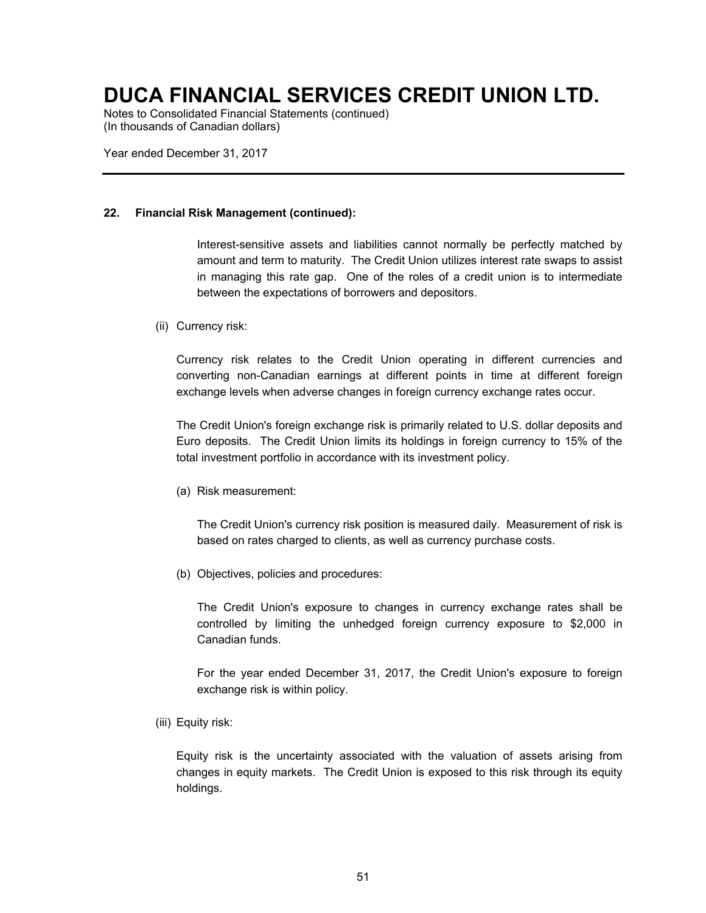## 22. Financial Risk Management (continued):

Interest-sensitive assets and liabilities cannot normally be perfectly matched by amount and term to maturity. The Credit Union utilizes interest rate swaps to assist in managing this rate gap. One of the roles of a credit union is to intermediate between the expectations of borrowers and depositors.

(ii) Currency risk:

Currency risk relates to the Credit Union operating in different currencies and converting non-Canadian earnings at different points in time at different foreign exchange levels when adverse changes in foreign currency exchange rates occur.

The Credit Union's foreign exchange risk is primarily related to U.S. dollar deposits and Euro deposits. The Credit Union limits its holdings in foreign currency to 15% of the total investment portfolio in accordance with its investment policy.

(a) Risk measurement:

The Credit Union's currency risk position is measured daily. Measurement of risk is based on rates charged to clients, as well as currency purchase costs.

(b) Objectives, policies and procedures:

The Credit Union's exposure to changes in currency exchange rates shall be controlled by limiting the unhedged foreign currency exposure to $2,000 in Canadian funds.

For the year ended December 31, 2017, the Credit Union's exposure to foreign exchange risk is within policy.

(iii) Equity risk:

Equity risk is the uncertainty associated with the valuation of assets arising from changes in equity markets. The Credit Union is exposed to this risk through its equity holdings.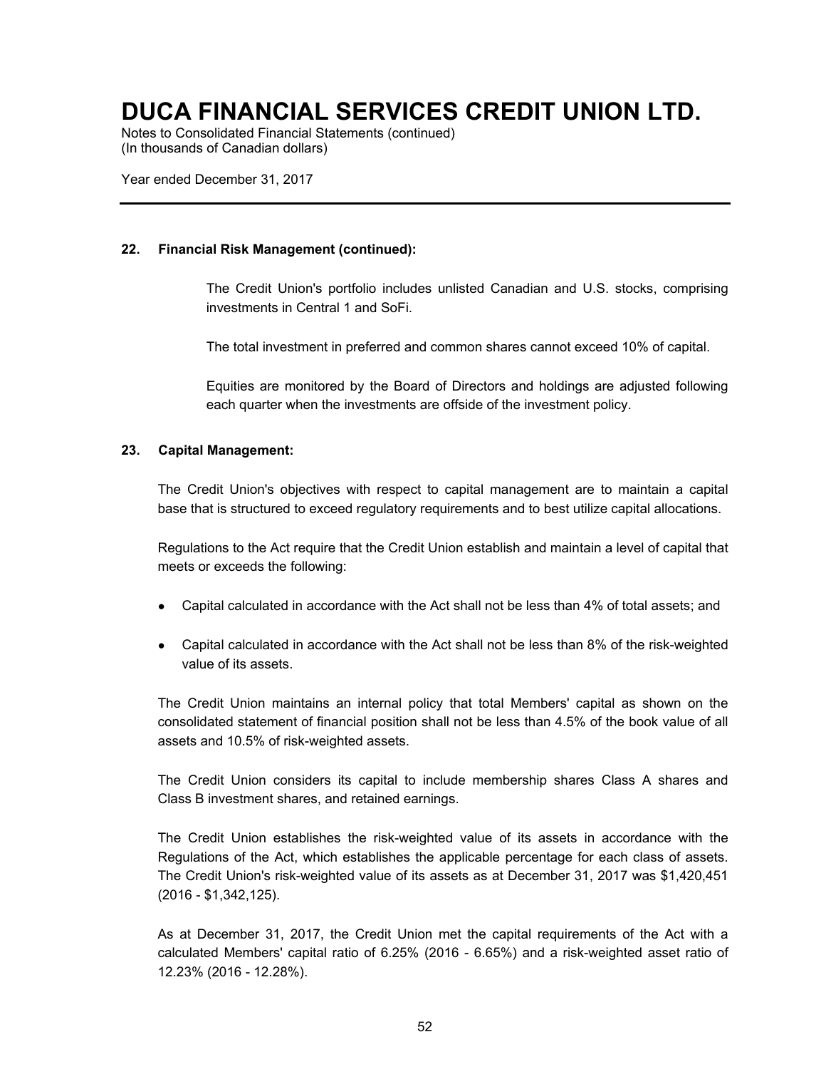## 22. Financial Risk Management (continued):

The Credit Union's portfolio includes unlisted Canadian and U.S. stocks, comprising investments in Central 1 and SoFi.

The total investment in preferred and common shares cannot exceed 10% of capital.

Equities are monitored by the Board of Directors and holdings are adjusted following each quarter when the investments are offside of the investment policy.

## 23. Capital Management:

The Credit Union's objectives with respect to capital management are to maintain a capital base that is structured to exceed regulatory requirements and to best utilize capital allocations.

Regulations to the Act require that the Credit Union establish and maintain a level of capital that meets or exceeds the following:

- Capital calculated in accordance with the Act shall not be less than 4% of total assets; and
- Capital calculated in accordance with the Act shall not be less than 8% of the risk-weighted value of its assets.

The Credit Union maintains an internal policy that total Members' capital as shown on the consolidated statement of financial position shall not be less than 4.5% of the book value of all assets and 10.5% of risk-weighted assets.

The Credit Union considers its capital to include membership shares Class A shares and Class B investment shares, and retained earnings.

The Credit Union establishes the risk-weighted value of its assets in accordance with the Regulations of the Act, which establishes the applicable percentage for each class of assets. The Credit Union's risk-weighted value of its assets as at December 31, 2017 was $1,420,451 (2016 - $1,342,125).

As at December 31, 2017, the Credit Union met the capital requirements of the Act with a calculated Members' capital ratio of 6.25% (2016 - 6.65%) and a risk-weighted asset ratio of 12.23% (2016 - 12.28%).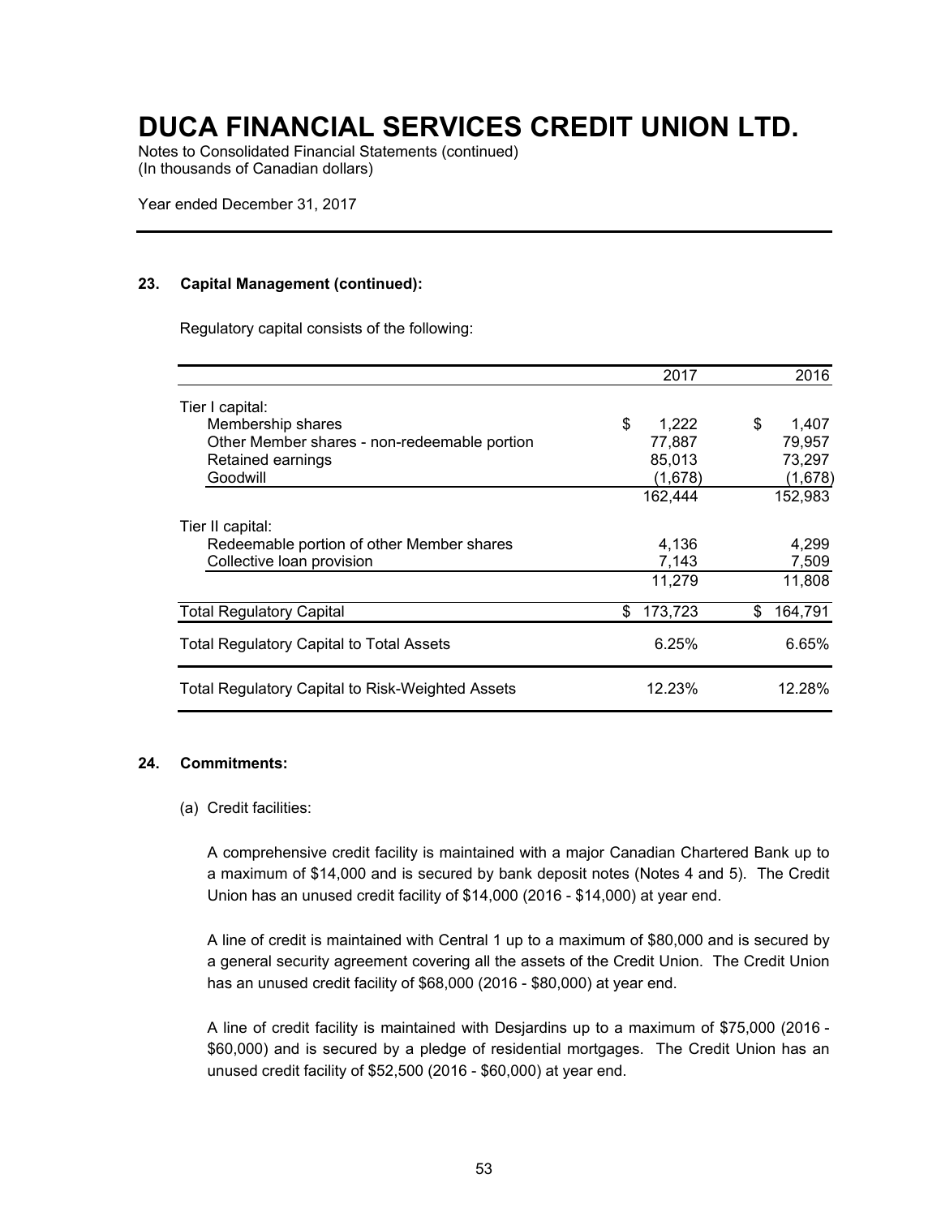# DUCA FINANCIAL SERVICES CREDIT UNION LTD.

Notes to Consolidated Financial Statements (continued)
(In thousands of Canadian dollars)

Year ended December 31, 2017

### 23. Capital Management (continued):

Regulatory capital consists of the following:

| | 2017 | 2016 |
|---|---|---|
| Tier I capital: | | |
| Membership shares | $ 1,222 | $ 1,407 |
| Other Member shares - non-redeemable portion | 77,887 | 79,957 |
| Retained earnings | 85,013 | 73,297 |
| Goodwill | (1,678) | (1,678) |
| | 162,444 | 152,983 |
| Tier II capital: | | |
| Redeemable portion of other Member shares | 4,136 | 4,299 |
| Collective loan provision | 7,143 | 7,509 |
| | 11,279 | 11,808 |
| Total Regulatory Capital | $ 173,723 | $ 164,791 |
| Total Regulatory Capital to Total Assets | 6.25% | 6.65% |
| Total Regulatory Capital to Risk-Weighted Assets | 12.23% | 12.28% |

### 24. Commitments:

(a) Credit facilities:

A comprehensive credit facility is maintained with a major Canadian Chartered Bank up to a maximum of $14,000 and is secured by bank deposit notes (Notes 4 and 5). The Credit Union has an unused credit facility of $14,000 (2016 - $14,000) at year end.

A line of credit is maintained with Central 1 up to a maximum of $80,000 and is secured by a general security agreement covering all the assets of the Credit Union. The Credit Union has an unused credit facility of $68,000 (2016 - $80,000) at year end.

A line of credit facility is maintained with Desjardins up to a maximum of $75,000 (2016 - $60,000) and is secured by a pledge of residential mortgages. The Credit Union has an unused credit facility of $52,500 (2016 - $60,000) at year end.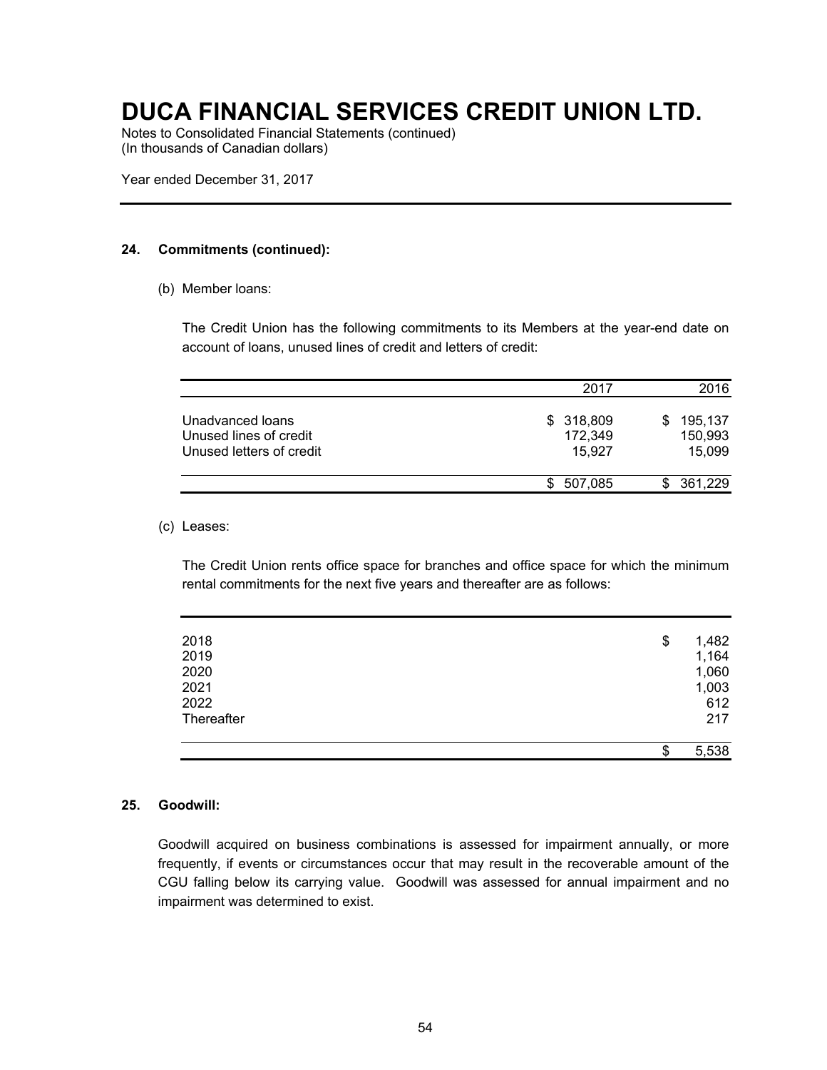# DUCA FINANCIAL SERVICES CREDIT UNION LTD.

Notes to Consolidated Financial Statements (continued)
(In thousands of Canadian dollars)

Year ended December 31, 2017

## 24. Commitments (continued):

(b) Member loans:

The Credit Union has the following commitments to its Members at the year-end date on account of loans, unused lines of credit and letters of credit:

| | 2017 | 2016 |
|---|---|---|
| Unadvanced loans | $ 318,809 | $ 195,137 |
| Unused lines of credit | 172,349 | 150,993 |
| Unused letters of credit | 15,927 | 15,099 |
| | $ 507,085 | $ 361,229 |

(c) Leases:

The Credit Union rents office space for branches and office space for which the minimum rental commitments for the next five years and thereafter are as follows:

| | |
|---|---|
| 2018 | $ 1,482 |
| 2019 | 1,164 |
| 2020 | 1,060 |
| 2021 | 1,003 |
| 2022 | 612 |
| Thereafter | 217 |
| | $ 5,538 |

## 25. Goodwill:

Goodwill acquired on business combinations is assessed for impairment annually, or more frequently, if events or circumstances occur that may result in the recoverable amount of the CGU falling below its carrying value. Goodwill was assessed for annual impairment and no impairment was determined to exist.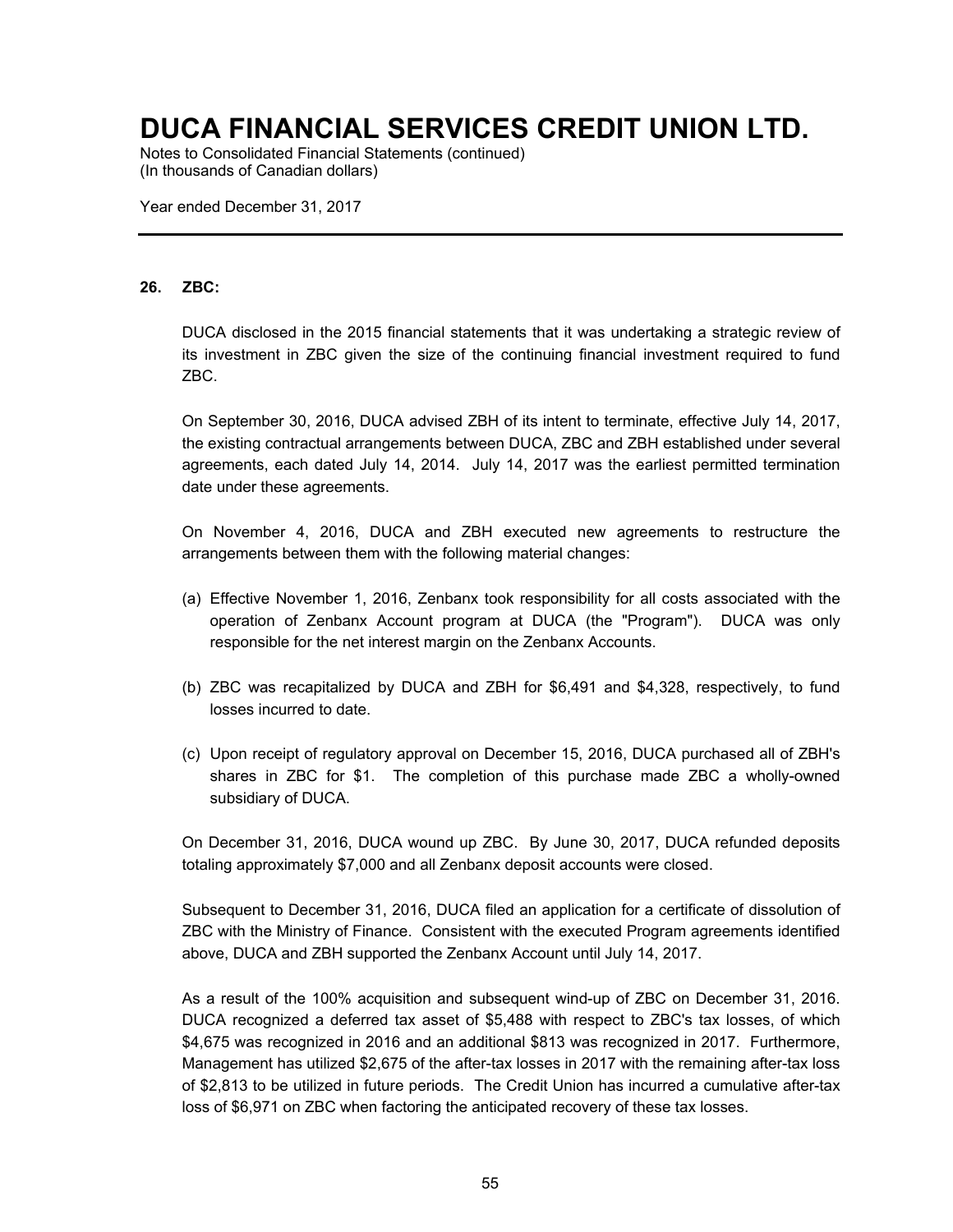## 26. ZBC:

DUCA disclosed in the 2015 financial statements that it was undertaking a strategic review of its investment in ZBC given the size of the continuing financial investment required to fund ZBC.

On September 30, 2016, DUCA advised ZBH of its intent to terminate, effective July 14, 2017, the existing contractual arrangements between DUCA, ZBC and ZBH established under several agreements, each dated July 14, 2014. July 14, 2017 was the earliest permitted termination date under these agreements.

On November 4, 2016, DUCA and ZBH executed new agreements to restructure the arrangements between them with the following material changes:

(a) Effective November 1, 2016, Zenbanx took responsibility for all costs associated with the operation of Zenbanx Account program at DUCA (the "Program"). DUCA was only responsible for the net interest margin on the Zenbanx Accounts.

(b) ZBC was recapitalized by DUCA and ZBH for $6,491 and $4,328, respectively, to fund losses incurred to date.

(c) Upon receipt of regulatory approval on December 15, 2016, DUCA purchased all of ZBH's shares in ZBC for $1. The completion of this purchase made ZBC a wholly-owned subsidiary of DUCA.

On December 31, 2016, DUCA wound up ZBC. By June 30, 2017, DUCA refunded deposits totaling approximately $7,000 and all Zenbanx deposit accounts were closed.

Subsequent to December 31, 2016, DUCA filed an application for a certificate of dissolution of ZBC with the Ministry of Finance. Consistent with the executed Program agreements identified above, DUCA and ZBH supported the Zenbanx Account until July 14, 2017.

As a result of the 100% acquisition and subsequent wind-up of ZBC on December 31, 2016. DUCA recognized a deferred tax asset of $5,488 with respect to ZBC's tax losses, of which $4,675 was recognized in 2016 and an additional $813 was recognized in 2017. Furthermore, Management has utilized $2,675 of the after-tax losses in 2017 with the remaining after-tax loss of $2,813 to be utilized in future periods. The Credit Union has incurred a cumulative after-tax loss of $6,971 on ZBC when factoring the anticipated recovery of these tax losses.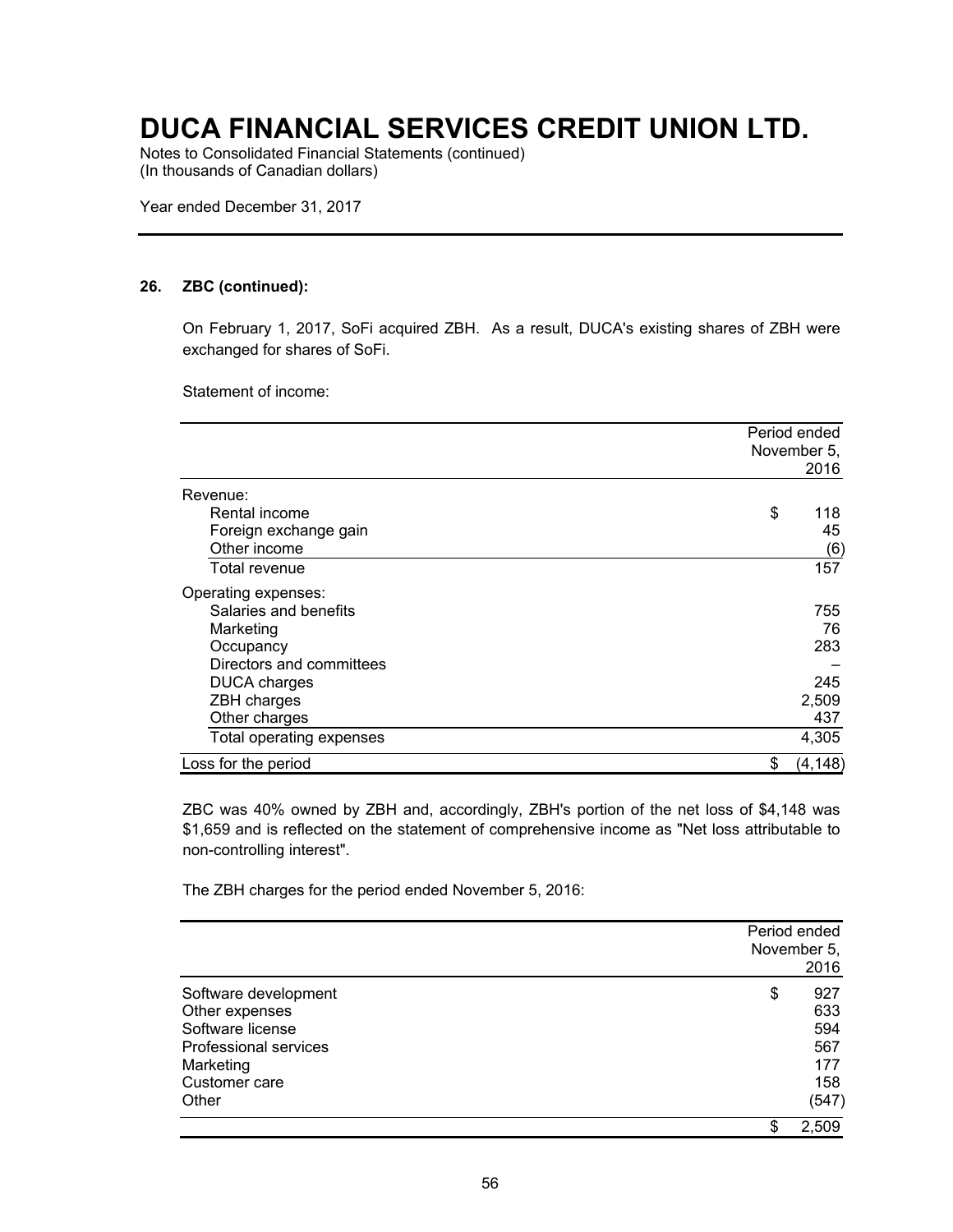**26. ZBC (continued):**

On February 1, 2017, SoFi acquired ZBH. As a result, DUCA's existing shares of ZBH were exchanged for shares of SoFi.

Statement of income:

| | Period ended November 5, 2016 |
|---|---|
| Revenue: | |
| Rental income | $ 118 |
| Foreign exchange gain | 45 |
| Other income | (6) |
| Total revenue | 157 |
| Operating expenses: | |
| Salaries and benefits | 755 |
| Marketing | 76 |
| Occupancy | 283 |
| Directors and committees | – |
| DUCA charges | 245 |
| ZBH charges | 2,509 |
| Other charges | 437 |
| Total operating expenses | 4,305 |
| Loss for the period | $ (4,148) |

ZBC was 40% owned by ZBH and, accordingly, ZBH's portion of the net loss of $4,148 was $1,659 and is reflected on the statement of comprehensive income as "Net loss attributable to non-controlling interest".

The ZBH charges for the period ended November 5, 2016:

| | Period ended November 5, 2016 |
|---|---|
| Software development | $ 927 |
| Other expenses | 633 |
| Software license | 594 |
| Professional services | 567 |
| Marketing | 177 |
| Customer care | 158 |
| Other | (547) |
| | $ 2,509 |